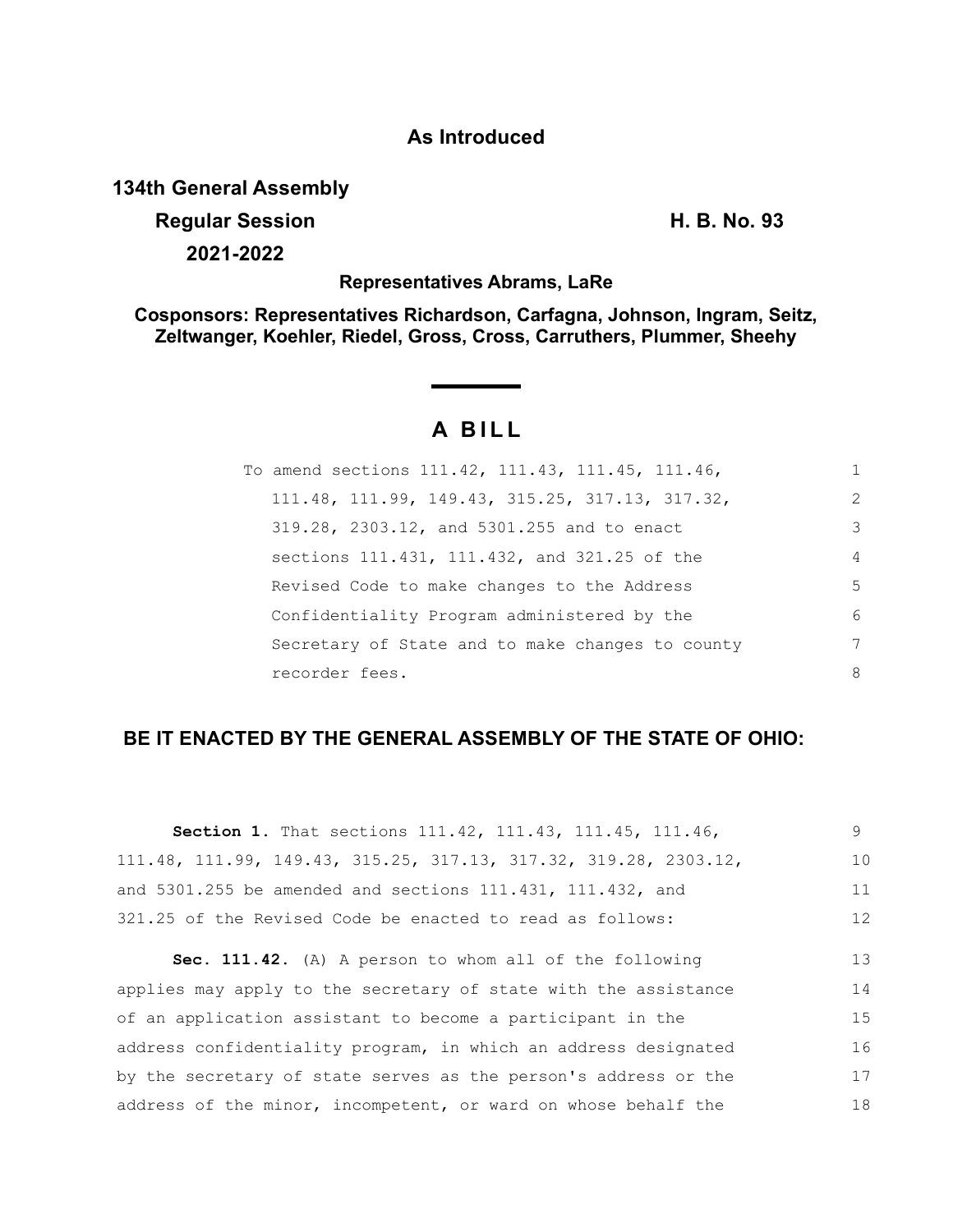**As Introduced**

**134th General Assembly**

**Regular Session** **H. B. No. 93**

**2021-2022**

**Representatives Abrams, LaRe**

**Cosponsors: Representatives Richardson, Carfagna, Johnson, Ingram, Seitz, Zeltwanger, Koehler, Riedel, Gross, Cross, Carruthers, Plummer, Sheehy**

# A BILL

To amend sections 111.42, 111.43, 111.45, 111.46, 111.48, 111.99, 149.43, 315.25, 317.13, 317.32, 319.28, 2303.12, and 5301.255 and to enact sections 111.431, 111.432, and 321.25 of the Revised Code to make changes to the Address Confidentiality Program administered by the Secretary of State and to make changes to county recorder fees.

**BE IT ENACTED BY THE GENERAL ASSEMBLY OF THE STATE OF OHIO:**

**Section 1.** That sections 111.42, 111.43, 111.45, 111.46, 111.48, 111.99, 149.43, 315.25, 317.13, 317.32, 319.28, 2303.12, and 5301.255 be amended and sections 111.431, 111.432, and 321.25 of the Revised Code be enacted to read as follows:

**Sec. 111.42.** (A) A person to whom all of the following applies may apply to the secretary of state with the assistance of an application assistant to become a participant in the address confidentiality program, in which an address designated by the secretary of state serves as the person's address or the address of the minor, incompetent, or ward on whose behalf the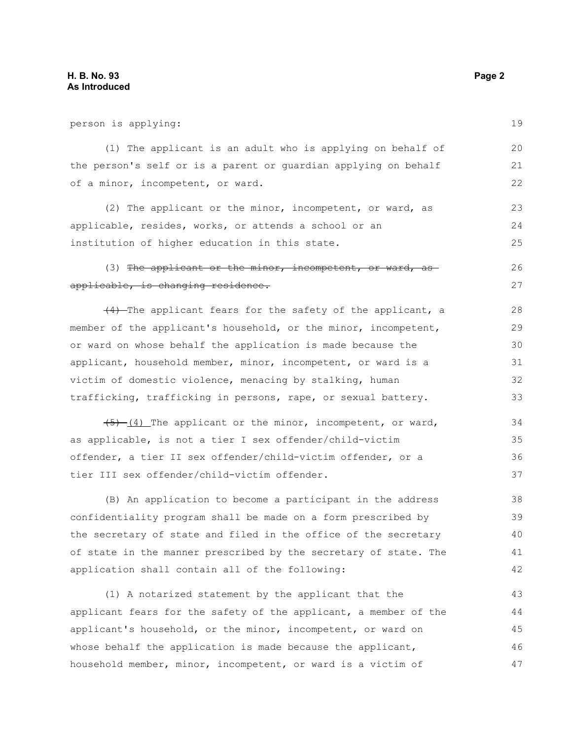person is applying:

(1) The applicant is an adult who is applying on behalf of the person's self or is a parent or guardian applying on behalf of a minor, incompetent, or ward.

(2) The applicant or the minor, incompetent, or ward, as applicable, resides, works, or attends a school or an institution of higher education in this state.

(3) ~~The applicant or the minor, incompetent, or ward, as applicable, is changing residence.~~

~~(4)~~ The applicant fears for the safety of the applicant, a member of the applicant's household, or the minor, incompetent, or ward on whose behalf the application is made because the applicant, household member, minor, incompetent, or ward is a victim of domestic violence, menacing by stalking, human trafficking, trafficking in persons, rape, or sexual battery.

~~(5)~~ (4) The applicant or the minor, incompetent, or ward, as applicable, is not a tier I sex offender/child-victim offender, a tier II sex offender/child-victim offender, or a tier III sex offender/child-victim offender.

(B) An application to become a participant in the address confidentiality program shall be made on a form prescribed by the secretary of state and filed in the office of the secretary of state in the manner prescribed by the secretary of state. The application shall contain all of the following:

(1) A notarized statement by the applicant that the applicant fears for the safety of the applicant, a member of the applicant's household, or the minor, incompetent, or ward on whose behalf the application is made because the applicant, household member, minor, incompetent, or ward is a victim of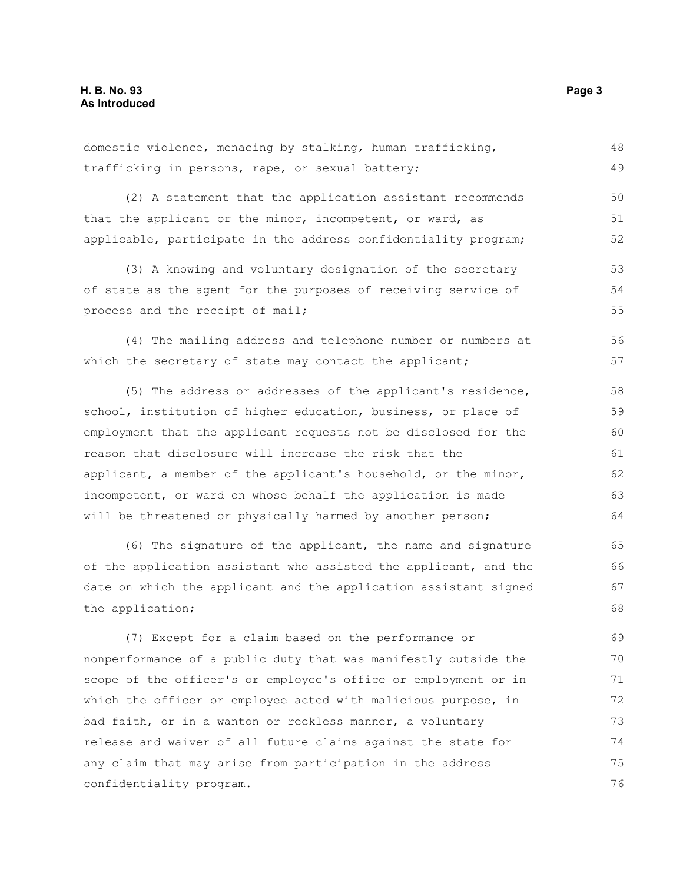domestic violence, menacing by stalking, human trafficking, trafficking in persons, rape, or sexual battery;

(2) A statement that the application assistant recommends that the applicant or the minor, incompetent, or ward, as applicable, participate in the address confidentiality program;

(3) A knowing and voluntary designation of the secretary of state as the agent for the purposes of receiving service of process and the receipt of mail;

(4) The mailing address and telephone number or numbers at which the secretary of state may contact the applicant;

(5) The address or addresses of the applicant's residence, school, institution of higher education, business, or place of employment that the applicant requests not be disclosed for the reason that disclosure will increase the risk that the applicant, a member of the applicant's household, or the minor, incompetent, or ward on whose behalf the application is made will be threatened or physically harmed by another person;

(6) The signature of the applicant, the name and signature of the application assistant who assisted the applicant, and the date on which the applicant and the application assistant signed the application;

(7) Except for a claim based on the performance or nonperformance of a public duty that was manifestly outside the scope of the officer's or employee's office or employment or in which the officer or employee acted with malicious purpose, in bad faith, or in a wanton or reckless manner, a voluntary release and waiver of all future claims against the state for any claim that may arise from participation in the address confidentiality program.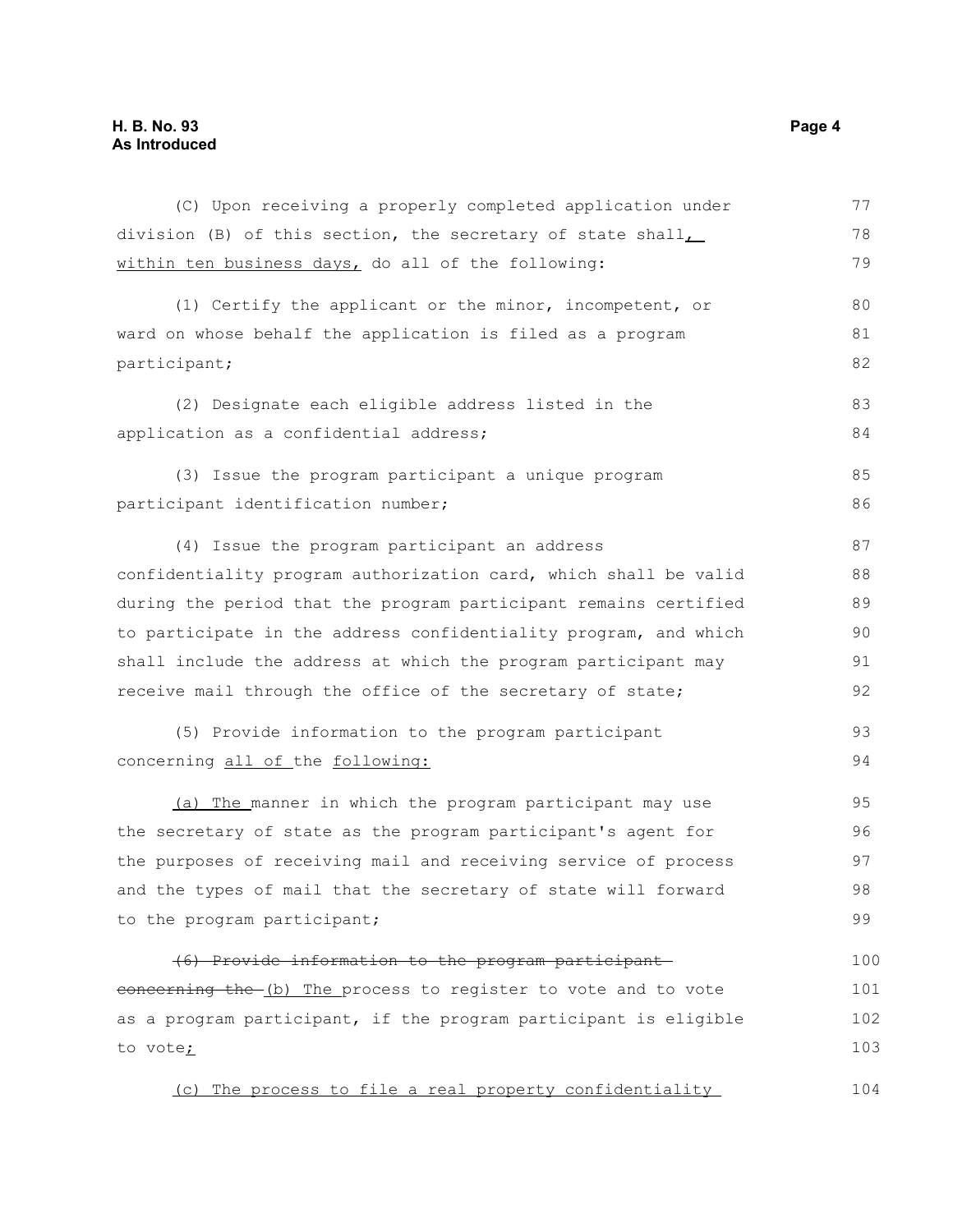(C) Upon receiving a properly completed application under division (B) of this section, the secretary of state shall, within ten business days, do all of the following:

(1) Certify the applicant or the minor, incompetent, or ward on whose behalf the application is filed as a program participant;

(2) Designate each eligible address listed in the application as a confidential address;

(3) Issue the program participant a unique program participant identification number;

(4) Issue the program participant an address confidentiality program authorization card, which shall be valid during the period that the program participant remains certified to participate in the address confidentiality program, and which shall include the address at which the program participant may receive mail through the office of the secretary of state;

(5) Provide information to the program participant concerning all of the following:

(a) The manner in which the program participant may use the secretary of state as the program participant's agent for the purposes of receiving mail and receiving service of process and the types of mail that the secretary of state will forward to the program participant;

~~(6) Provide information to the program participant concerning the~~ (b) The process to register to vote and to vote as a program participant, if the program participant is eligible to vote;

(c) The process to file a real property confidentiality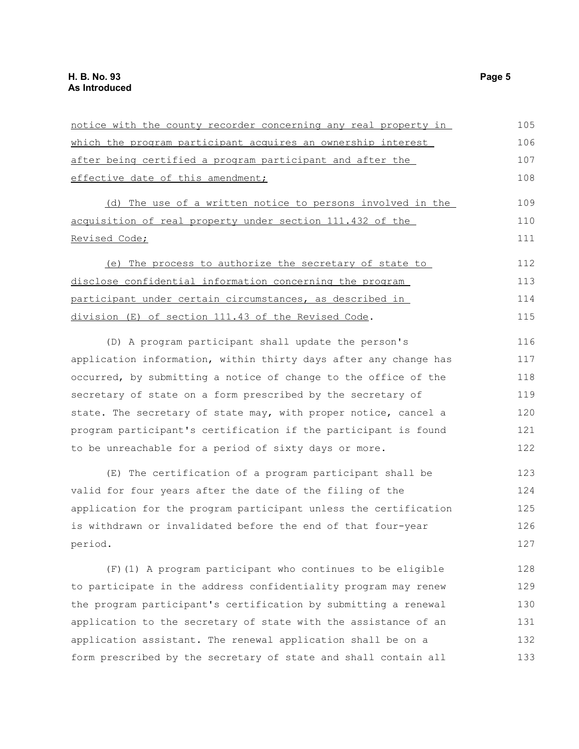notice with the county recorder concerning any real property in which the program participant acquires an ownership interest after being certified a program participant and after the effective date of this amendment;

(d) The use of a written notice to persons involved in the acquisition of real property under section 111.432 of the Revised Code;

(e) The process to authorize the secretary of state to disclose confidential information concerning the program participant under certain circumstances, as described in division (E) of section 111.43 of the Revised Code.

(D) A program participant shall update the person's application information, within thirty days after any change has occurred, by submitting a notice of change to the office of the secretary of state on a form prescribed by the secretary of state. The secretary of state may, with proper notice, cancel a program participant's certification if the participant is found to be unreachable for a period of sixty days or more.

(E) The certification of a program participant shall be valid for four years after the date of the filing of the application for the program participant unless the certification is withdrawn or invalidated before the end of that four-year period.

(F)(1) A program participant who continues to be eligible to participate in the address confidentiality program may renew the program participant's certification by submitting a renewal application to the secretary of state with the assistance of an application assistant. The renewal application shall be on a form prescribed by the secretary of state and shall contain all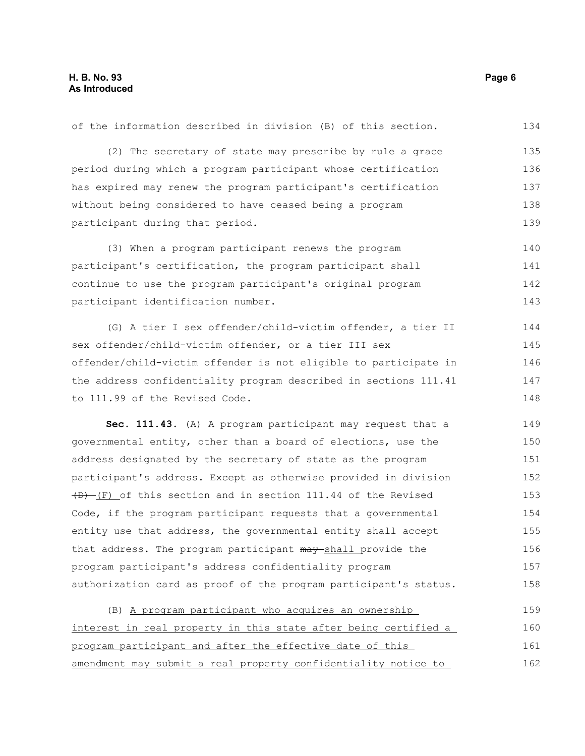of the information described in division (B) of this section.

(2) The secretary of state may prescribe by rule a grace period during which a program participant whose certification has expired may renew the program participant's certification without being considered to have ceased being a program participant during that period.

(3) When a program participant renews the program participant's certification, the program participant shall continue to use the program participant's original program participant identification number.

(G) A tier I sex offender/child-victim offender, a tier II sex offender/child-victim offender, or a tier III sex offender/child-victim offender is not eligible to participate in the address confidentiality program described in sections 111.41 to 111.99 of the Revised Code.

**Sec. 111.43.** (A) A program participant may request that a governmental entity, other than a board of elections, use the address designated by the secretary of state as the program participant's address. Except as otherwise provided in division ~~(D)~~ (F) of this section and in section 111.44 of the Revised Code, if the program participant requests that a governmental entity use that address, the governmental entity shall accept that address. The program participant ~~may~~ shall provide the program participant's address confidentiality program authorization card as proof of the program participant's status.

(B) A program participant who acquires an ownership interest in real property in this state after being certified a program participant and after the effective date of this amendment may submit a real property confidentiality notice to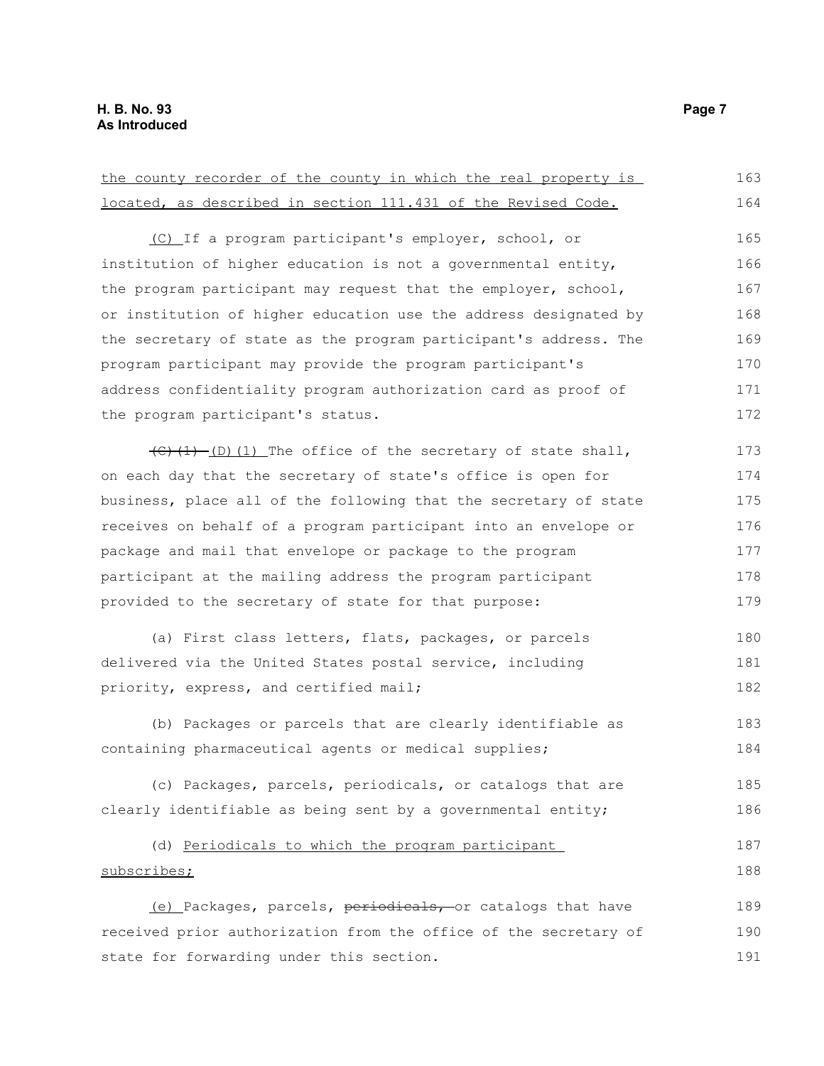the county recorder of the county in which the real property is located, as described in section 111.431 of the Revised Code.

(C) If a program participant's employer, school, or institution of higher education is not a governmental entity, the program participant may request that the employer, school, or institution of higher education use the address designated by the secretary of state as the program participant's address. The program participant may provide the program participant's address confidentiality program authorization card as proof of the program participant's status.

~~(C)(1)~~ (D)(1) The office of the secretary of state shall, on each day that the secretary of state's office is open for business, place all of the following that the secretary of state receives on behalf of a program participant into an envelope or package and mail that envelope or package to the program participant at the mailing address the program participant provided to the secretary of state for that purpose:

(a) First class letters, flats, packages, or parcels delivered via the United States postal service, including priority, express, and certified mail;

(b) Packages or parcels that are clearly identifiable as containing pharmaceutical agents or medical supplies;

(c) Packages, parcels, periodicals, or catalogs that are clearly identifiable as being sent by a governmental entity;

(d) Periodicals to which the program participant subscribes;

(e) Packages, parcels, ~~periodicals,~~ or catalogs that have received prior authorization from the office of the secretary of state for forwarding under this section.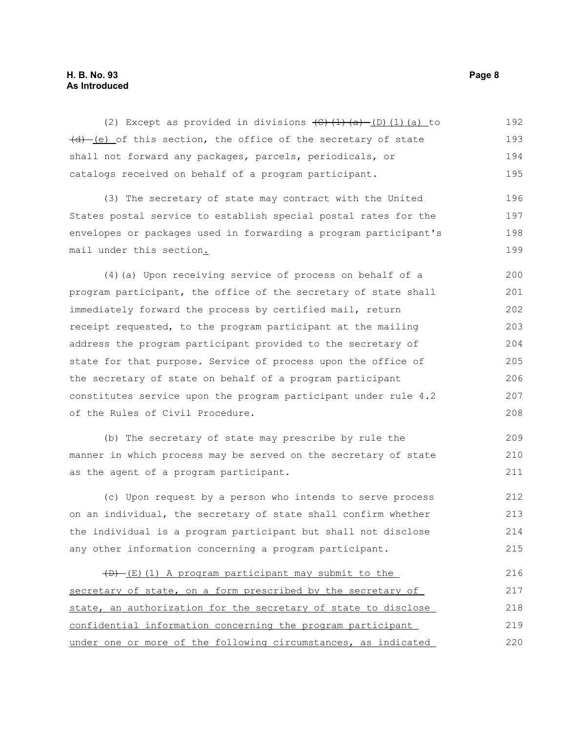(2) Except as provided in divisions ~~(C)(1)(a)~~ (D)(1)(a) to ~~(d)~~ (e) of this section, the office of the secretary of state shall not forward any packages, parcels, periodicals, or catalogs received on behalf of a program participant.

(3) The secretary of state may contract with the United States postal service to establish special postal rates for the envelopes or packages used in forwarding a program participant's mail under this section.

(4)(a) Upon receiving service of process on behalf of a program participant, the office of the secretary of state shall immediately forward the process by certified mail, return receipt requested, to the program participant at the mailing address the program participant provided to the secretary of state for that purpose. Service of process upon the office of the secretary of state on behalf of a program participant constitutes service upon the program participant under rule 4.2 of the Rules of Civil Procedure.

(b) The secretary of state may prescribe by rule the manner in which process may be served on the secretary of state as the agent of a program participant.

(c) Upon request by a person who intends to serve process on an individual, the secretary of state shall confirm whether the individual is a program participant but shall not disclose any other information concerning a program participant.

~~(D)~~ (E)(1) A program participant may submit to the secretary of state, on a form prescribed by the secretary of state, an authorization for the secretary of state to disclose confidential information concerning the program participant under one or more of the following circumstances, as indicated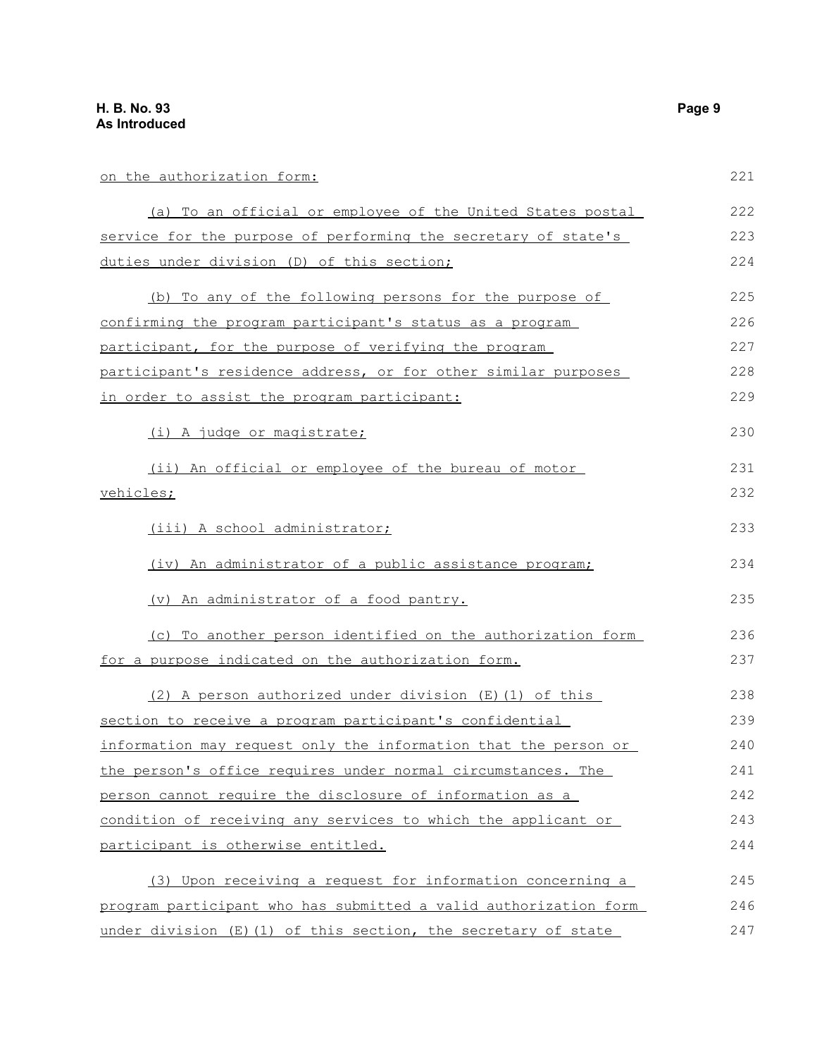on the authorization form:

(a) To an official or employee of the United States postal service for the purpose of performing the secretary of state's duties under division (D) of this section;

(b) To any of the following persons for the purpose of confirming the program participant's status as a program participant, for the purpose of verifying the program participant's residence address, or for other similar purposes in order to assist the program participant:

(i) A judge or magistrate;

(ii) An official or employee of the bureau of motor vehicles;

(iii) A school administrator;

(iv) An administrator of a public assistance program;

(v) An administrator of a food pantry.

(c) To another person identified on the authorization form for a purpose indicated on the authorization form.

(2) A person authorized under division (E)(1) of this section to receive a program participant's confidential information may request only the information that the person or the person's office requires under normal circumstances. The person cannot require the disclosure of information as a condition of receiving any services to which the applicant or participant is otherwise entitled.

(3) Upon receiving a request for information concerning a program participant who has submitted a valid authorization form under division (E)(1) of this section, the secretary of state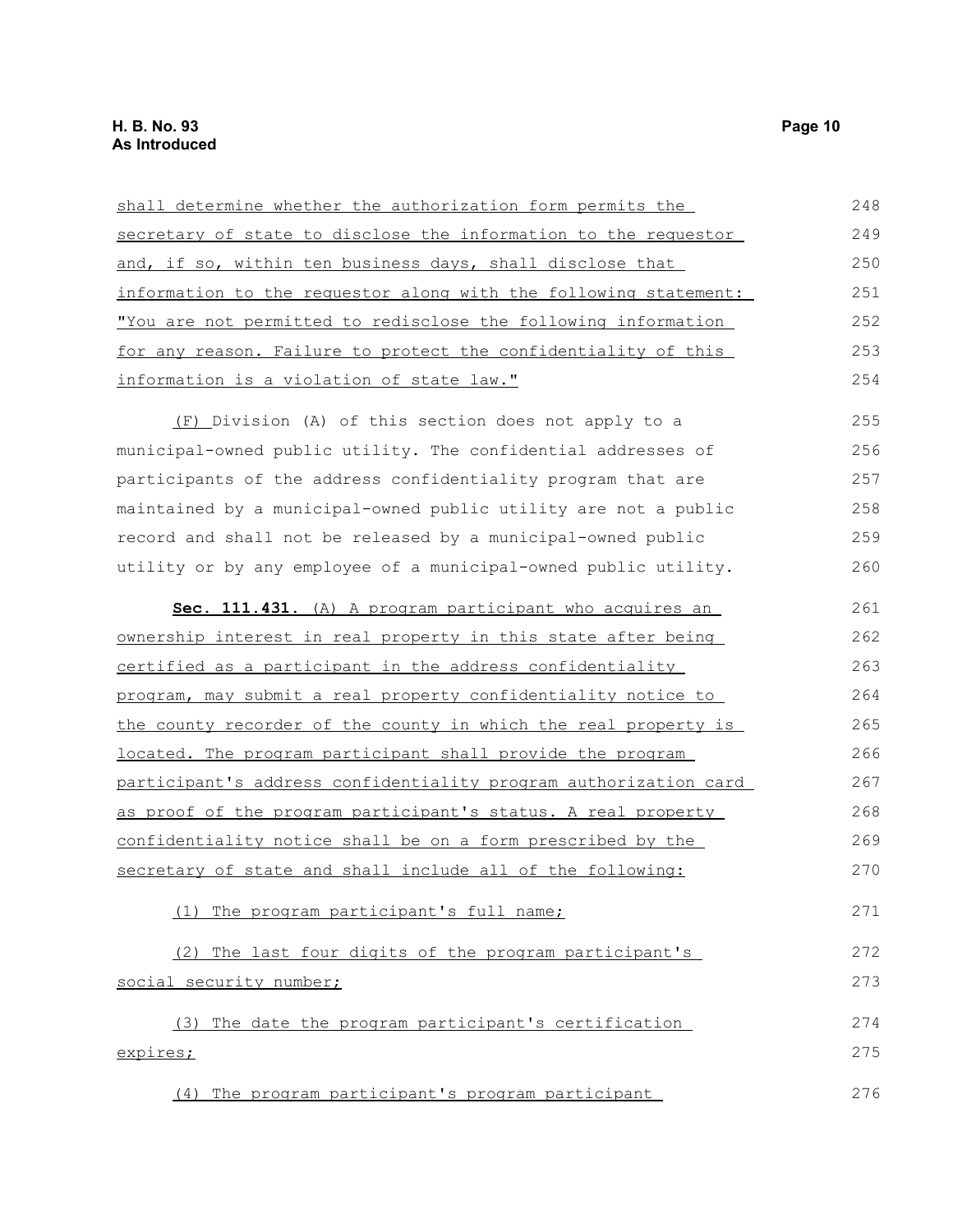shall determine whether the authorization form permits the secretary of state to disclose the information to the requestor and, if so, within ten business days, shall disclose that information to the requestor along with the following statement: "You are not permitted to redisclose the following information for any reason. Failure to protect the confidentiality of this information is a violation of state law."

(F) Division (A) of this section does not apply to a municipal-owned public utility. The confidential addresses of participants of the address confidentiality program that are maintained by a municipal-owned public utility are not a public record and shall not be released by a municipal-owned public utility or by any employee of a municipal-owned public utility.

**Sec. 111.431.** (A) A program participant who acquires an ownership interest in real property in this state after being certified as a participant in the address confidentiality program, may submit a real property confidentiality notice to the county recorder of the county in which the real property is located. The program participant shall provide the program participant's address confidentiality program authorization card as proof of the program participant's status. A real property confidentiality notice shall be on a form prescribed by the secretary of state and shall include all of the following:

(1) The program participant's full name;

(2) The last four digits of the program participant's social security number;

(3) The date the program participant's certification expires;

(4) The program participant's program participant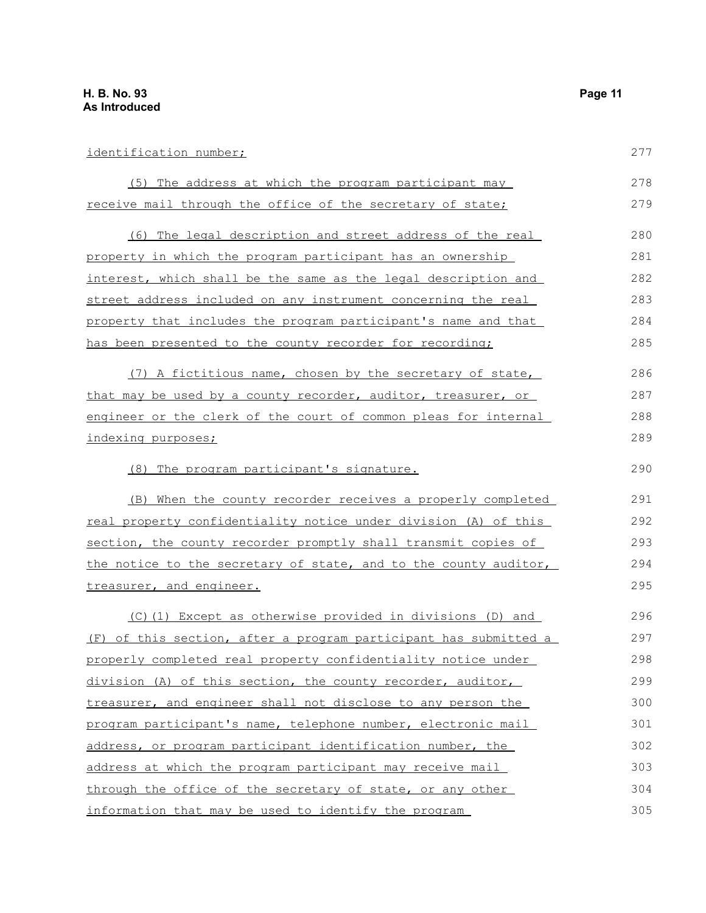identification number;

(5) The address at which the program participant may receive mail through the office of the secretary of state;

(6) The legal description and street address of the real property in which the program participant has an ownership interest, which shall be the same as the legal description and street address included on any instrument concerning the real property that includes the program participant's name and that has been presented to the county recorder for recording;

(7) A fictitious name, chosen by the secretary of state, that may be used by a county recorder, auditor, treasurer, or engineer or the clerk of the court of common pleas for internal indexing purposes;

(8) The program participant's signature.

(B) When the county recorder receives a properly completed real property confidentiality notice under division (A) of this section, the county recorder promptly shall transmit copies of the notice to the secretary of state, and to the county auditor, treasurer, and engineer.

(C)(1) Except as otherwise provided in divisions (D) and (F) of this section, after a program participant has submitted a properly completed real property confidentiality notice under division (A) of this section, the county recorder, auditor, treasurer, and engineer shall not disclose to any person the program participant's name, telephone number, electronic mail address, or program participant identification number, the address at which the program participant may receive mail through the office of the secretary of state, or any other information that may be used to identify the program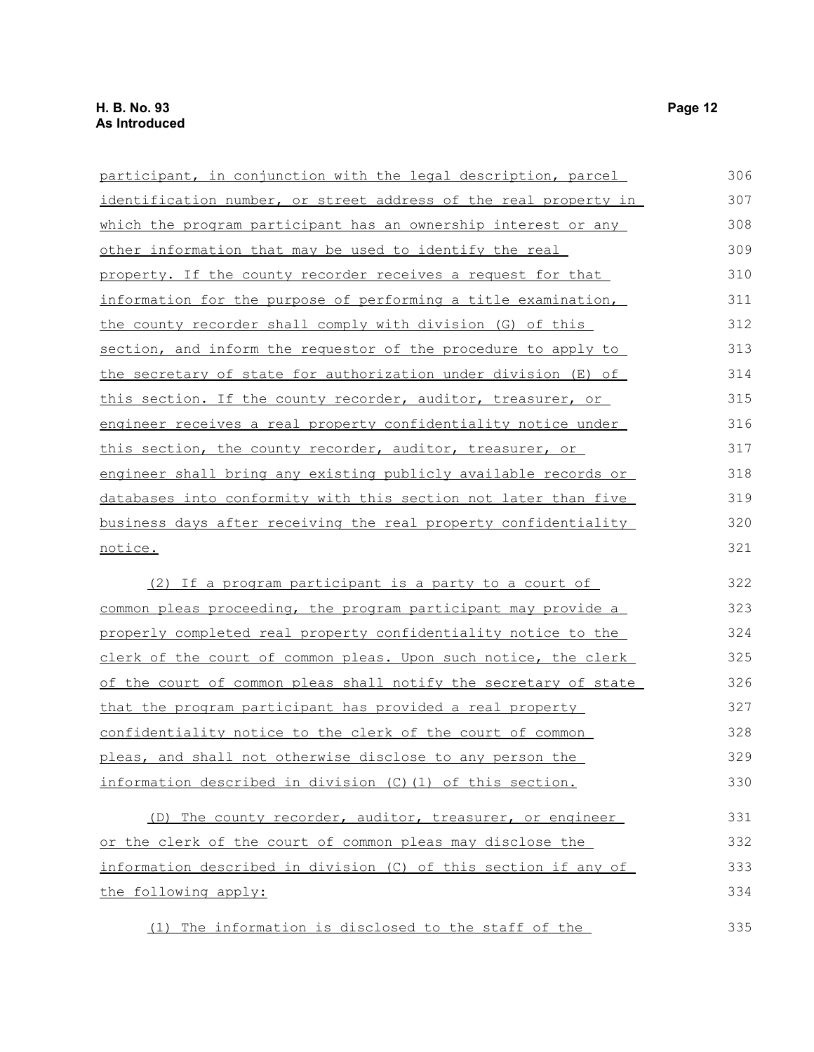participant, in conjunction with the legal description, parcel identification number, or street address of the real property in which the program participant has an ownership interest or any other information that may be used to identify the real property. If the county recorder receives a request for that information for the purpose of performing a title examination, the county recorder shall comply with division (G) of this section, and inform the requestor of the procedure to apply to the secretary of state for authorization under division (E) of this section. If the county recorder, auditor, treasurer, or engineer receives a real property confidentiality notice under this section, the county recorder, auditor, treasurer, or engineer shall bring any existing publicly available records or databases into conformity with this section not later than five business days after receiving the real property confidentiality notice.

(2) If a program participant is a party to a court of common pleas proceeding, the program participant may provide a properly completed real property confidentiality notice to the clerk of the court of common pleas. Upon such notice, the clerk of the court of common pleas shall notify the secretary of state that the program participant has provided a real property confidentiality notice to the clerk of the court of common pleas, and shall not otherwise disclose to any person the information described in division (C)(1) of this section.

(D) The county recorder, auditor, treasurer, or engineer or the clerk of the court of common pleas may disclose the information described in division (C) of this section if any of the following apply:

(1) The information is disclosed to the staff of the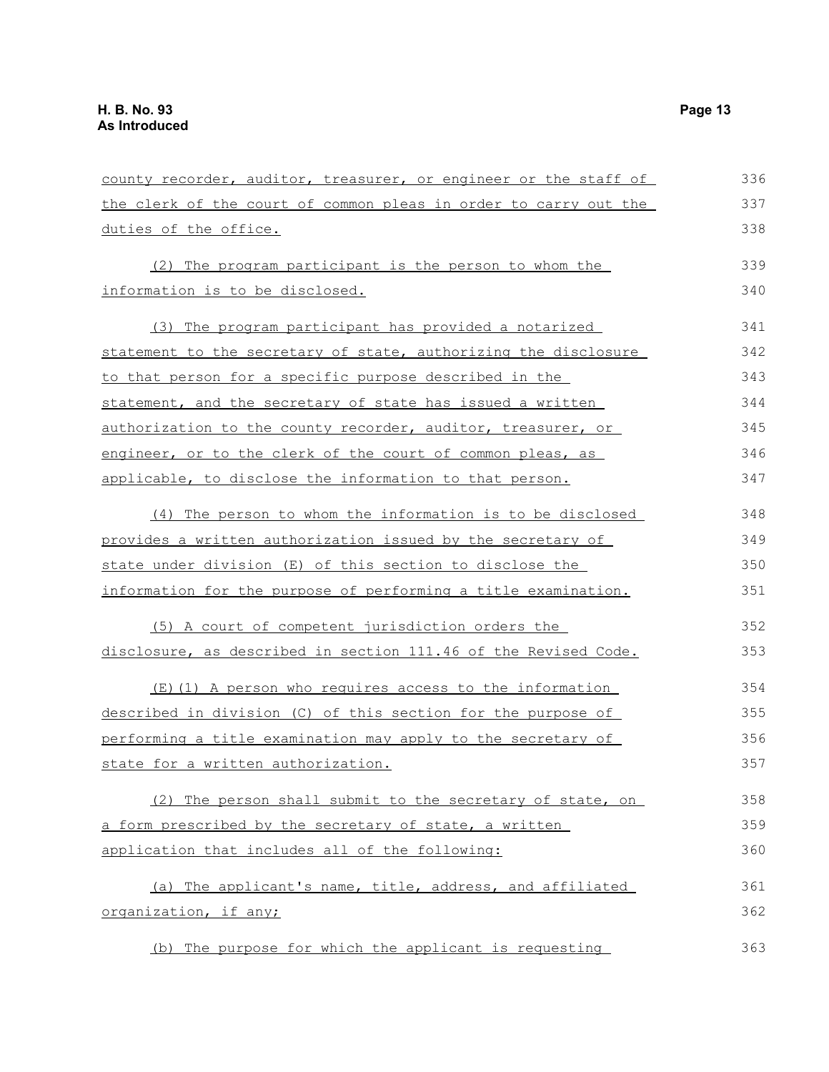county recorder, auditor, treasurer, or engineer or the staff of the clerk of the court of common pleas in order to carry out the duties of the office.

(2) The program participant is the person to whom the information is to be disclosed.

(3) The program participant has provided a notarized statement to the secretary of state, authorizing the disclosure to that person for a specific purpose described in the statement, and the secretary of state has issued a written authorization to the county recorder, auditor, treasurer, or engineer, or to the clerk of the court of common pleas, as applicable, to disclose the information to that person.

(4) The person to whom the information is to be disclosed provides a written authorization issued by the secretary of state under division (E) of this section to disclose the information for the purpose of performing a title examination.

(5) A court of competent jurisdiction orders the disclosure, as described in section 111.46 of the Revised Code.

(E)(1) A person who requires access to the information described in division (C) of this section for the purpose of performing a title examination may apply to the secretary of state for a written authorization.

(2) The person shall submit to the secretary of state, on a form prescribed by the secretary of state, a written application that includes all of the following:

(a) The applicant's name, title, address, and affiliated organization, if any;

(b) The purpose for which the applicant is requesting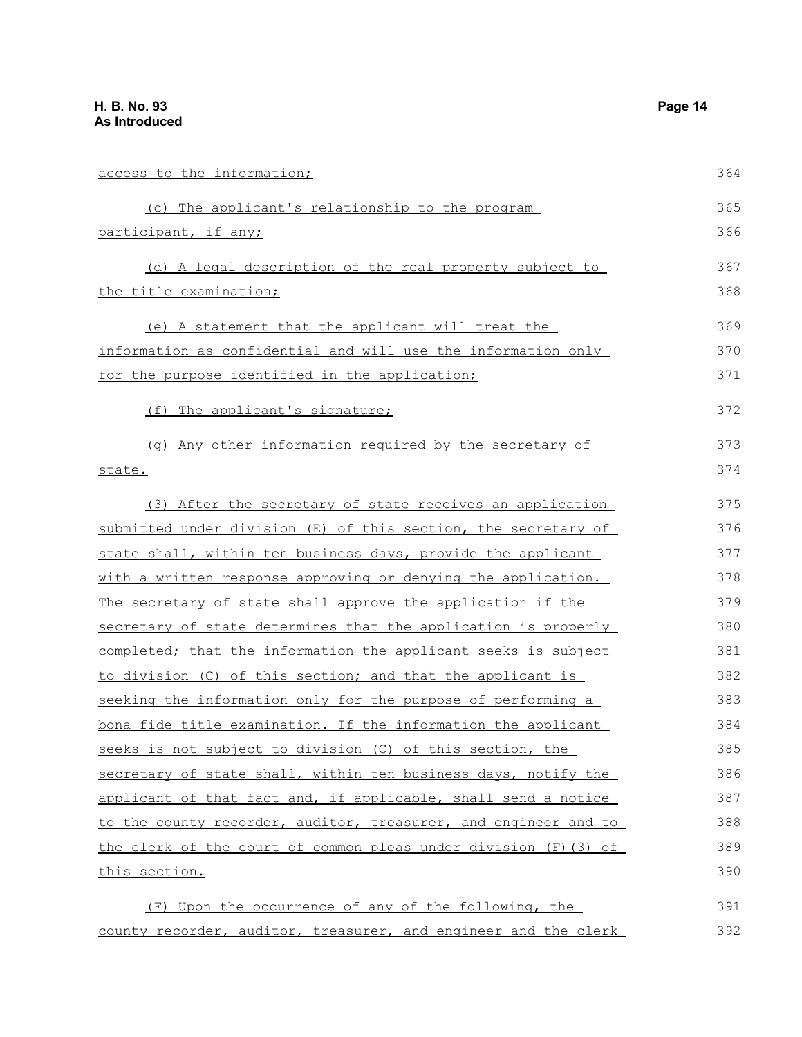access to the information;

(c) The applicant's relationship to the program participant, if any;

(d) A legal description of the real property subject to the title examination;

(e) A statement that the applicant will treat the information as confidential and will use the information only for the purpose identified in the application;

(f) The applicant's signature;

(g) Any other information required by the secretary of state.

(3) After the secretary of state receives an application submitted under division (E) of this section, the secretary of state shall, within ten business days, provide the applicant with a written response approving or denying the application. The secretary of state shall approve the application if the secretary of state determines that the application is properly completed; that the information the applicant seeks is subject to division (C) of this section; and that the applicant is seeking the information only for the purpose of performing a bona fide title examination. If the information the applicant seeks is not subject to division (C) of this section, the secretary of state shall, within ten business days, notify the applicant of that fact and, if applicable, shall send a notice to the county recorder, auditor, treasurer, and engineer and to the clerk of the court of common pleas under division (F)(3) of this section.

(F) Upon the occurrence of any of the following, the county recorder, auditor, treasurer, and engineer and the clerk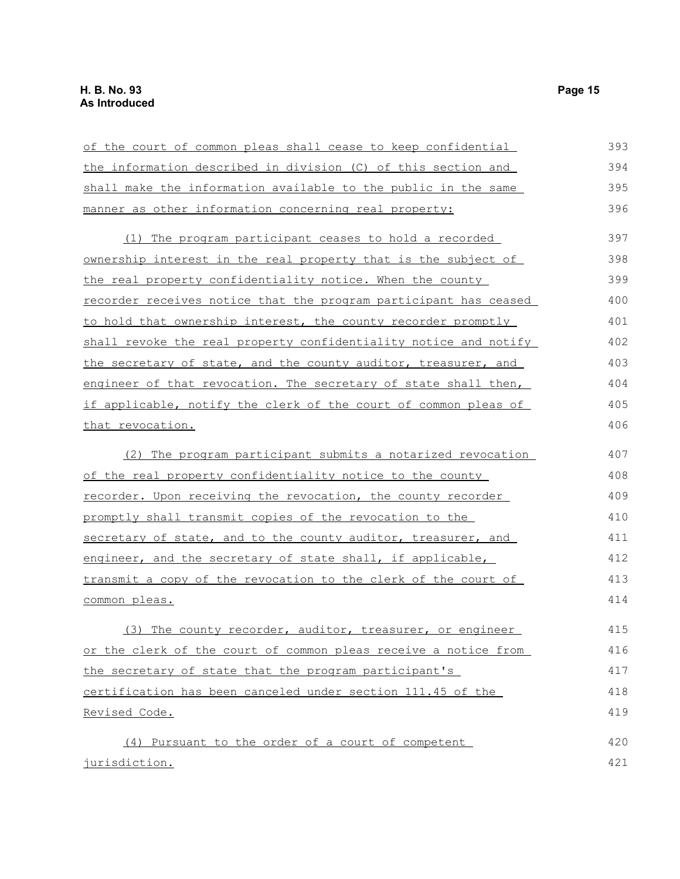of the court of common pleas shall cease to keep confidential the information described in division (C) of this section and shall make the information available to the public in the same manner as other information concerning real property:

(1) The program participant ceases to hold a recorded ownership interest in the real property that is the subject of the real property confidentiality notice. When the county recorder receives notice that the program participant has ceased to hold that ownership interest, the county recorder promptly shall revoke the real property confidentiality notice and notify the secretary of state, and the county auditor, treasurer, and engineer of that revocation. The secretary of state shall then, if applicable, notify the clerk of the court of common pleas of that revocation.

(2) The program participant submits a notarized revocation of the real property confidentiality notice to the county recorder. Upon receiving the revocation, the county recorder promptly shall transmit copies of the revocation to the secretary of state, and to the county auditor, treasurer, and engineer, and the secretary of state shall, if applicable, transmit a copy of the revocation to the clerk of the court of common pleas.

(3) The county recorder, auditor, treasurer, or engineer or the clerk of the court of common pleas receive a notice from the secretary of state that the program participant's certification has been canceled under section 111.45 of the Revised Code.

(4) Pursuant to the order of a court of competent jurisdiction.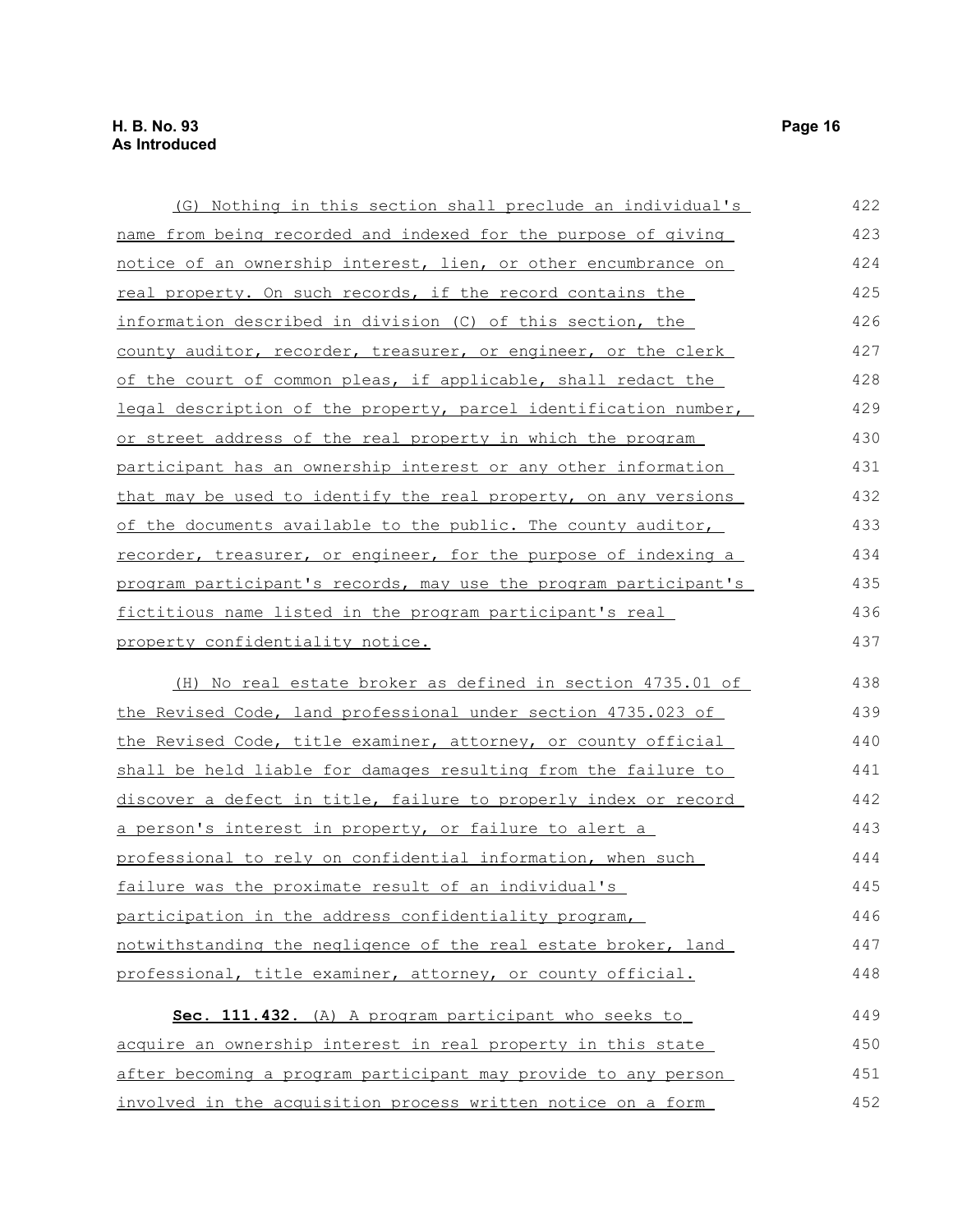(G) Nothing in this section shall preclude an individual's name from being recorded and indexed for the purpose of giving notice of an ownership interest, lien, or other encumbrance on real property. On such records, if the record contains the information described in division (C) of this section, the county auditor, recorder, treasurer, or engineer, or the clerk of the court of common pleas, if applicable, shall redact the legal description of the property, parcel identification number, or street address of the real property in which the program participant has an ownership interest or any other information that may be used to identify the real property, on any versions of the documents available to the public. The county auditor, recorder, treasurer, or engineer, for the purpose of indexing a program participant's records, may use the program participant's fictitious name listed in the program participant's real property confidentiality notice.

(H) No real estate broker as defined in section 4735.01 of the Revised Code, land professional under section 4735.023 of the Revised Code, title examiner, attorney, or county official shall be held liable for damages resulting from the failure to discover a defect in title, failure to properly index or record a person's interest in property, or failure to alert a professional to rely on confidential information, when such failure was the proximate result of an individual's participation in the address confidentiality program, notwithstanding the negligence of the real estate broker, land professional, title examiner, attorney, or county official.

**Sec. 111.432.** (A) A program participant who seeks to acquire an ownership interest in real property in this state after becoming a program participant may provide to any person involved in the acquisition process written notice on a form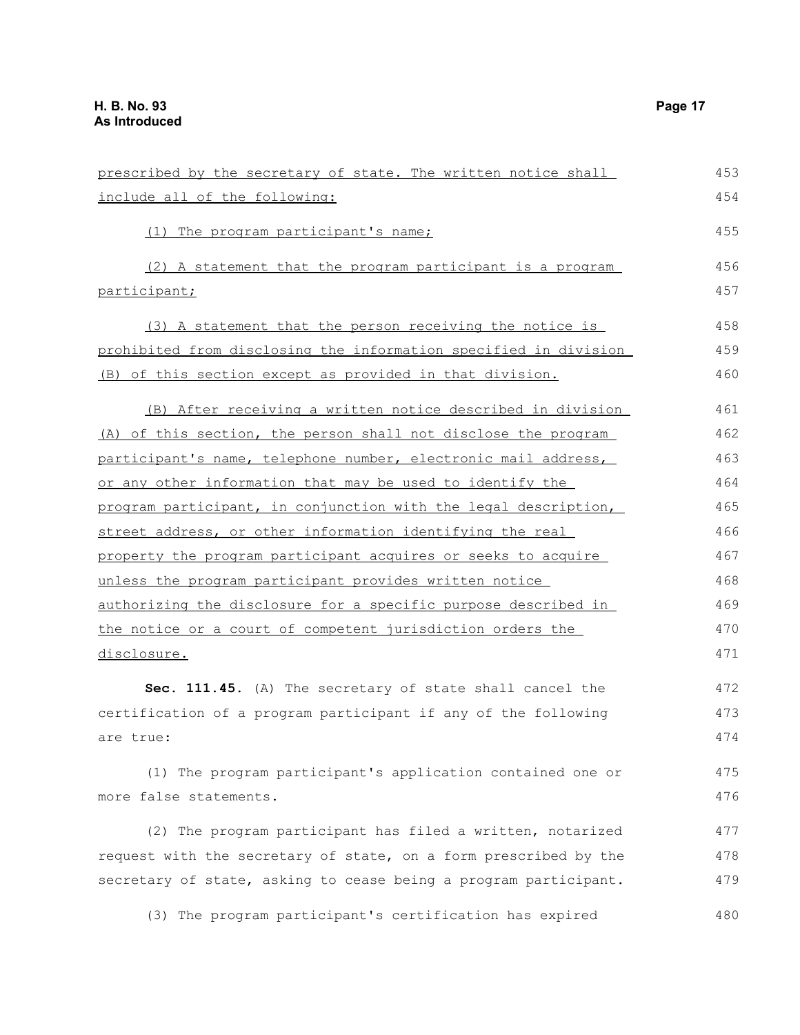prescribed by the secretary of state. The written notice shall include all of the following:

(1) The program participant's name;

(2) A statement that the program participant is a program participant;

(3) A statement that the person receiving the notice is prohibited from disclosing the information specified in division (B) of this section except as provided in that division.

(B) After receiving a written notice described in division (A) of this section, the person shall not disclose the program participant's name, telephone number, electronic mail address, or any other information that may be used to identify the program participant, in conjunction with the legal description, street address, or other information identifying the real property the program participant acquires or seeks to acquire unless the program participant provides written notice authorizing the disclosure for a specific purpose described in the notice or a court of competent jurisdiction orders the disclosure.

**Sec. 111.45.** (A) The secretary of state shall cancel the certification of a program participant if any of the following are true:

(1) The program participant's application contained one or more false statements.

(2) The program participant has filed a written, notarized request with the secretary of state, on a form prescribed by the secretary of state, asking to cease being a program participant.

(3) The program participant's certification has expired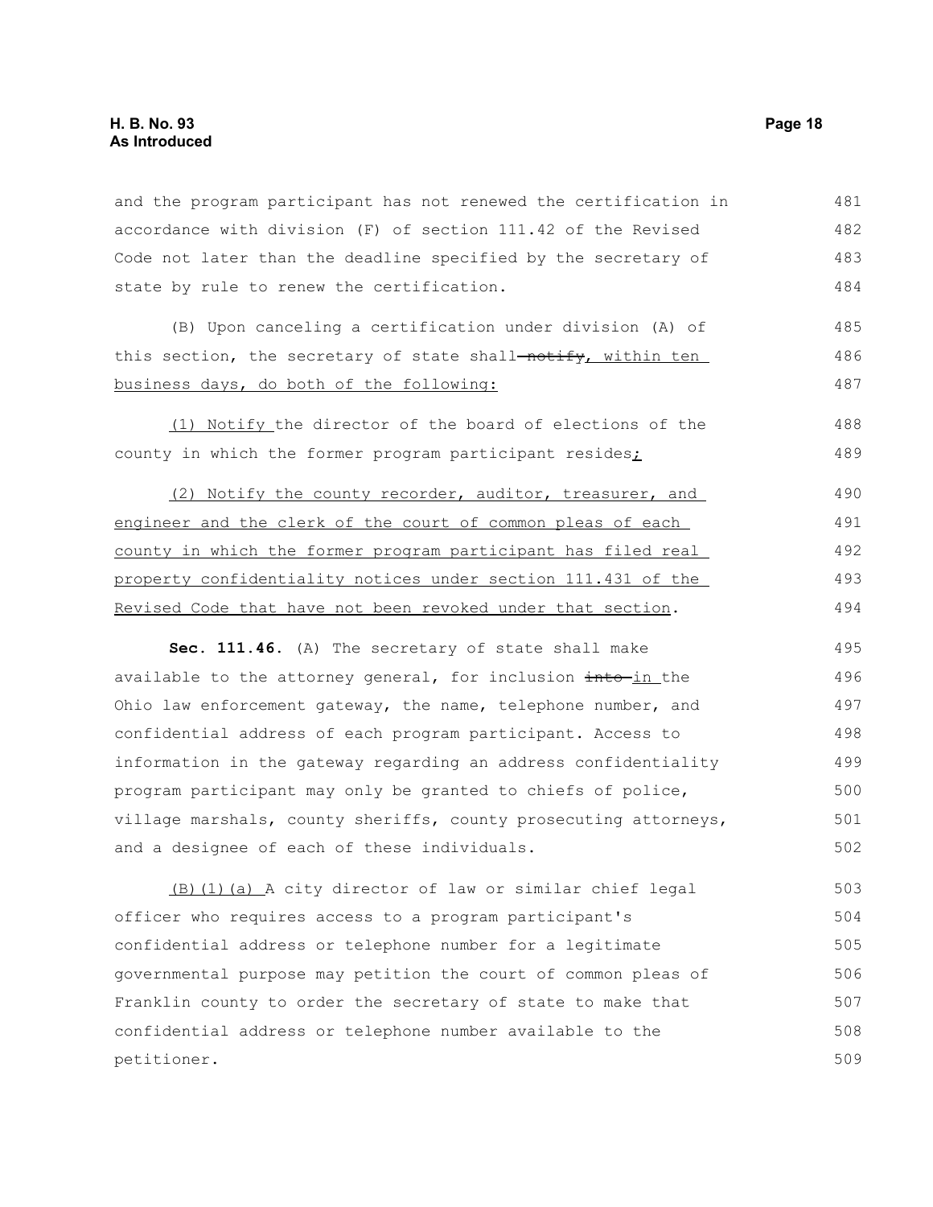and the program participant has not renewed the certification in accordance with division (F) of section 111.42 of the Revised Code not later than the deadline specified by the secretary of state by rule to renew the certification.

(B) Upon canceling a certification under division (A) of this section, the secretary of state shall ~~notify~~, within ten business days, do both of the following:

(1) Notify the director of the board of elections of the county in which the former program participant resides;

(2) Notify the county recorder, auditor, treasurer, and engineer and the clerk of the court of common pleas of each county in which the former program participant has filed real property confidentiality notices under section 111.431 of the Revised Code that have not been revoked under that section.

**Sec. 111.46.** (A) The secretary of state shall make available to the attorney general, for inclusion ~~into~~ in the Ohio law enforcement gateway, the name, telephone number, and confidential address of each program participant. Access to information in the gateway regarding an address confidentiality program participant may only be granted to chiefs of police, village marshals, county sheriffs, county prosecuting attorneys, and a designee of each of these individuals.

(B)(1)(a) A city director of law or similar chief legal officer who requires access to a program participant's confidential address or telephone number for a legitimate governmental purpose may petition the court of common pleas of Franklin county to order the secretary of state to make that confidential address or telephone number available to the petitioner.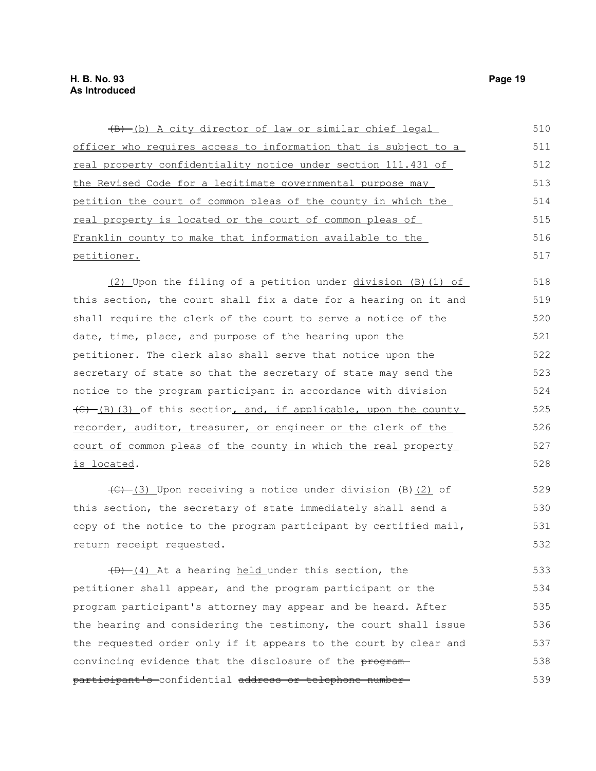~~(B)~~ (b) A city director of law or similar chief legal officer who requires access to information that is subject to a real property confidentiality notice under section 111.431 of the Revised Code for a legitimate governmental purpose may petition the court of common pleas of the county in which the real property is located or the court of common pleas of Franklin county to make that information available to the petitioner.

(2) Upon the filing of a petition under division (B)(1) of this section, the court shall fix a date for a hearing on it and shall require the clerk of the court to serve a notice of the date, time, place, and purpose of the hearing upon the petitioner. The clerk also shall serve that notice upon the secretary of state so that the secretary of state may send the notice to the program participant in accordance with division ~~(C)~~ (B)(3) of this section, and, if applicable, upon the county recorder, auditor, treasurer, or engineer or the clerk of the court of common pleas of the county in which the real property is located.

~~(C)~~ (3) Upon receiving a notice under division (B)(2) of this section, the secretary of state immediately shall send a copy of the notice to the program participant by certified mail, return receipt requested.

~~(D)~~ (4) At a hearing held under this section, the petitioner shall appear, and the program participant or the program participant's attorney may appear and be heard. After the hearing and considering the testimony, the court shall issue the requested order only if it appears to the court by clear and convincing evidence that the disclosure of the ~~program participant's~~ confidential ~~address or telephone number~~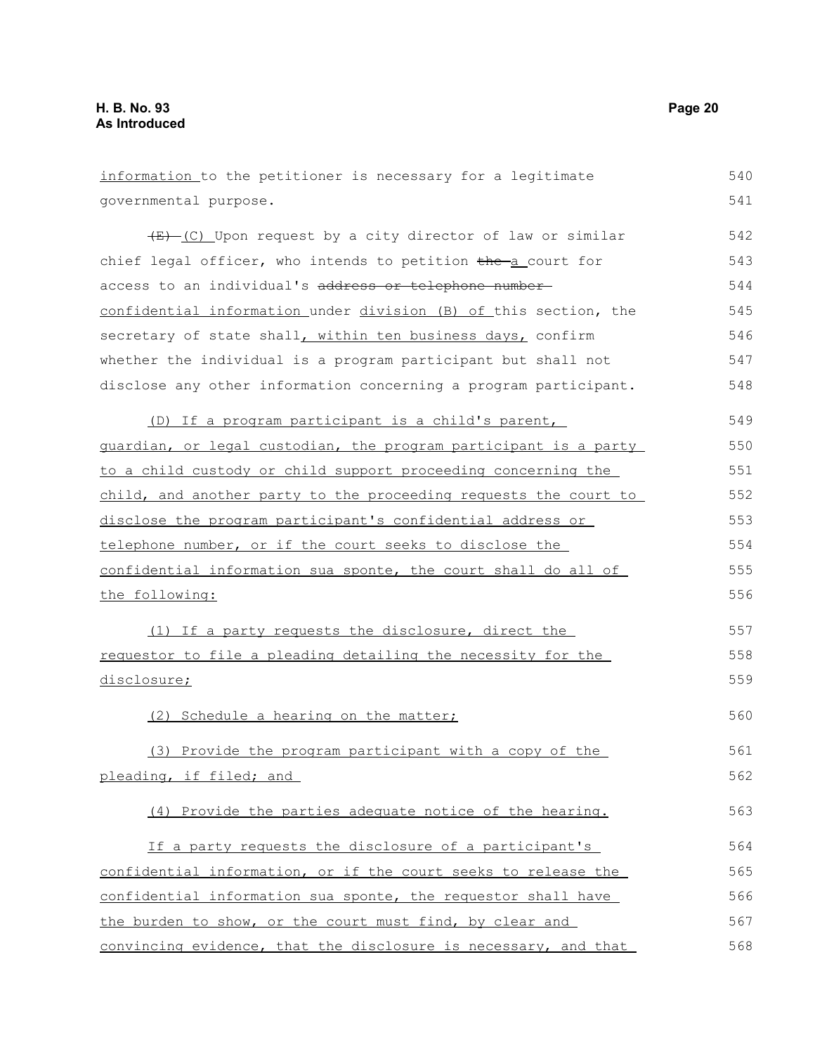information to the petitioner is necessary for a legitimate governmental purpose.

~~(E)~~ (C) Upon request by a city director of law or similar chief legal officer, who intends to petition ~~the~~ a court for access to an individual's ~~address or telephone number~~ confidential information under division (B) of this section, the secretary of state shall, within ten business days, confirm whether the individual is a program participant but shall not disclose any other information concerning a program participant.

(D) If a program participant is a child's parent, guardian, or legal custodian, the program participant is a party to a child custody or child support proceeding concerning the child, and another party to the proceeding requests the court to disclose the program participant's confidential address or telephone number, or if the court seeks to disclose the confidential information sua sponte, the court shall do all of the following:

(1) If a party requests the disclosure, direct the requestor to file a pleading detailing the necessity for the disclosure;

(2) Schedule a hearing on the matter;

(3) Provide the program participant with a copy of the pleading, if filed; and

(4) Provide the parties adequate notice of the hearing.

If a party requests the disclosure of a participant's confidential information, or if the court seeks to release the confidential information sua sponte, the requestor shall have the burden to show, or the court must find, by clear and convincing evidence, that the disclosure is necessary, and that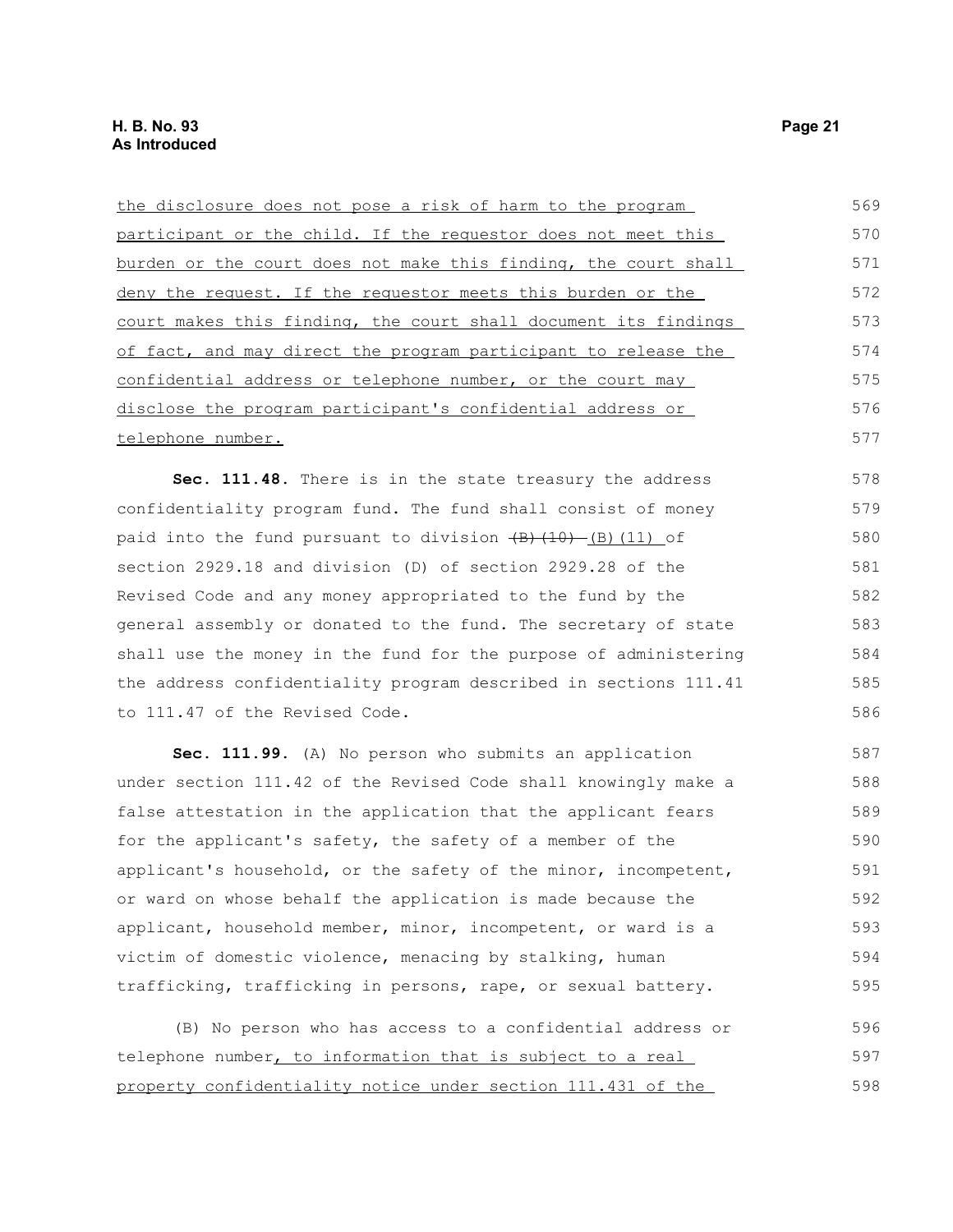the disclosure does not pose a risk of harm to the program participant or the child. If the requestor does not meet this burden or the court does not make this finding, the court shall deny the request. If the requestor meets this burden or the court makes this finding, the court shall document its findings of fact, and may direct the program participant to release the confidential address or telephone number, or the court may disclose the program participant's confidential address or telephone number.

**Sec. 111.48.** There is in the state treasury the address confidentiality program fund. The fund shall consist of money paid into the fund pursuant to division ~~(B)(10)~~ (B)(11) of section 2929.18 and division (D) of section 2929.28 of the Revised Code and any money appropriated to the fund by the general assembly or donated to the fund. The secretary of state shall use the money in the fund for the purpose of administering the address confidentiality program described in sections 111.41 to 111.47 of the Revised Code.

**Sec. 111.99.** (A) No person who submits an application under section 111.42 of the Revised Code shall knowingly make a false attestation in the application that the applicant fears for the applicant's safety, the safety of a member of the applicant's household, or the safety of the minor, incompetent, or ward on whose behalf the application is made because the applicant, household member, minor, incompetent, or ward is a victim of domestic violence, menacing by stalking, human trafficking, trafficking in persons, rape, or sexual battery.

(B) No person who has access to a confidential address or telephone number, to information that is subject to a real property confidentiality notice under section 111.431 of the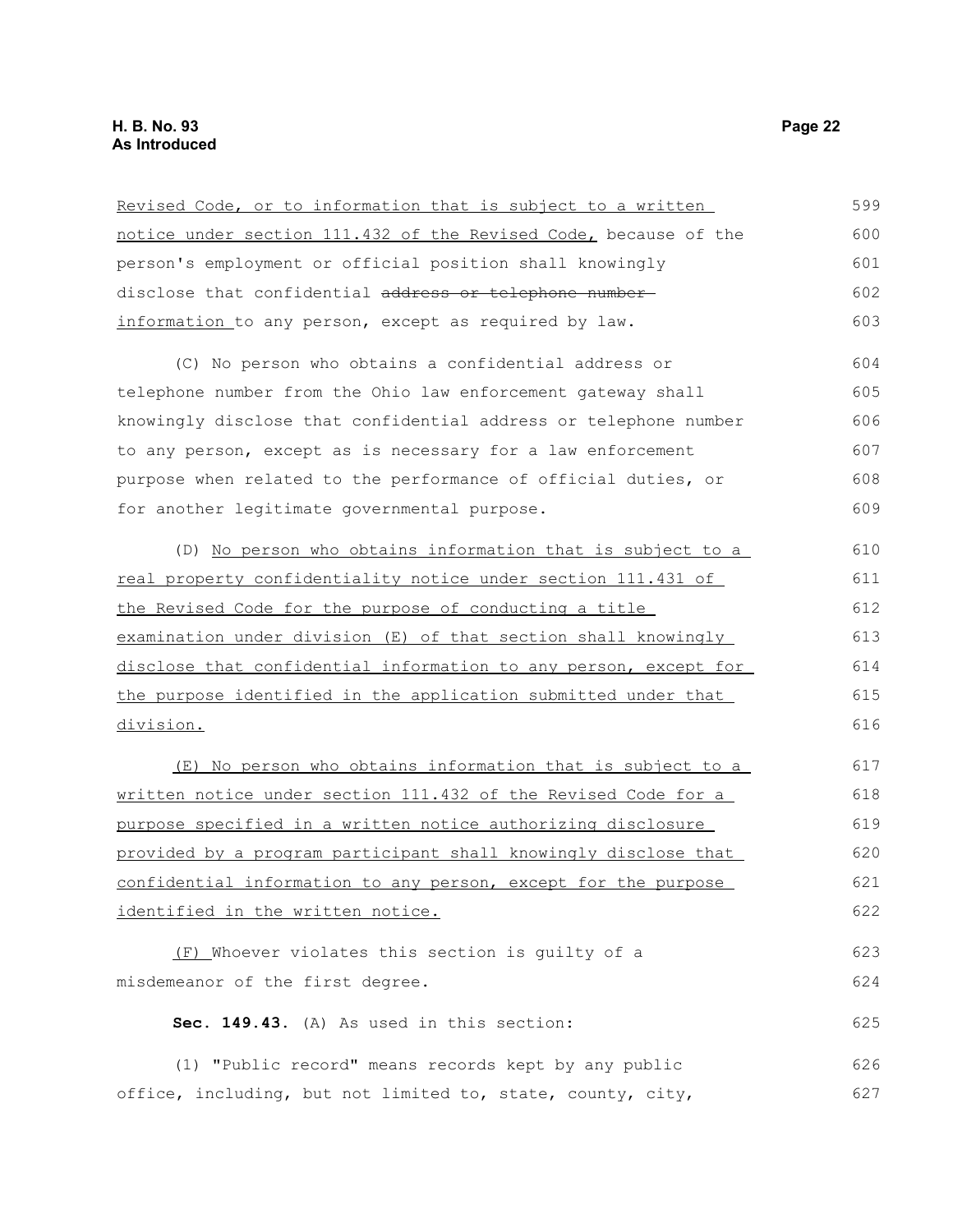Revised Code, or to information that is subject to a written notice under section 111.432 of the Revised Code, because of the person's employment or official position shall knowingly disclose that confidential ~~address or telephone number~~ information to any person, except as required by law.

(C) No person who obtains a confidential address or telephone number from the Ohio law enforcement gateway shall knowingly disclose that confidential address or telephone number to any person, except as is necessary for a law enforcement purpose when related to the performance of official duties, or for another legitimate governmental purpose.

(D) No person who obtains information that is subject to a real property confidentiality notice under section 111.431 of the Revised Code for the purpose of conducting a title examination under division (E) of that section shall knowingly disclose that confidential information to any person, except for the purpose identified in the application submitted under that division.

(E) No person who obtains information that is subject to a written notice under section 111.432 of the Revised Code for a purpose specified in a written notice authorizing disclosure provided by a program participant shall knowingly disclose that confidential information to any person, except for the purpose identified in the written notice.

(F) Whoever violates this section is guilty of a misdemeanor of the first degree.

**Sec. 149.43.** (A) As used in this section:

(1) "Public record" means records kept by any public office, including, but not limited to, state, county, city,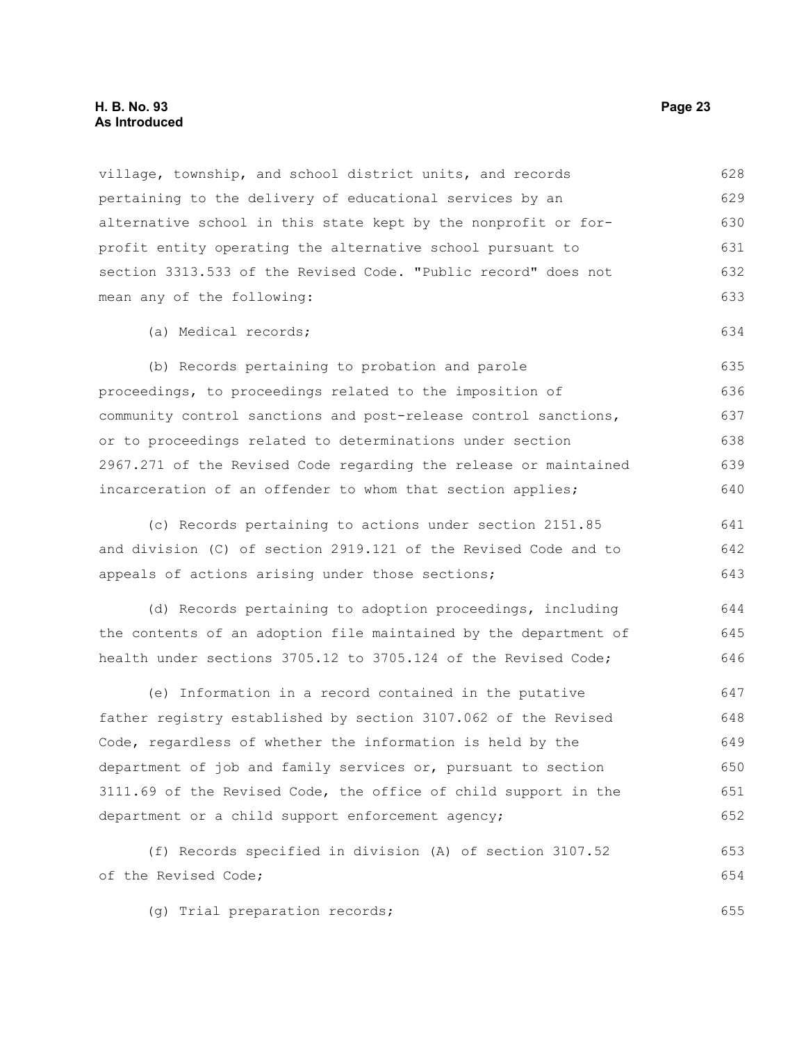village, township, and school district units, and records pertaining to the delivery of educational services by an alternative school in this state kept by the nonprofit or for-profit entity operating the alternative school pursuant to section 3313.533 of the Revised Code. "Public record" does not mean any of the following:

(a) Medical records;

(b) Records pertaining to probation and parole proceedings, to proceedings related to the imposition of community control sanctions and post-release control sanctions, or to proceedings related to determinations under section 2967.271 of the Revised Code regarding the release or maintained incarceration of an offender to whom that section applies;

(c) Records pertaining to actions under section 2151.85 and division (C) of section 2919.121 of the Revised Code and to appeals of actions arising under those sections;

(d) Records pertaining to adoption proceedings, including the contents of an adoption file maintained by the department of health under sections 3705.12 to 3705.124 of the Revised Code;

(e) Information in a record contained in the putative father registry established by section 3107.062 of the Revised Code, regardless of whether the information is held by the department of job and family services or, pursuant to section 3111.69 of the Revised Code, the office of child support in the department or a child support enforcement agency;

(f) Records specified in division (A) of section 3107.52 of the Revised Code;

(g) Trial preparation records;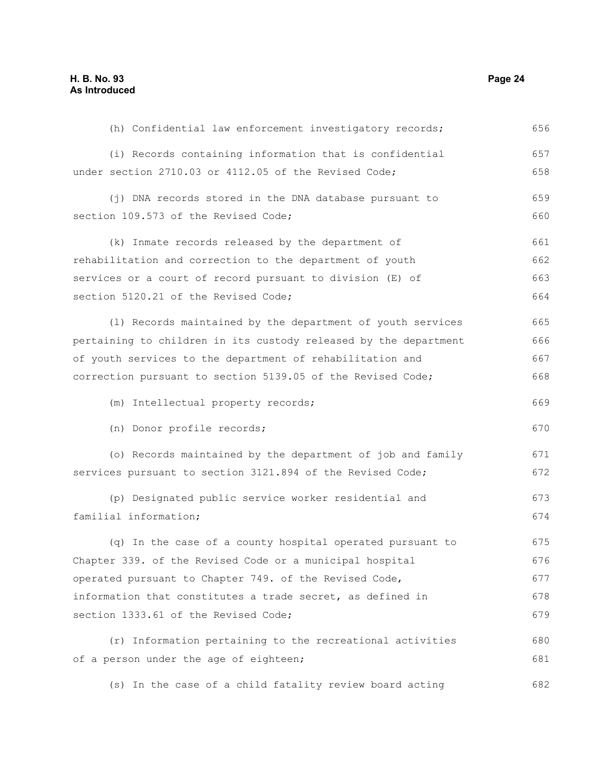(h) Confidential law enforcement investigatory records;

(i) Records containing information that is confidential under section 2710.03 or 4112.05 of the Revised Code;

(j) DNA records stored in the DNA database pursuant to section 109.573 of the Revised Code;

(k) Inmate records released by the department of rehabilitation and correction to the department of youth services or a court of record pursuant to division (E) of section 5120.21 of the Revised Code;

(l) Records maintained by the department of youth services pertaining to children in its custody released by the department of youth services to the department of rehabilitation and correction pursuant to section 5139.05 of the Revised Code;

(m) Intellectual property records;

(n) Donor profile records;

(o) Records maintained by the department of job and family services pursuant to section 3121.894 of the Revised Code;

(p) Designated public service worker residential and familial information;

(q) In the case of a county hospital operated pursuant to Chapter 339. of the Revised Code or a municipal hospital operated pursuant to Chapter 749. of the Revised Code, information that constitutes a trade secret, as defined in section 1333.61 of the Revised Code;

(r) Information pertaining to the recreational activities of a person under the age of eighteen;

(s) In the case of a child fatality review board acting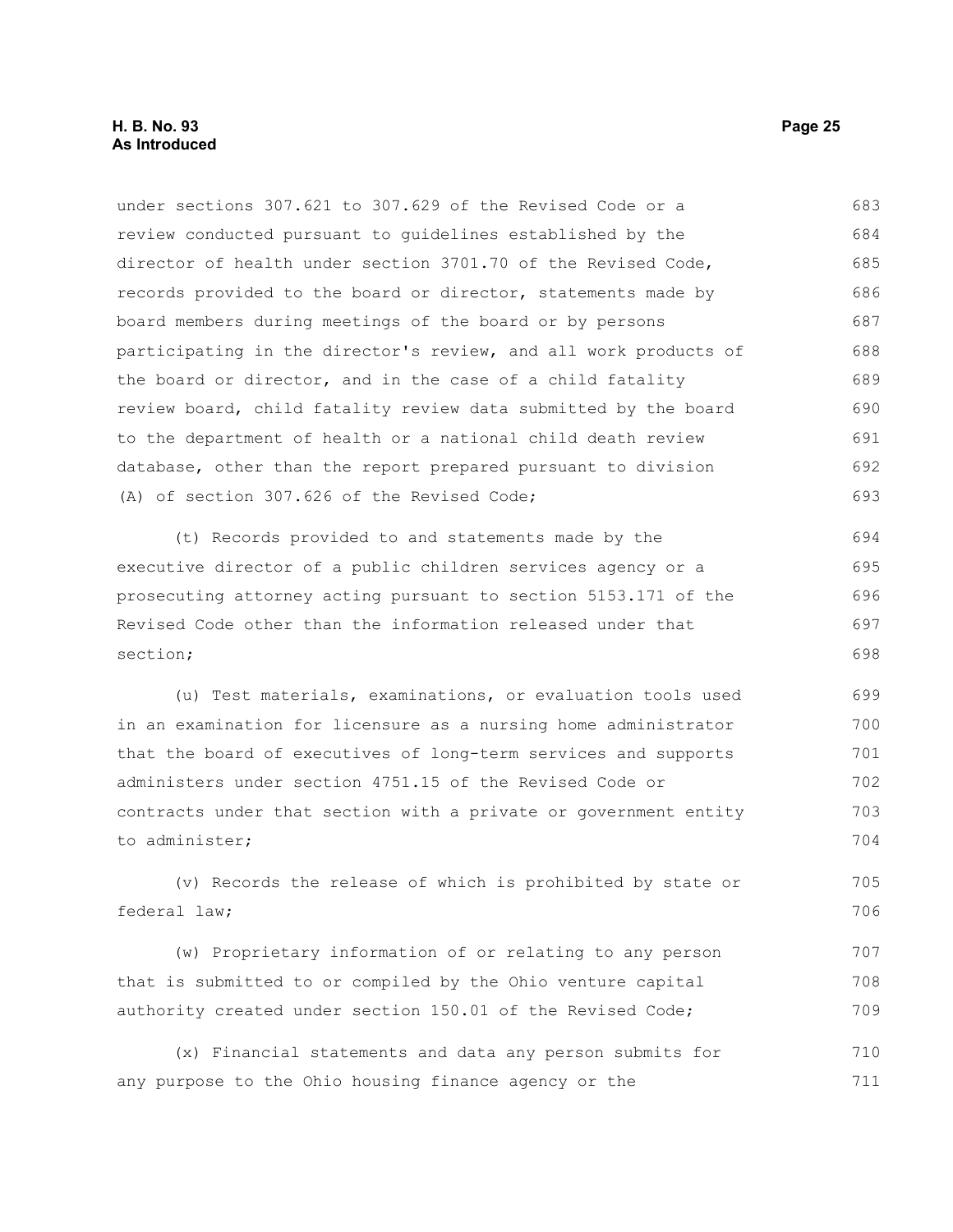under sections 307.621 to 307.629 of the Revised Code or a review conducted pursuant to guidelines established by the director of health under section 3701.70 of the Revised Code, records provided to the board or director, statements made by board members during meetings of the board or by persons participating in the director's review, and all work products of the board or director, and in the case of a child fatality review board, child fatality review data submitted by the board to the department of health or a national child death review database, other than the report prepared pursuant to division (A) of section 307.626 of the Revised Code;

(t) Records provided to and statements made by the executive director of a public children services agency or a prosecuting attorney acting pursuant to section 5153.171 of the Revised Code other than the information released under that section;

(u) Test materials, examinations, or evaluation tools used in an examination for licensure as a nursing home administrator that the board of executives of long-term services and supports administers under section 4751.15 of the Revised Code or contracts under that section with a private or government entity to administer;

(v) Records the release of which is prohibited by state or federal law;

(w) Proprietary information of or relating to any person that is submitted to or compiled by the Ohio venture capital authority created under section 150.01 of the Revised Code;

(x) Financial statements and data any person submits for any purpose to the Ohio housing finance agency or the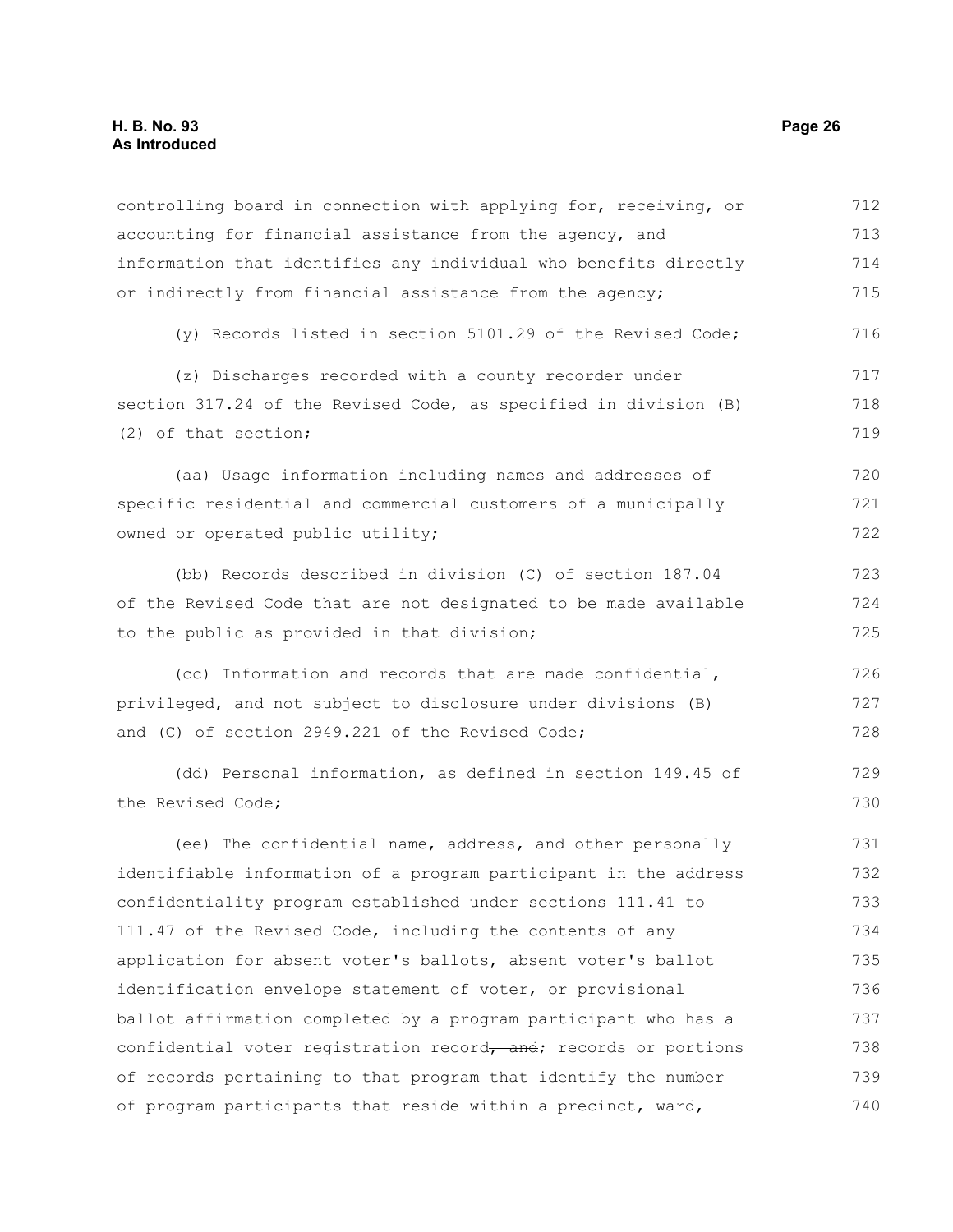controlling board in connection with applying for, receiving, or accounting for financial assistance from the agency, and information that identifies any individual who benefits directly or indirectly from financial assistance from the agency;

(y) Records listed in section 5101.29 of the Revised Code;

(z) Discharges recorded with a county recorder under section 317.24 of the Revised Code, as specified in division (B)(2) of that section;

(aa) Usage information including names and addresses of specific residential and commercial customers of a municipally owned or operated public utility;

(bb) Records described in division (C) of section 187.04 of the Revised Code that are not designated to be made available to the public as provided in that division;

(cc) Information and records that are made confidential, privileged, and not subject to disclosure under divisions (B) and (C) of section 2949.221 of the Revised Code;

(dd) Personal information, as defined in section 149.45 of the Revised Code;

(ee) The confidential name, address, and other personally identifiable information of a program participant in the address confidentiality program established under sections 111.41 to 111.47 of the Revised Code, including the contents of any application for absent voter's ballots, absent voter's ballot identification envelope statement of voter, or provisional ballot affirmation completed by a program participant who has a confidential voter registration record~~, and~~; records or portions of records pertaining to that program that identify the number of program participants that reside within a precinct, ward,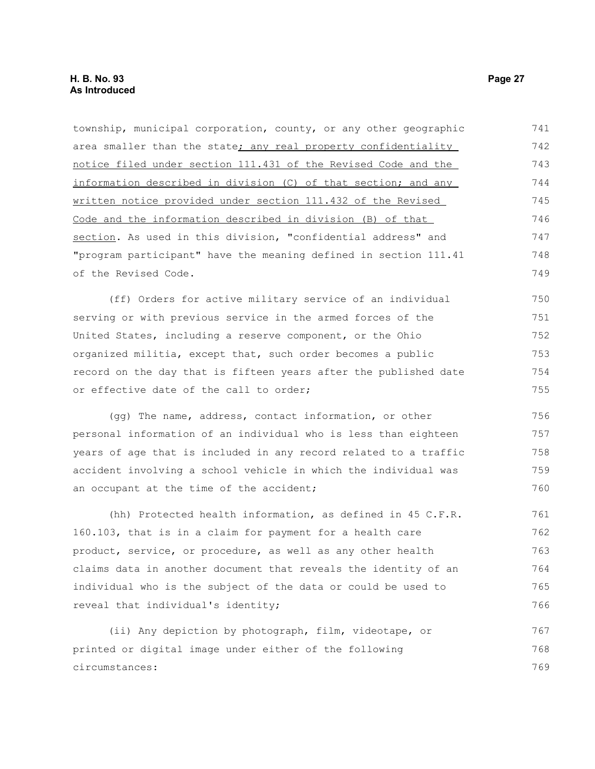township, municipal corporation, county, or any other geographic area smaller than the state; any real property confidentiality notice filed under section 111.431 of the Revised Code and the information described in division (C) of that section; and any written notice provided under section 111.432 of the Revised Code and the information described in division (B) of that section. As used in this division, "confidential address" and "program participant" have the meaning defined in section 111.41 of the Revised Code.

(ff) Orders for active military service of an individual serving or with previous service in the armed forces of the United States, including a reserve component, or the Ohio organized militia, except that, such order becomes a public record on the day that is fifteen years after the published date or effective date of the call to order;

(gg) The name, address, contact information, or other personal information of an individual who is less than eighteen years of age that is included in any record related to a traffic accident involving a school vehicle in which the individual was an occupant at the time of the accident;

(hh) Protected health information, as defined in 45 C.F.R. 160.103, that is in a claim for payment for a health care product, service, or procedure, as well as any other health claims data in another document that reveals the identity of an individual who is the subject of the data or could be used to reveal that individual's identity;

(ii) Any depiction by photograph, film, videotape, or printed or digital image under either of the following circumstances: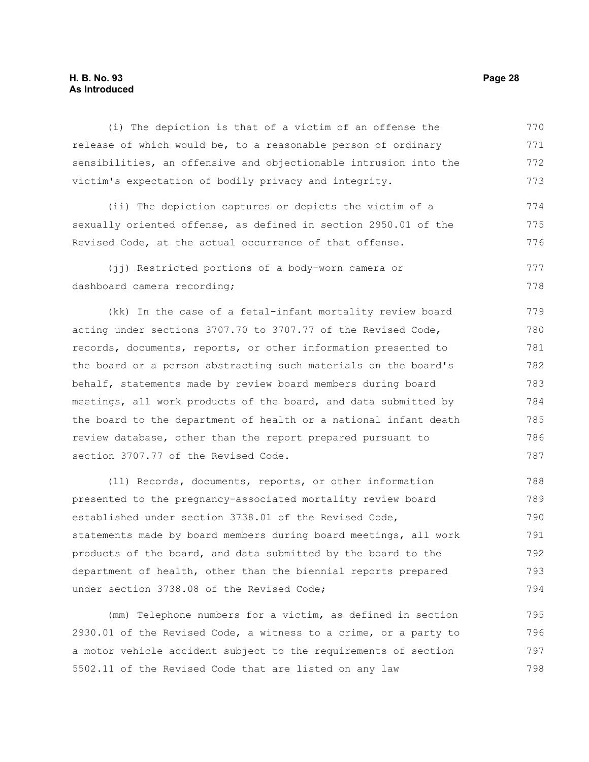(i) The depiction is that of a victim of an offense the release of which would be, to a reasonable person of ordinary sensibilities, an offensive and objectionable intrusion into the victim's expectation of bodily privacy and integrity.

(ii) The depiction captures or depicts the victim of a sexually oriented offense, as defined in section 2950.01 of the Revised Code, at the actual occurrence of that offense.

(jj) Restricted portions of a body-worn camera or dashboard camera recording;

(kk) In the case of a fetal-infant mortality review board acting under sections 3707.70 to 3707.77 of the Revised Code, records, documents, reports, or other information presented to the board or a person abstracting such materials on the board's behalf, statements made by review board members during board meetings, all work products of the board, and data submitted by the board to the department of health or a national infant death review database, other than the report prepared pursuant to section 3707.77 of the Revised Code.

(ll) Records, documents, reports, or other information presented to the pregnancy-associated mortality review board established under section 3738.01 of the Revised Code, statements made by board members during board meetings, all work products of the board, and data submitted by the board to the department of health, other than the biennial reports prepared under section 3738.08 of the Revised Code;

(mm) Telephone numbers for a victim, as defined in section 2930.01 of the Revised Code, a witness to a crime, or a party to a motor vehicle accident subject to the requirements of section 5502.11 of the Revised Code that are listed on any law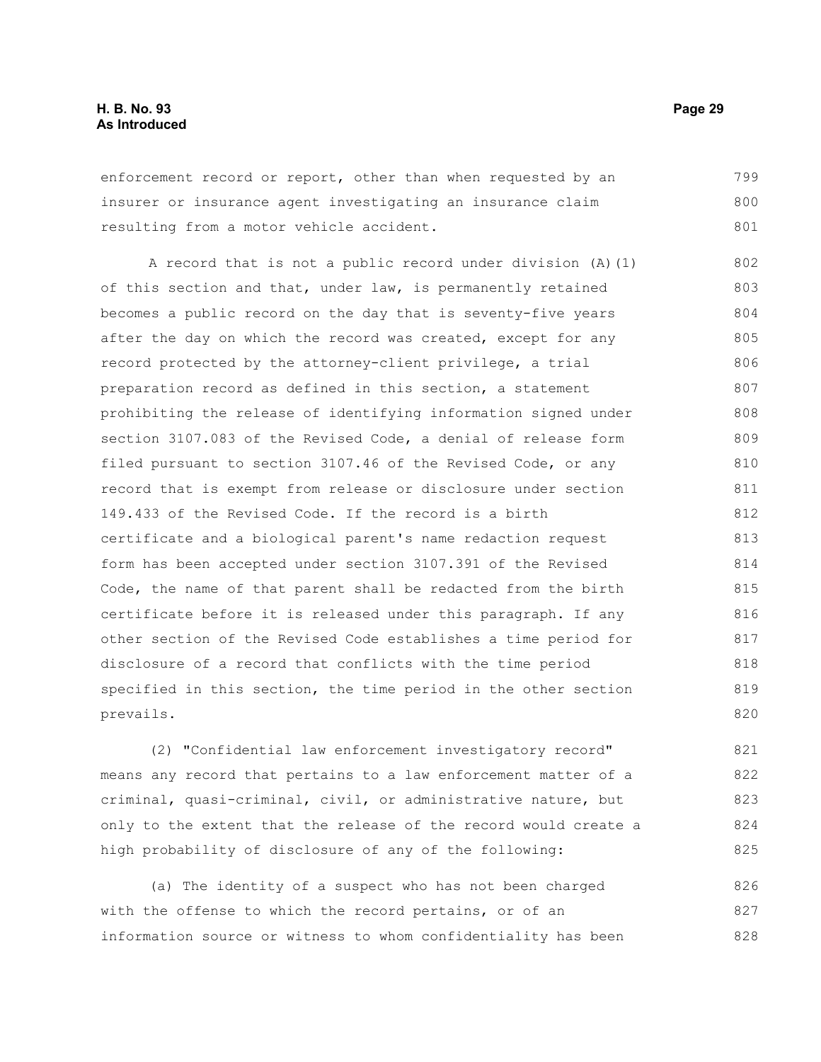enforcement record or report, other than when requested by an insurer or insurance agent investigating an insurance claim resulting from a motor vehicle accident.

A record that is not a public record under division (A)(1) of this section and that, under law, is permanently retained becomes a public record on the day that is seventy-five years after the day on which the record was created, except for any record protected by the attorney-client privilege, a trial preparation record as defined in this section, a statement prohibiting the release of identifying information signed under section 3107.083 of the Revised Code, a denial of release form filed pursuant to section 3107.46 of the Revised Code, or any record that is exempt from release or disclosure under section 149.433 of the Revised Code. If the record is a birth certificate and a biological parent's name redaction request form has been accepted under section 3107.391 of the Revised Code, the name of that parent shall be redacted from the birth certificate before it is released under this paragraph. If any other section of the Revised Code establishes a time period for disclosure of a record that conflicts with the time period specified in this section, the time period in the other section prevails.

(2) "Confidential law enforcement investigatory record" means any record that pertains to a law enforcement matter of a criminal, quasi-criminal, civil, or administrative nature, but only to the extent that the release of the record would create a high probability of disclosure of any of the following:

(a) The identity of a suspect who has not been charged with the offense to which the record pertains, or of an information source or witness to whom confidentiality has been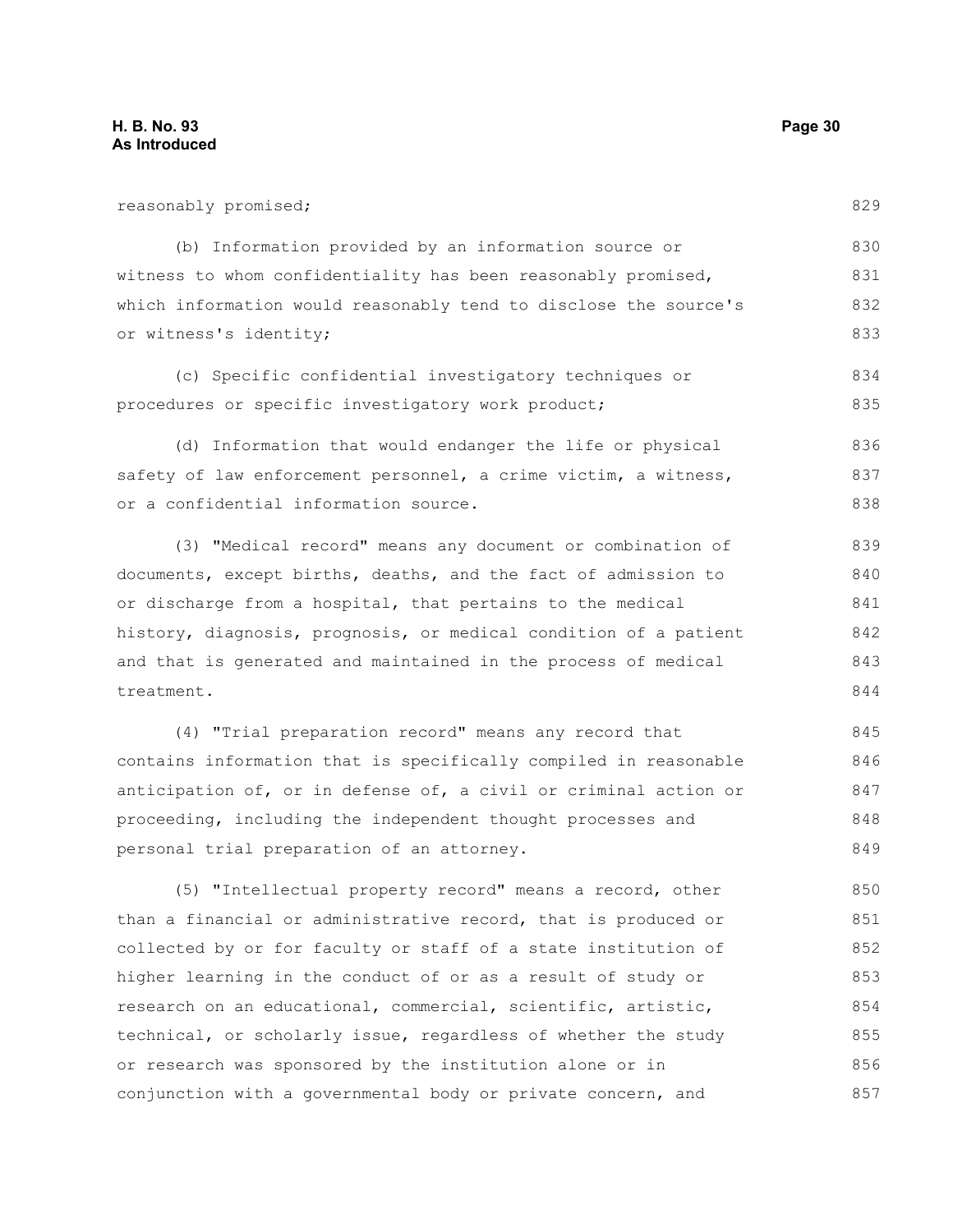reasonably promised;

(b) Information provided by an information source or witness to whom confidentiality has been reasonably promised, which information would reasonably tend to disclose the source's or witness's identity;

(c) Specific confidential investigatory techniques or procedures or specific investigatory work product;

(d) Information that would endanger the life or physical safety of law enforcement personnel, a crime victim, a witness, or a confidential information source.

(3) "Medical record" means any document or combination of documents, except births, deaths, and the fact of admission to or discharge from a hospital, that pertains to the medical history, diagnosis, prognosis, or medical condition of a patient and that is generated and maintained in the process of medical treatment.

(4) "Trial preparation record" means any record that contains information that is specifically compiled in reasonable anticipation of, or in defense of, a civil or criminal action or proceeding, including the independent thought processes and personal trial preparation of an attorney.

(5) "Intellectual property record" means a record, other than a financial or administrative record, that is produced or collected by or for faculty or staff of a state institution of higher learning in the conduct of or as a result of study or research on an educational, commercial, scientific, artistic, technical, or scholarly issue, regardless of whether the study or research was sponsored by the institution alone or in conjunction with a governmental body or private concern, and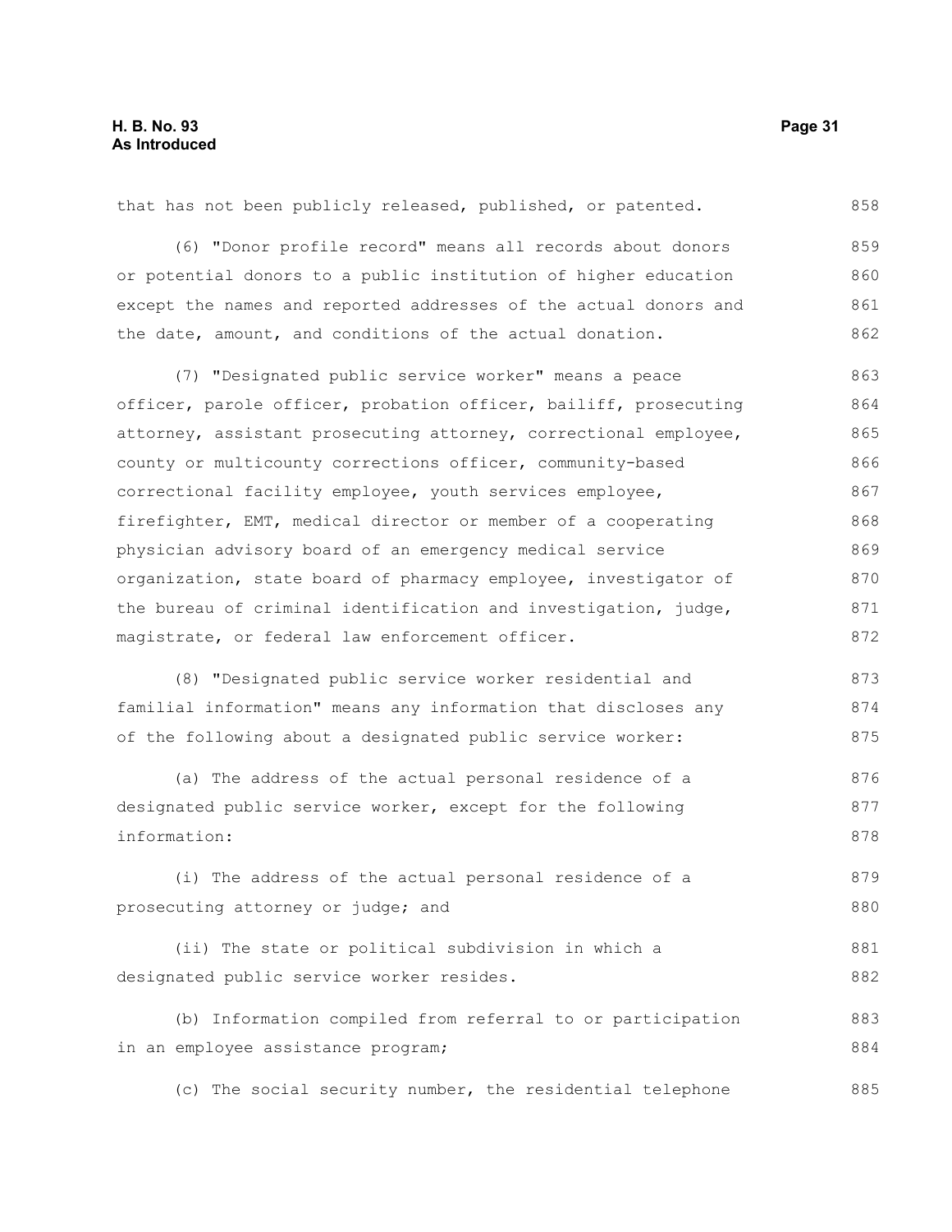that has not been publicly released, published, or patented.

(6) "Donor profile record" means all records about donors or potential donors to a public institution of higher education except the names and reported addresses of the actual donors and the date, amount, and conditions of the actual donation.

(7) "Designated public service worker" means a peace officer, parole officer, probation officer, bailiff, prosecuting attorney, assistant prosecuting attorney, correctional employee, county or multicounty corrections officer, community-based correctional facility employee, youth services employee, firefighter, EMT, medical director or member of a cooperating physician advisory board of an emergency medical service organization, state board of pharmacy employee, investigator of the bureau of criminal identification and investigation, judge, magistrate, or federal law enforcement officer.

(8) "Designated public service worker residential and familial information" means any information that discloses any of the following about a designated public service worker:

(a) The address of the actual personal residence of a designated public service worker, except for the following information:

(i) The address of the actual personal residence of a prosecuting attorney or judge; and

(ii) The state or political subdivision in which a designated public service worker resides.

(b) Information compiled from referral to or participation in an employee assistance program;

(c) The social security number, the residential telephone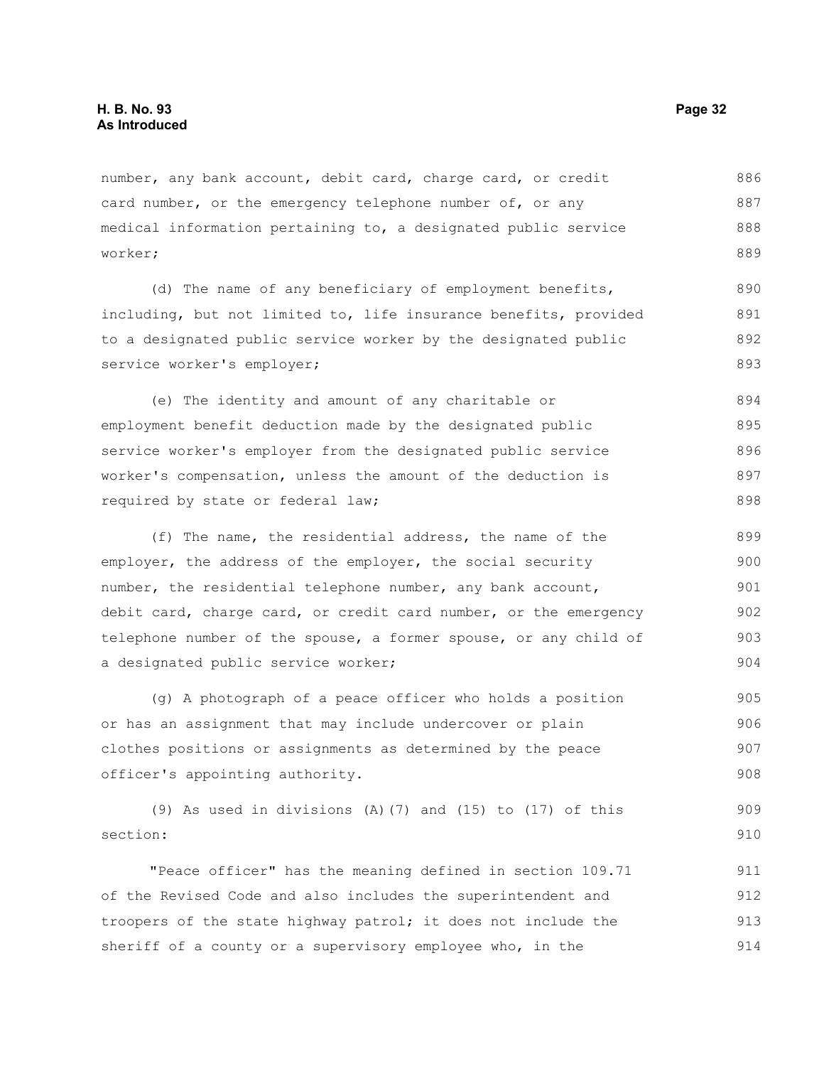number, any bank account, debit card, charge card, or credit card number, or the emergency telephone number of, or any medical information pertaining to, a designated public service worker;

(d) The name of any beneficiary of employment benefits, including, but not limited to, life insurance benefits, provided to a designated public service worker by the designated public service worker's employer;

(e) The identity and amount of any charitable or employment benefit deduction made by the designated public service worker's employer from the designated public service worker's compensation, unless the amount of the deduction is required by state or federal law;

(f) The name, the residential address, the name of the employer, the address of the employer, the social security number, the residential telephone number, any bank account, debit card, charge card, or credit card number, or the emergency telephone number of the spouse, a former spouse, or any child of a designated public service worker;

(g) A photograph of a peace officer who holds a position or has an assignment that may include undercover or plain clothes positions or assignments as determined by the peace officer's appointing authority.

(9) As used in divisions (A)(7) and (15) to (17) of this section:

"Peace officer" has the meaning defined in section 109.71 of the Revised Code and also includes the superintendent and troopers of the state highway patrol; it does not include the sheriff of a county or a supervisory employee who, in the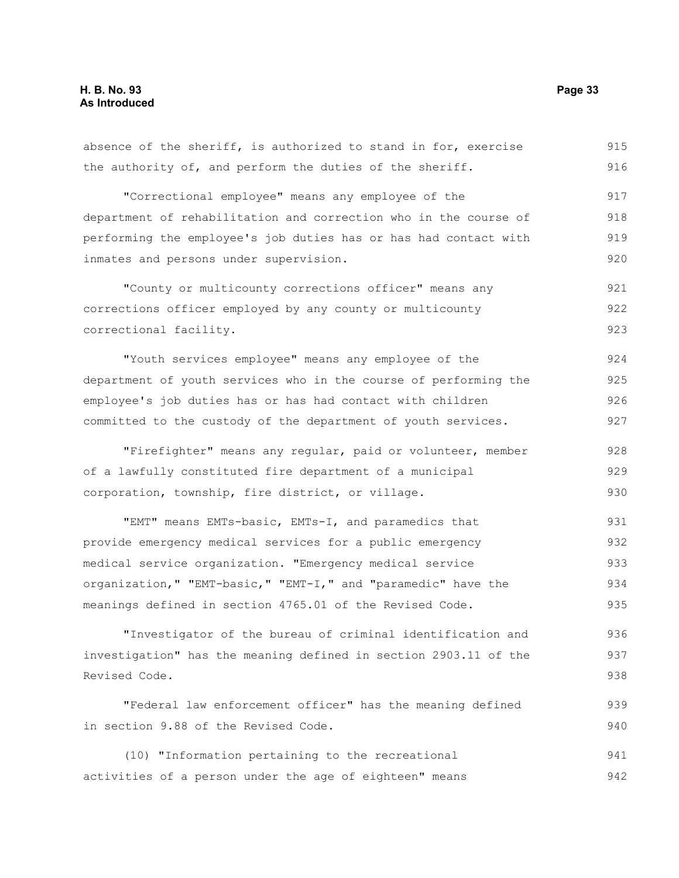absence of the sheriff, is authorized to stand in for, exercise the authority of, and perform the duties of the sheriff.

"Correctional employee" means any employee of the department of rehabilitation and correction who in the course of performing the employee's job duties has or has had contact with inmates and persons under supervision.

"County or multicounty corrections officer" means any corrections officer employed by any county or multicounty correctional facility.

"Youth services employee" means any employee of the department of youth services who in the course of performing the employee's job duties has or has had contact with children committed to the custody of the department of youth services.

"Firefighter" means any regular, paid or volunteer, member of a lawfully constituted fire department of a municipal corporation, township, fire district, or village.

"EMT" means EMTs-basic, EMTs-I, and paramedics that provide emergency medical services for a public emergency medical service organization. "Emergency medical service organization," "EMT-basic," "EMT-I," and "paramedic" have the meanings defined in section 4765.01 of the Revised Code.

"Investigator of the bureau of criminal identification and investigation" has the meaning defined in section 2903.11 of the Revised Code.

"Federal law enforcement officer" has the meaning defined in section 9.88 of the Revised Code.

(10) "Information pertaining to the recreational activities of a person under the age of eighteen" means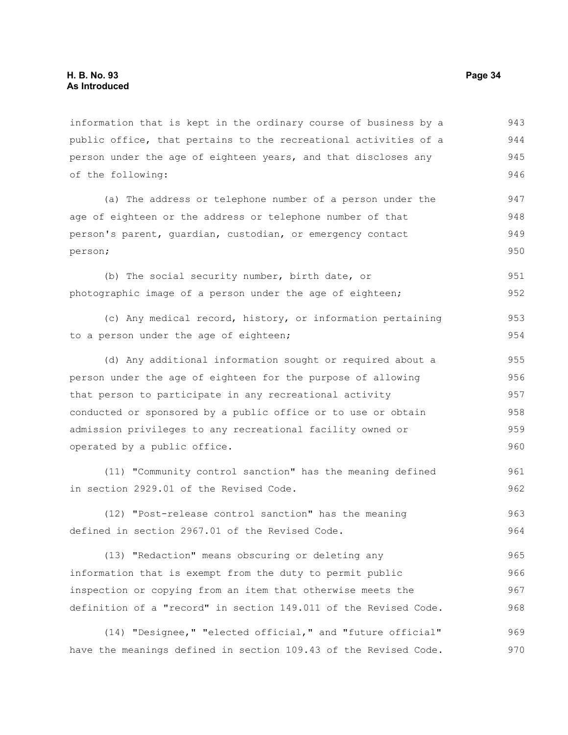information that is kept in the ordinary course of business by a public office, that pertains to the recreational activities of a person under the age of eighteen years, and that discloses any of the following:

(a) The address or telephone number of a person under the age of eighteen or the address or telephone number of that person's parent, guardian, custodian, or emergency contact person;

(b) The social security number, birth date, or photographic image of a person under the age of eighteen;

(c) Any medical record, history, or information pertaining to a person under the age of eighteen;

(d) Any additional information sought or required about a person under the age of eighteen for the purpose of allowing that person to participate in any recreational activity conducted or sponsored by a public office or to use or obtain admission privileges to any recreational facility owned or operated by a public office.

(11) "Community control sanction" has the meaning defined in section 2929.01 of the Revised Code.

(12) "Post-release control sanction" has the meaning defined in section 2967.01 of the Revised Code.

(13) "Redaction" means obscuring or deleting any information that is exempt from the duty to permit public inspection or copying from an item that otherwise meets the definition of a "record" in section 149.011 of the Revised Code.

(14) "Designee," "elected official," and "future official" have the meanings defined in section 109.43 of the Revised Code.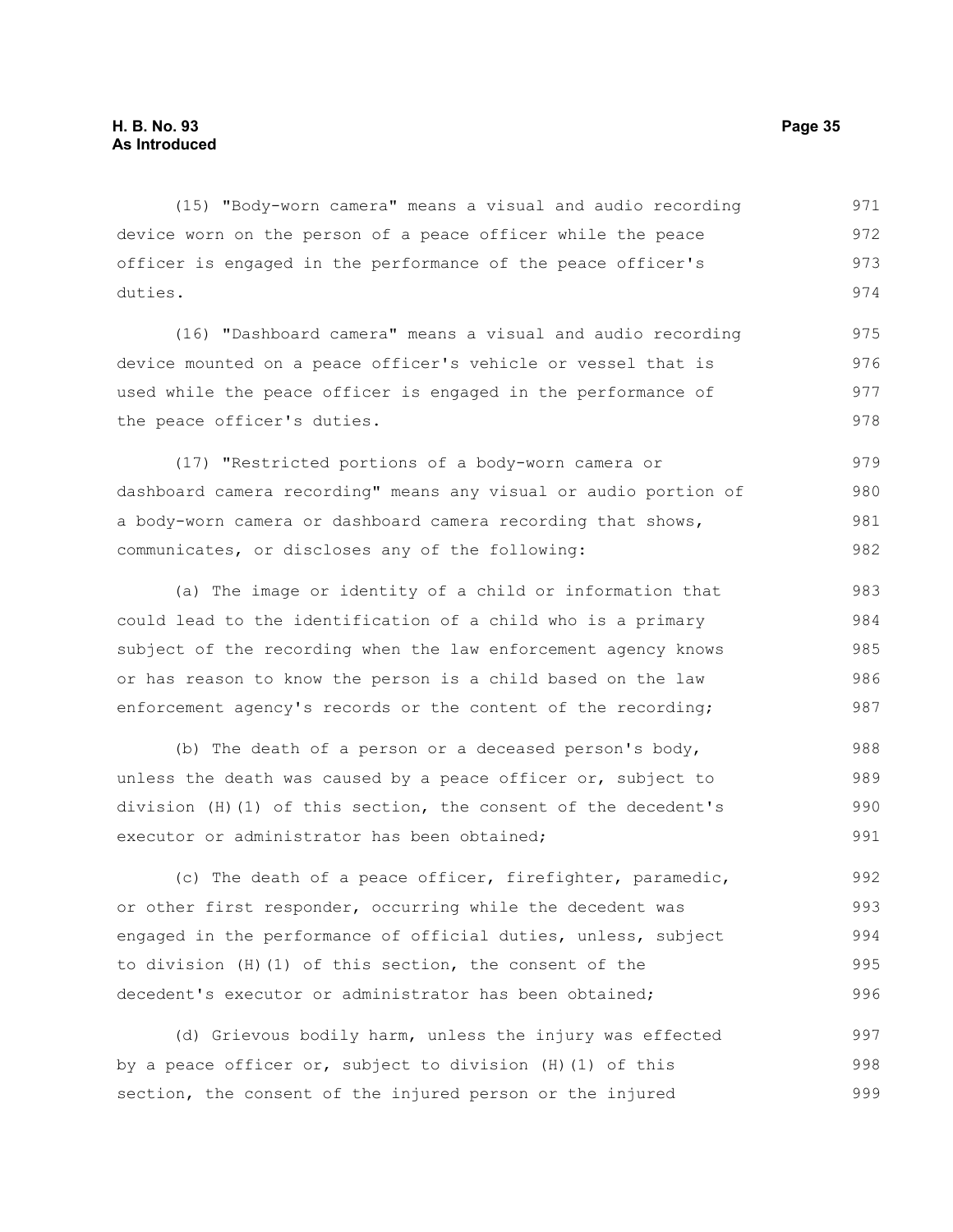(15) "Body-worn camera" means a visual and audio recording device worn on the person of a peace officer while the peace officer is engaged in the performance of the peace officer's duties.

(16) "Dashboard camera" means a visual and audio recording device mounted on a peace officer's vehicle or vessel that is used while the peace officer is engaged in the performance of the peace officer's duties.

(17) "Restricted portions of a body-worn camera or dashboard camera recording" means any visual or audio portion of a body-worn camera or dashboard camera recording that shows, communicates, or discloses any of the following:

(a) The image or identity of a child or information that could lead to the identification of a child who is a primary subject of the recording when the law enforcement agency knows or has reason to know the person is a child based on the law enforcement agency's records or the content of the recording;

(b) The death of a person or a deceased person's body, unless the death was caused by a peace officer or, subject to division (H)(1) of this section, the consent of the decedent's executor or administrator has been obtained;

(c) The death of a peace officer, firefighter, paramedic, or other first responder, occurring while the decedent was engaged in the performance of official duties, unless, subject to division (H)(1) of this section, the consent of the decedent's executor or administrator has been obtained;

(d) Grievous bodily harm, unless the injury was effected by a peace officer or, subject to division (H)(1) of this section, the consent of the injured person or the injured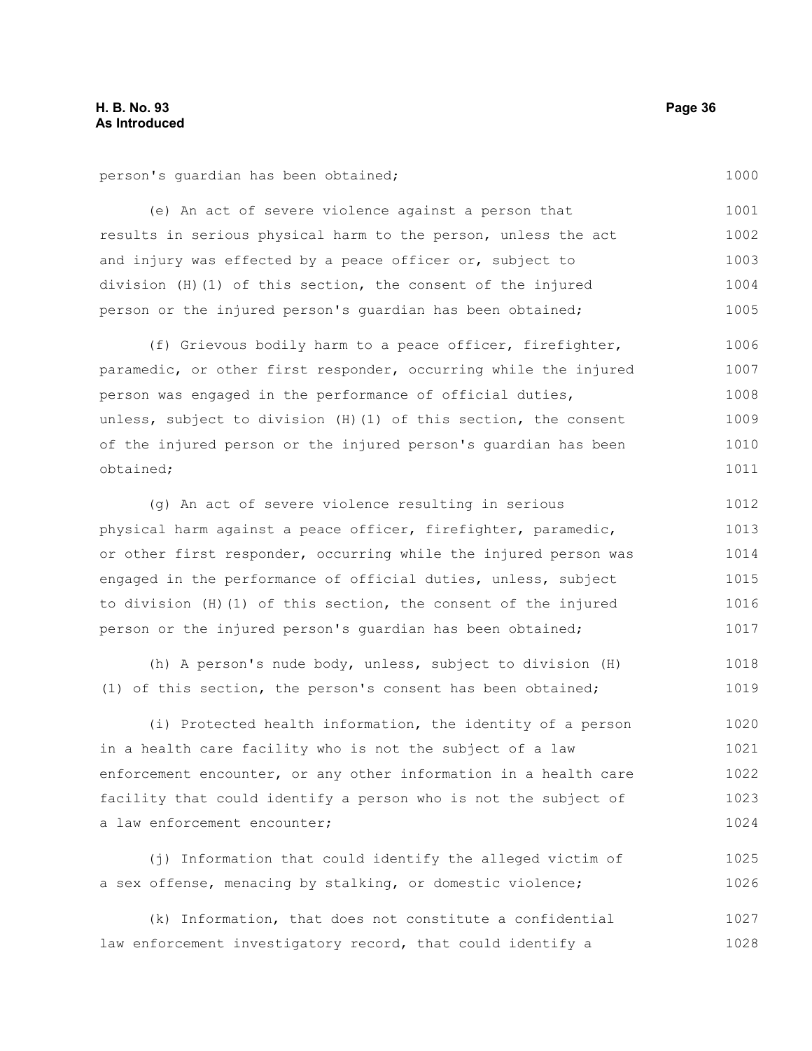person's guardian has been obtained;

(e) An act of severe violence against a person that results in serious physical harm to the person, unless the act and injury was effected by a peace officer or, subject to division (H)(1) of this section, the consent of the injured person or the injured person's guardian has been obtained;

(f) Grievous bodily harm to a peace officer, firefighter, paramedic, or other first responder, occurring while the injured person was engaged in the performance of official duties, unless, subject to division (H)(1) of this section, the consent of the injured person or the injured person's guardian has been obtained;

(g) An act of severe violence resulting in serious physical harm against a peace officer, firefighter, paramedic, or other first responder, occurring while the injured person was engaged in the performance of official duties, unless, subject to division (H)(1) of this section, the consent of the injured person or the injured person's guardian has been obtained;

(h) A person's nude body, unless, subject to division (H)(1) of this section, the person's consent has been obtained;

(i) Protected health information, the identity of a person in a health care facility who is not the subject of a law enforcement encounter, or any other information in a health care facility that could identify a person who is not the subject of a law enforcement encounter;

(j) Information that could identify the alleged victim of a sex offense, menacing by stalking, or domestic violence;

(k) Information, that does not constitute a confidential law enforcement investigatory record, that could identify a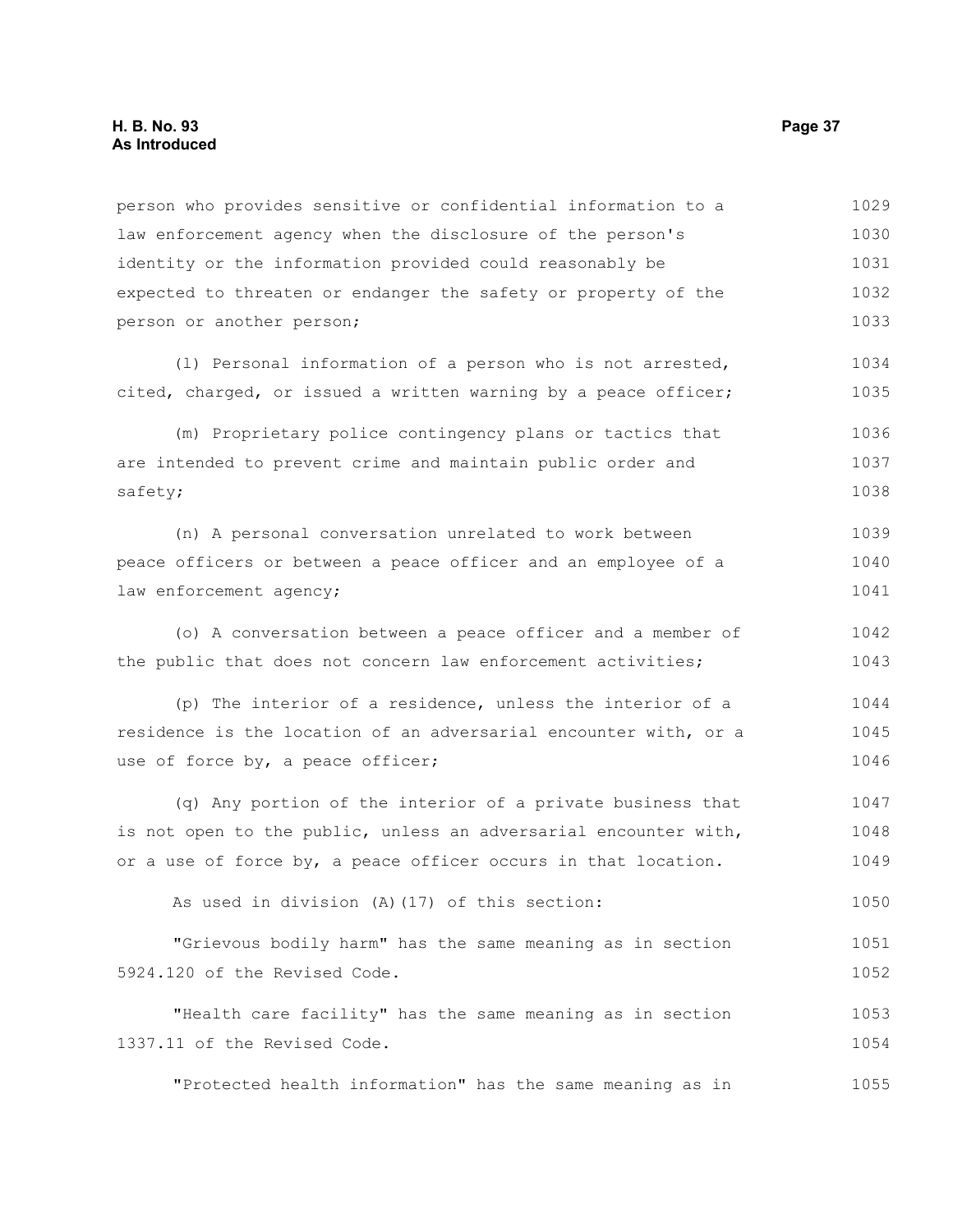person who provides sensitive or confidential information to a law enforcement agency when the disclosure of the person's identity or the information provided could reasonably be expected to threaten or endanger the safety or property of the person or another person;

(l) Personal information of a person who is not arrested, cited, charged, or issued a written warning by a peace officer;

(m) Proprietary police contingency plans or tactics that are intended to prevent crime and maintain public order and safety;

(n) A personal conversation unrelated to work between peace officers or between a peace officer and an employee of a law enforcement agency;

(o) A conversation between a peace officer and a member of the public that does not concern law enforcement activities;

(p) The interior of a residence, unless the interior of a residence is the location of an adversarial encounter with, or a use of force by, a peace officer;

(q) Any portion of the interior of a private business that is not open to the public, unless an adversarial encounter with, or a use of force by, a peace officer occurs in that location.

As used in division (A)(17) of this section:

"Grievous bodily harm" has the same meaning as in section 5924.120 of the Revised Code.

"Health care facility" has the same meaning as in section 1337.11 of the Revised Code.

"Protected health information" has the same meaning as in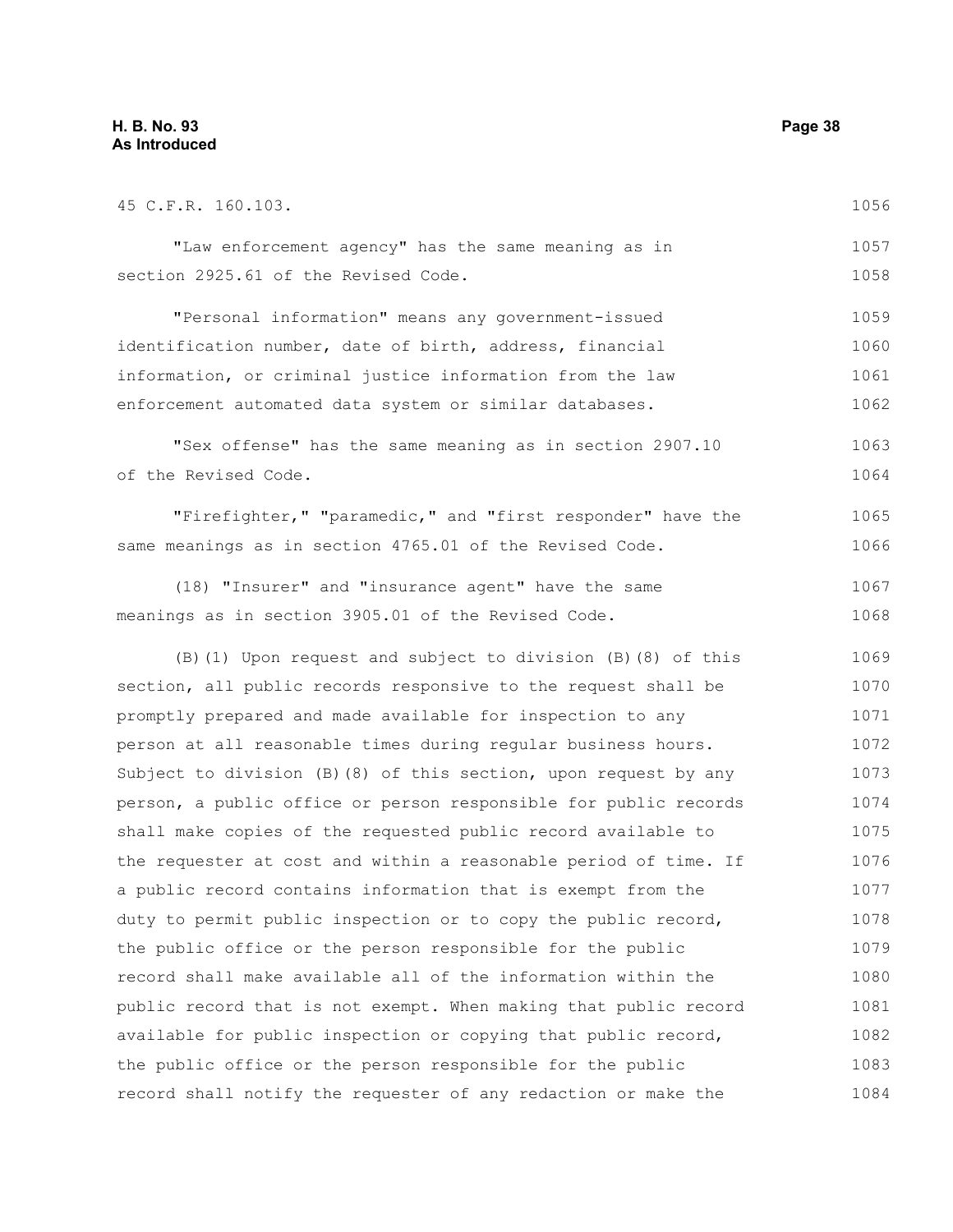45 C.F.R. 160.103.

"Law enforcement agency" has the same meaning as in section 2925.61 of the Revised Code.

"Personal information" means any government-issued identification number, date of birth, address, financial information, or criminal justice information from the law enforcement automated data system or similar databases.

"Sex offense" has the same meaning as in section 2907.10 of the Revised Code.

"Firefighter," "paramedic," and "first responder" have the same meanings as in section 4765.01 of the Revised Code.

(18) "Insurer" and "insurance agent" have the same meanings as in section 3905.01 of the Revised Code.

(B)(1) Upon request and subject to division (B)(8) of this section, all public records responsive to the request shall be promptly prepared and made available for inspection to any person at all reasonable times during regular business hours. Subject to division (B)(8) of this section, upon request by any person, a public office or person responsible for public records shall make copies of the requested public record available to the requester at cost and within a reasonable period of time. If a public record contains information that is exempt from the duty to permit public inspection or to copy the public record, the public office or the person responsible for the public record shall make available all of the information within the public record that is not exempt. When making that public record available for public inspection or copying that public record, the public office or the person responsible for the public record shall notify the requester of any redaction or make the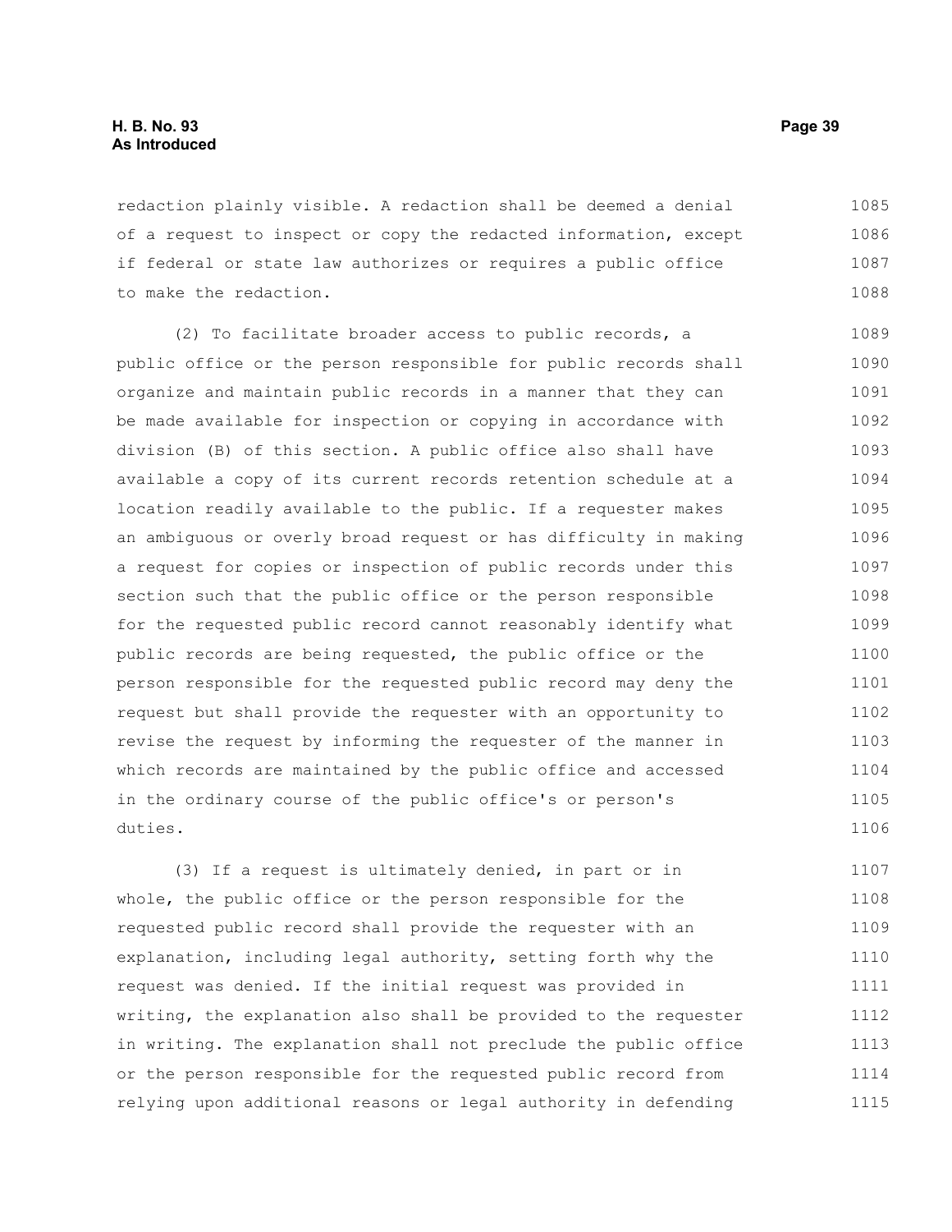redaction plainly visible. A redaction shall be deemed a denial of a request to inspect or copy the redacted information, except if federal or state law authorizes or requires a public office to make the redaction.

(2) To facilitate broader access to public records, a public office or the person responsible for public records shall organize and maintain public records in a manner that they can be made available for inspection or copying in accordance with division (B) of this section. A public office also shall have available a copy of its current records retention schedule at a location readily available to the public. If a requester makes an ambiguous or overly broad request or has difficulty in making a request for copies or inspection of public records under this section such that the public office or the person responsible for the requested public record cannot reasonably identify what public records are being requested, the public office or the person responsible for the requested public record may deny the request but shall provide the requester with an opportunity to revise the request by informing the requester of the manner in which records are maintained by the public office and accessed in the ordinary course of the public office's or person's duties.

(3) If a request is ultimately denied, in part or in whole, the public office or the person responsible for the requested public record shall provide the requester with an explanation, including legal authority, setting forth why the request was denied. If the initial request was provided in writing, the explanation also shall be provided to the requester in writing. The explanation shall not preclude the public office or the person responsible for the requested public record from relying upon additional reasons or legal authority in defending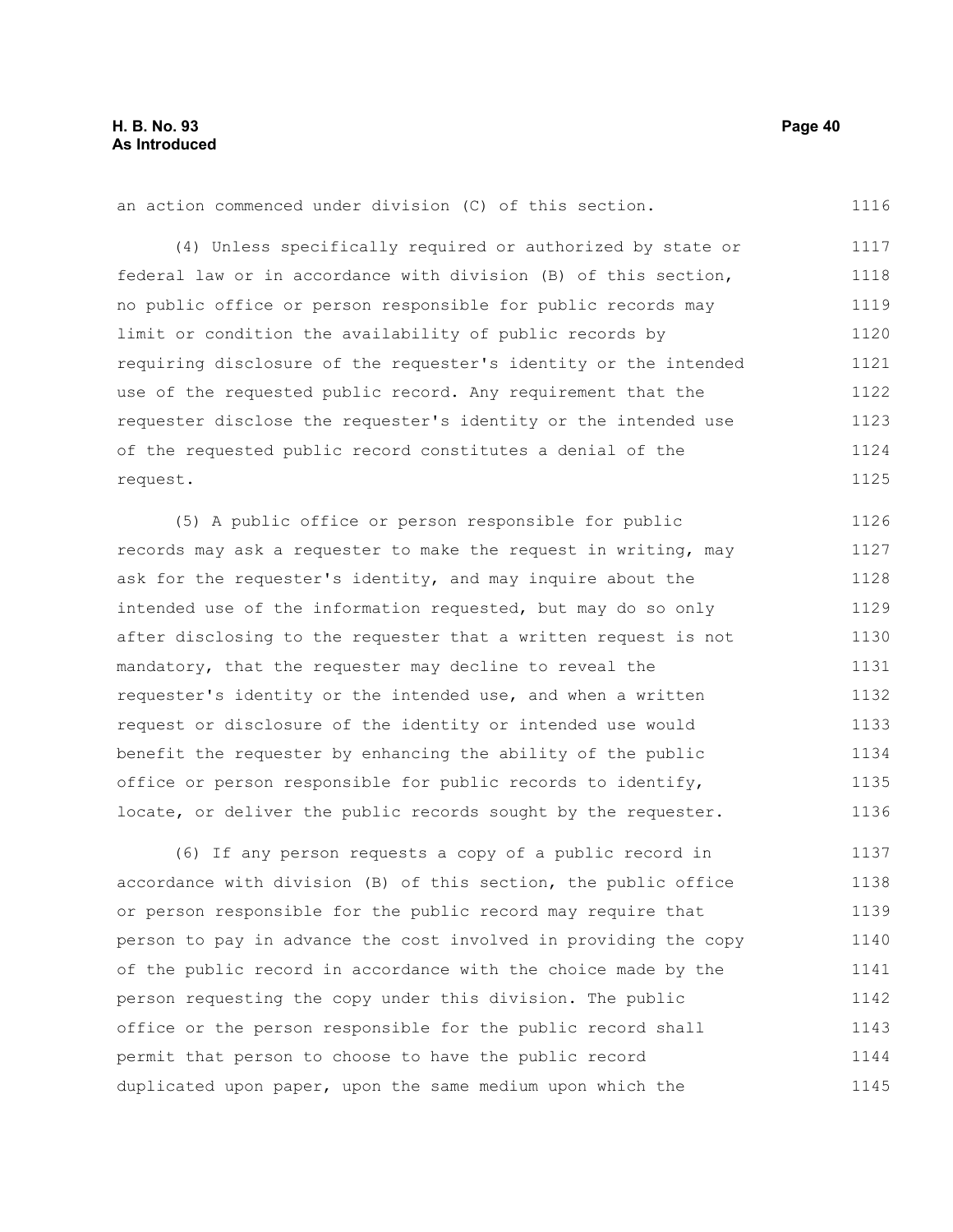an action commenced under division (C) of this section.

(4) Unless specifically required or authorized by state or federal law or in accordance with division (B) of this section, no public office or person responsible for public records may limit or condition the availability of public records by requiring disclosure of the requester's identity or the intended use of the requested public record. Any requirement that the requester disclose the requester's identity or the intended use of the requested public record constitutes a denial of the request.

(5) A public office or person responsible for public records may ask a requester to make the request in writing, may ask for the requester's identity, and may inquire about the intended use of the information requested, but may do so only after disclosing to the requester that a written request is not mandatory, that the requester may decline to reveal the requester's identity or the intended use, and when a written request or disclosure of the identity or intended use would benefit the requester by enhancing the ability of the public office or person responsible for public records to identify, locate, or deliver the public records sought by the requester.

(6) If any person requests a copy of a public record in accordance with division (B) of this section, the public office or person responsible for the public record may require that person to pay in advance the cost involved in providing the copy of the public record in accordance with the choice made by the person requesting the copy under this division. The public office or the person responsible for the public record shall permit that person to choose to have the public record duplicated upon paper, upon the same medium upon which the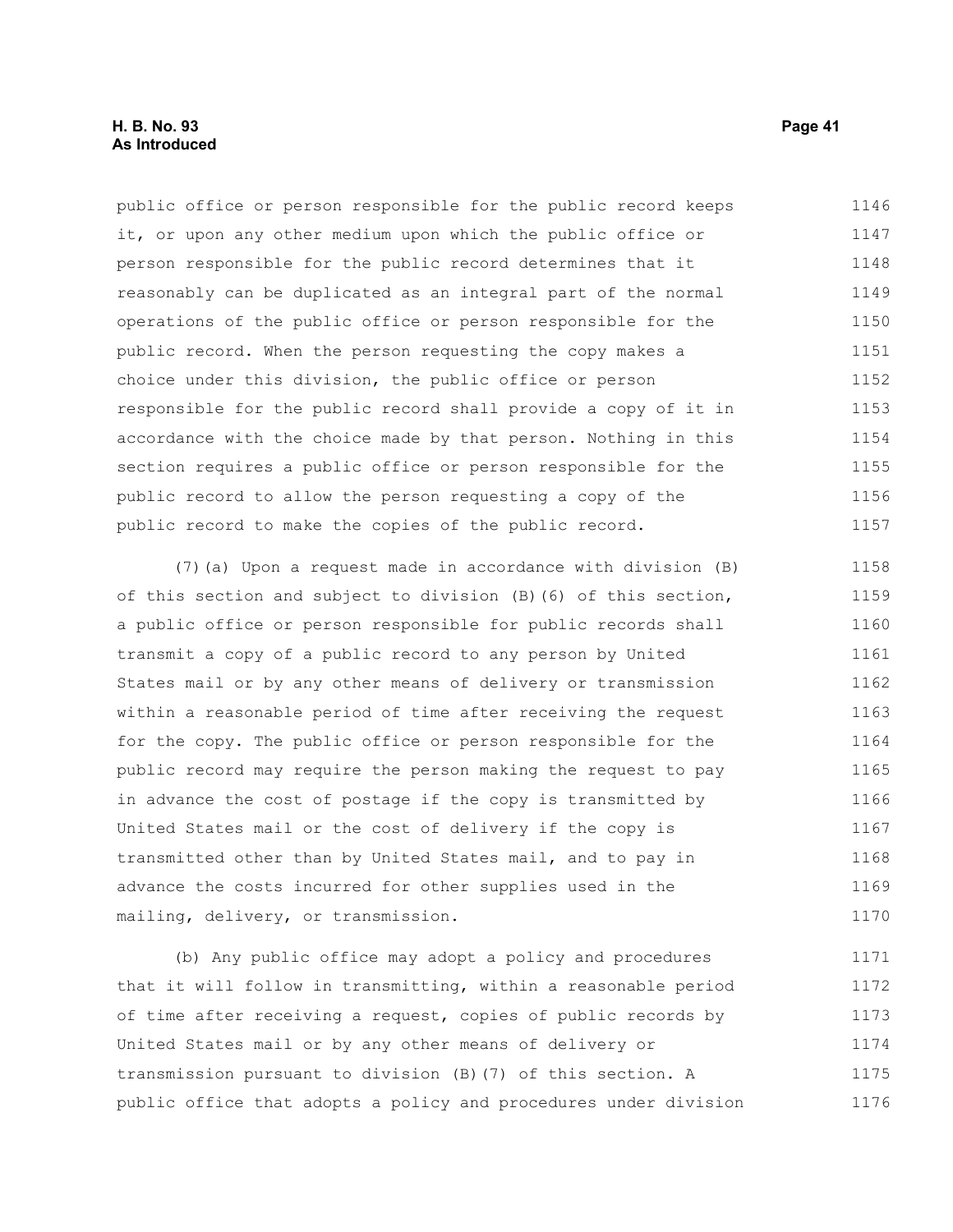public office or person responsible for the public record keeps it, or upon any other medium upon which the public office or person responsible for the public record determines that it reasonably can be duplicated as an integral part of the normal operations of the public office or person responsible for the public record. When the person requesting the copy makes a choice under this division, the public office or person responsible for the public record shall provide a copy of it in accordance with the choice made by that person. Nothing in this section requires a public office or person responsible for the public record to allow the person requesting a copy of the public record to make the copies of the public record.

(7)(a) Upon a request made in accordance with division (B) of this section and subject to division (B)(6) of this section, a public office or person responsible for public records shall transmit a copy of a public record to any person by United States mail or by any other means of delivery or transmission within a reasonable period of time after receiving the request for the copy. The public office or person responsible for the public record may require the person making the request to pay in advance the cost of postage if the copy is transmitted by United States mail or the cost of delivery if the copy is transmitted other than by United States mail, and to pay in advance the costs incurred for other supplies used in the mailing, delivery, or transmission.

(b) Any public office may adopt a policy and procedures that it will follow in transmitting, within a reasonable period of time after receiving a request, copies of public records by United States mail or by any other means of delivery or transmission pursuant to division (B)(7) of this section. A public office that adopts a policy and procedures under division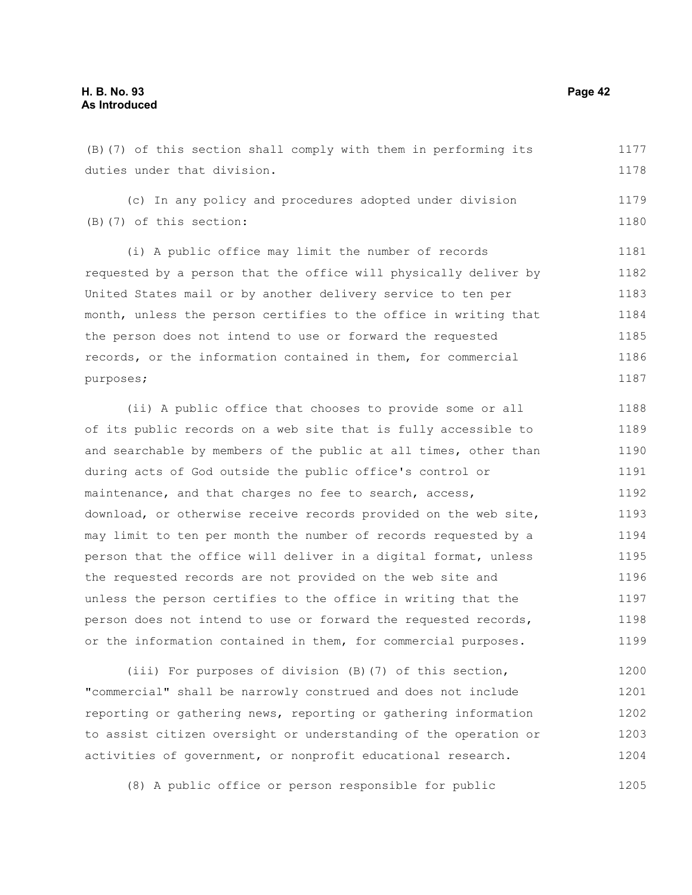(B)(7) of this section shall comply with them in performing its duties under that division.

(c) In any policy and procedures adopted under division (B)(7) of this section:

(i) A public office may limit the number of records requested by a person that the office will physically deliver by United States mail or by another delivery service to ten per month, unless the person certifies to the office in writing that the person does not intend to use or forward the requested records, or the information contained in them, for commercial purposes;

(ii) A public office that chooses to provide some or all of its public records on a web site that is fully accessible to and searchable by members of the public at all times, other than during acts of God outside the public office's control or maintenance, and that charges no fee to search, access, download, or otherwise receive records provided on the web site, may limit to ten per month the number of records requested by a person that the office will deliver in a digital format, unless the requested records are not provided on the web site and unless the person certifies to the office in writing that the person does not intend to use or forward the requested records, or the information contained in them, for commercial purposes.

(iii) For purposes of division (B)(7) of this section, "commercial" shall be narrowly construed and does not include reporting or gathering news, reporting or gathering information to assist citizen oversight or understanding of the operation or activities of government, or nonprofit educational research.

(8) A public office or person responsible for public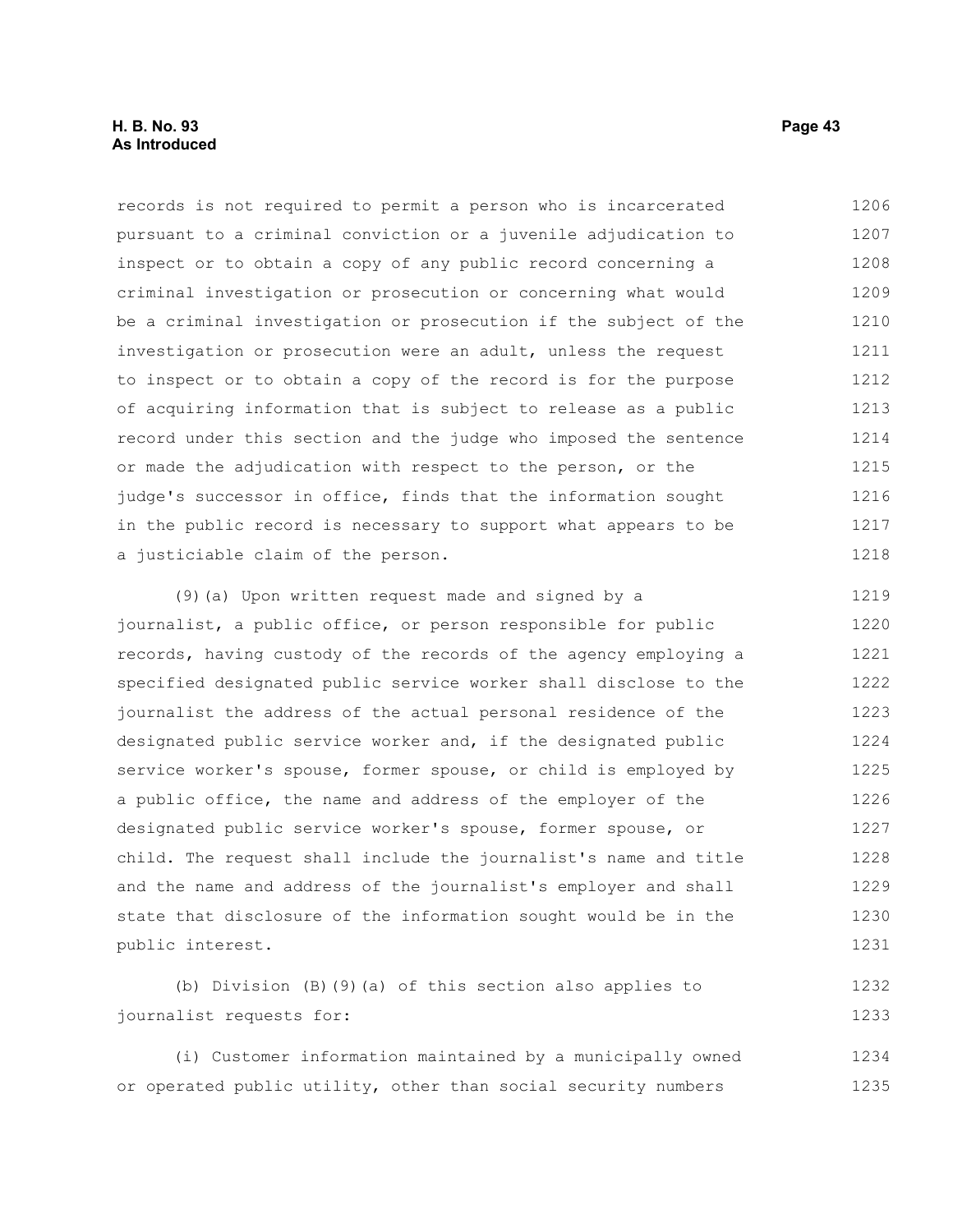records is not required to permit a person who is incarcerated pursuant to a criminal conviction or a juvenile adjudication to inspect or to obtain a copy of any public record concerning a criminal investigation or prosecution or concerning what would be a criminal investigation or prosecution if the subject of the investigation or prosecution were an adult, unless the request to inspect or to obtain a copy of the record is for the purpose of acquiring information that is subject to release as a public record under this section and the judge who imposed the sentence or made the adjudication with respect to the person, or the judge's successor in office, finds that the information sought in the public record is necessary to support what appears to be a justiciable claim of the person.

(9)(a) Upon written request made and signed by a journalist, a public office, or person responsible for public records, having custody of the records of the agency employing a specified designated public service worker shall disclose to the journalist the address of the actual personal residence of the designated public service worker and, if the designated public service worker's spouse, former spouse, or child is employed by a public office, the name and address of the employer of the designated public service worker's spouse, former spouse, or child. The request shall include the journalist's name and title and the name and address of the journalist's employer and shall state that disclosure of the information sought would be in the public interest.

(b) Division (B)(9)(a) of this section also applies to journalist requests for:

(i) Customer information maintained by a municipally owned or operated public utility, other than social security numbers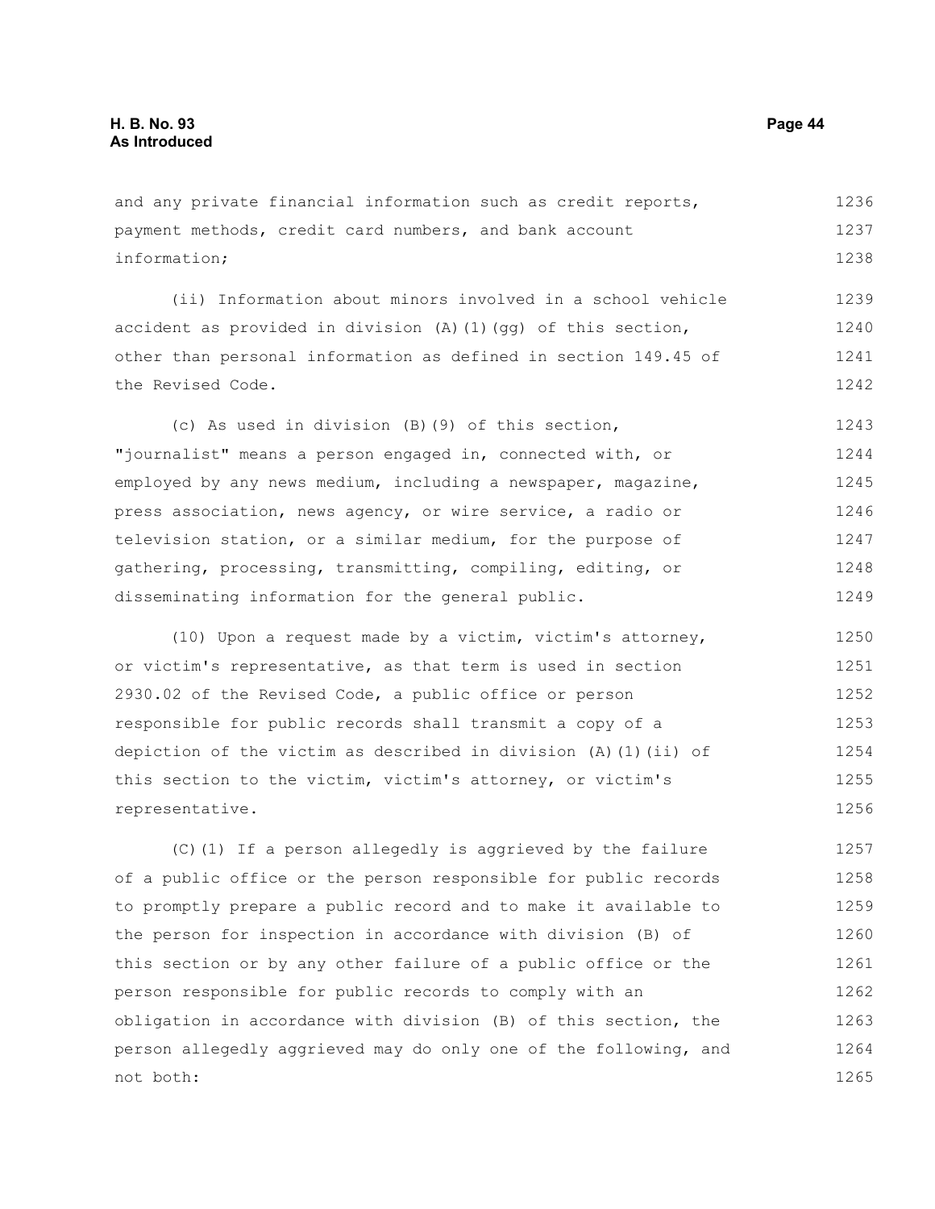and any private financial information such as credit reports, payment methods, credit card numbers, and bank account information;

(ii) Information about minors involved in a school vehicle accident as provided in division (A)(1)(gg) of this section, other than personal information as defined in section 149.45 of the Revised Code.

(c) As used in division (B)(9) of this section, "journalist" means a person engaged in, connected with, or employed by any news medium, including a newspaper, magazine, press association, news agency, or wire service, a radio or television station, or a similar medium, for the purpose of gathering, processing, transmitting, compiling, editing, or disseminating information for the general public.

(10) Upon a request made by a victim, victim's attorney, or victim's representative, as that term is used in section 2930.02 of the Revised Code, a public office or person responsible for public records shall transmit a copy of a depiction of the victim as described in division (A)(1)(ii) of this section to the victim, victim's attorney, or victim's representative.

(C)(1) If a person allegedly is aggrieved by the failure of a public office or the person responsible for public records to promptly prepare a public record and to make it available to the person for inspection in accordance with division (B) of this section or by any other failure of a public office or the person responsible for public records to comply with an obligation in accordance with division (B) of this section, the person allegedly aggrieved may do only one of the following, and not both: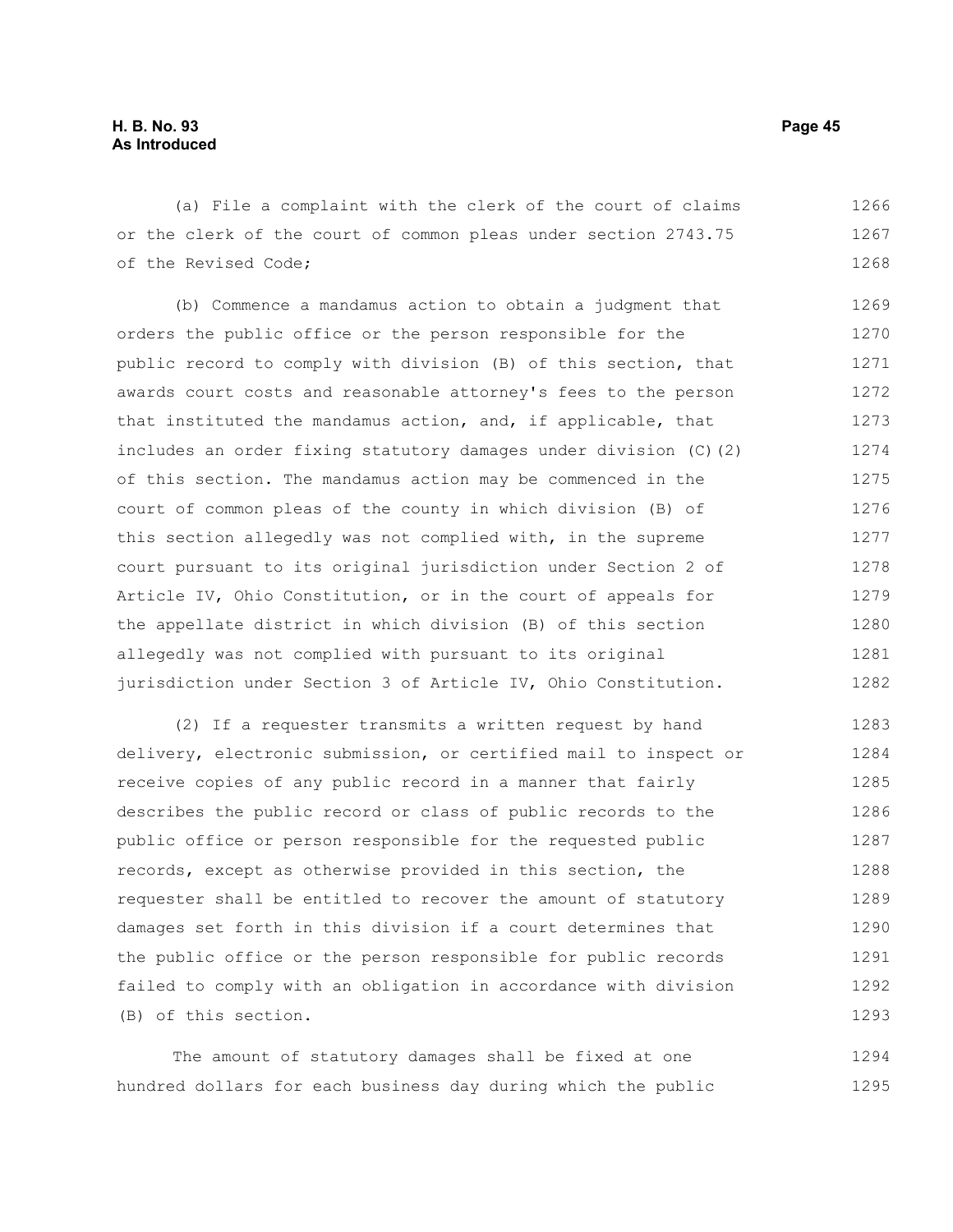(a) File a complaint with the clerk of the court of claims or the clerk of the court of common pleas under section 2743.75 of the Revised Code;

(b) Commence a mandamus action to obtain a judgment that orders the public office or the person responsible for the public record to comply with division (B) of this section, that awards court costs and reasonable attorney's fees to the person that instituted the mandamus action, and, if applicable, that includes an order fixing statutory damages under division (C)(2) of this section. The mandamus action may be commenced in the court of common pleas of the county in which division (B) of this section allegedly was not complied with, in the supreme court pursuant to its original jurisdiction under Section 2 of Article IV, Ohio Constitution, or in the court of appeals for the appellate district in which division (B) of this section allegedly was not complied with pursuant to its original jurisdiction under Section 3 of Article IV, Ohio Constitution.

(2) If a requester transmits a written request by hand delivery, electronic submission, or certified mail to inspect or receive copies of any public record in a manner that fairly describes the public record or class of public records to the public office or person responsible for the requested public records, except as otherwise provided in this section, the requester shall be entitled to recover the amount of statutory damages set forth in this division if a court determines that the public office or the person responsible for public records failed to comply with an obligation in accordance with division (B) of this section.

The amount of statutory damages shall be fixed at one hundred dollars for each business day during which the public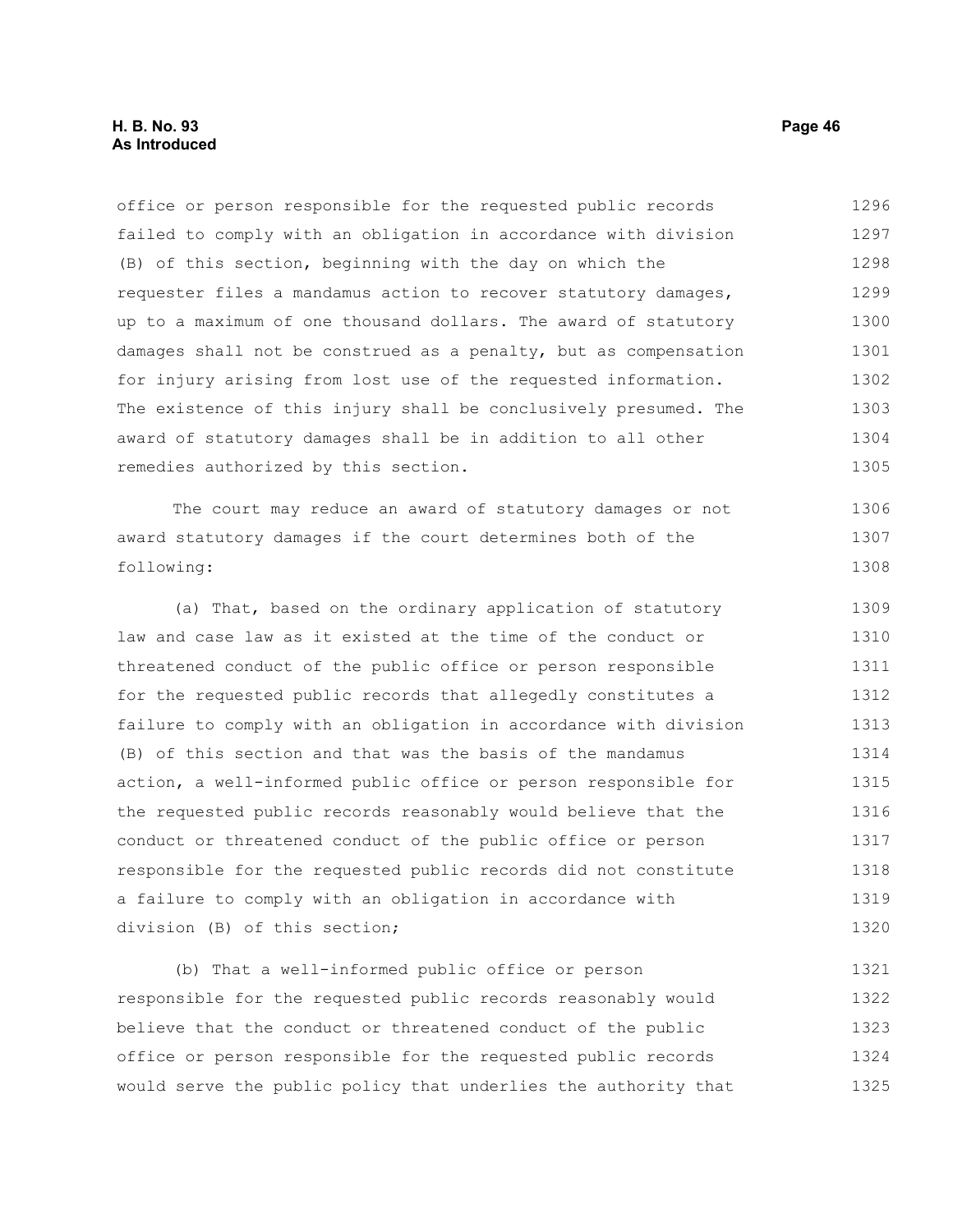office or person responsible for the requested public records failed to comply with an obligation in accordance with division (B) of this section, beginning with the day on which the requester files a mandamus action to recover statutory damages, up to a maximum of one thousand dollars. The award of statutory damages shall not be construed as a penalty, but as compensation for injury arising from lost use of the requested information. The existence of this injury shall be conclusively presumed. The award of statutory damages shall be in addition to all other remedies authorized by this section.

The court may reduce an award of statutory damages or not award statutory damages if the court determines both of the following:

(a) That, based on the ordinary application of statutory law and case law as it existed at the time of the conduct or threatened conduct of the public office or person responsible for the requested public records that allegedly constitutes a failure to comply with an obligation in accordance with division (B) of this section and that was the basis of the mandamus action, a well-informed public office or person responsible for the requested public records reasonably would believe that the conduct or threatened conduct of the public office or person responsible for the requested public records did not constitute a failure to comply with an obligation in accordance with division (B) of this section;

(b) That a well-informed public office or person responsible for the requested public records reasonably would believe that the conduct or threatened conduct of the public office or person responsible for the requested public records would serve the public policy that underlies the authority that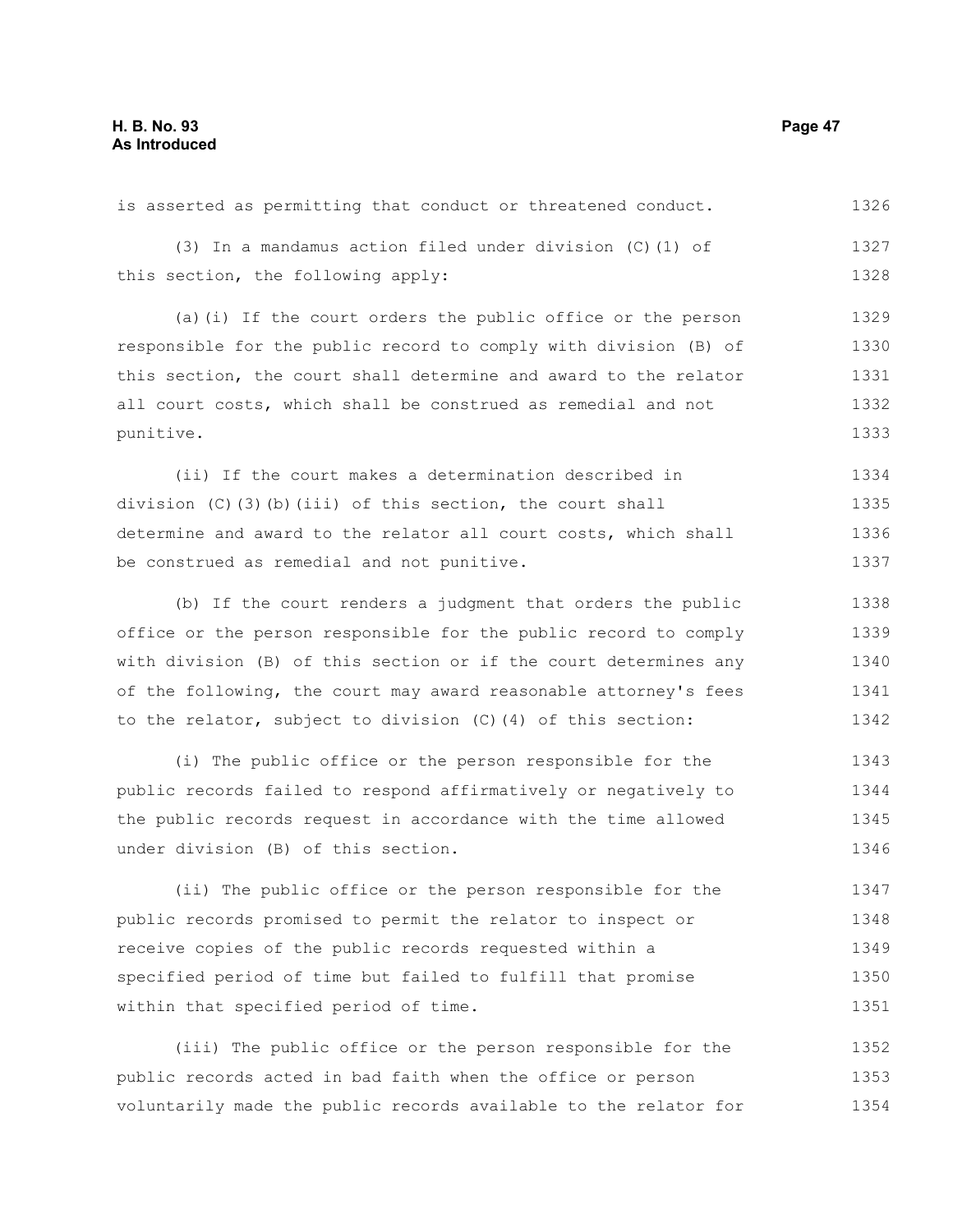is asserted as permitting that conduct or threatened conduct.

(3) In a mandamus action filed under division (C)(1) of this section, the following apply:

(a)(i) If the court orders the public office or the person responsible for the public record to comply with division (B) of this section, the court shall determine and award to the relator all court costs, which shall be construed as remedial and not punitive.

(ii) If the court makes a determination described in division (C)(3)(b)(iii) of this section, the court shall determine and award to the relator all court costs, which shall be construed as remedial and not punitive.

(b) If the court renders a judgment that orders the public office or the person responsible for the public record to comply with division (B) of this section or if the court determines any of the following, the court may award reasonable attorney's fees to the relator, subject to division (C)(4) of this section:

(i) The public office or the person responsible for the public records failed to respond affirmatively or negatively to the public records request in accordance with the time allowed under division (B) of this section.

(ii) The public office or the person responsible for the public records promised to permit the relator to inspect or receive copies of the public records requested within a specified period of time but failed to fulfill that promise within that specified period of time.

(iii) The public office or the person responsible for the public records acted in bad faith when the office or person voluntarily made the public records available to the relator for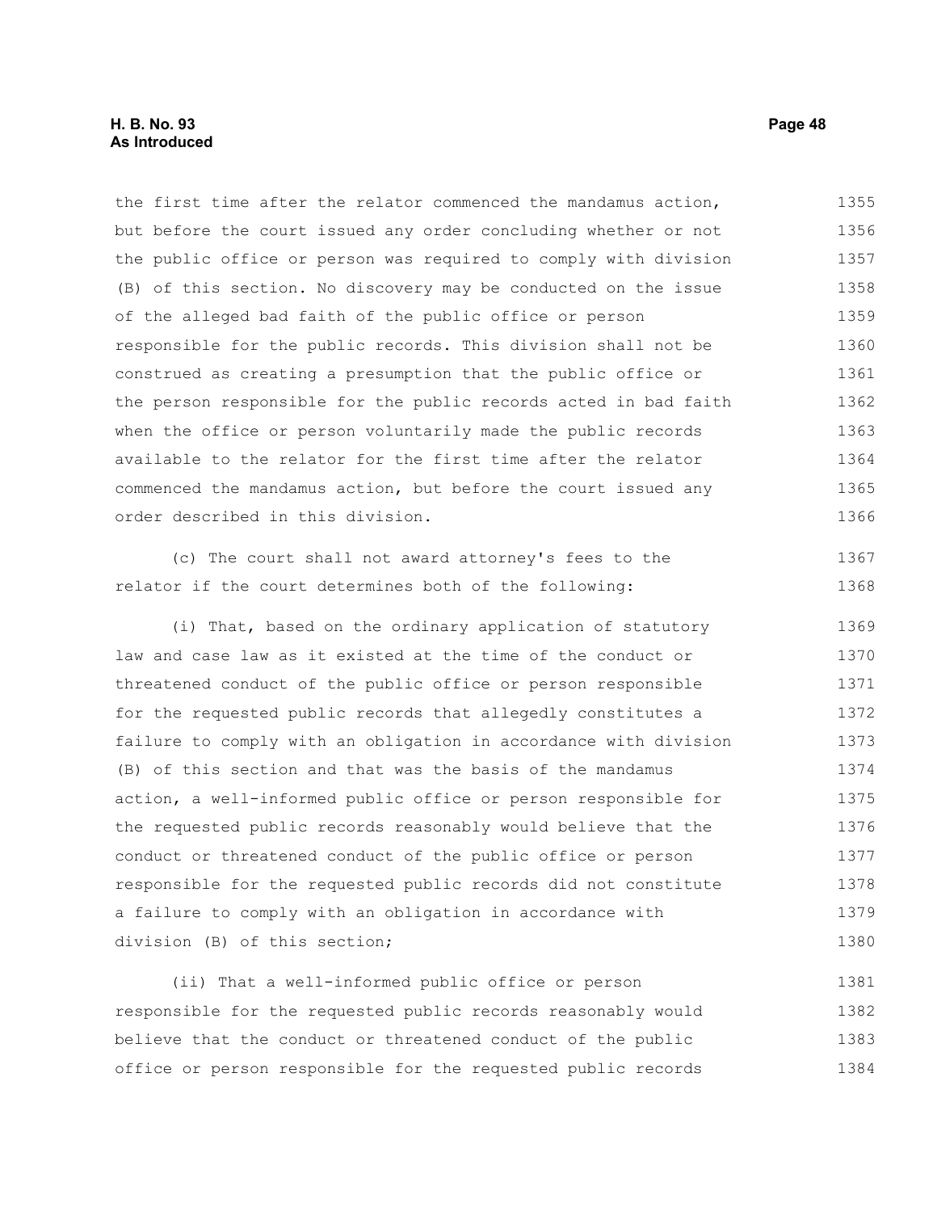the first time after the relator commenced the mandamus action, but before the court issued any order concluding whether or not the public office or person was required to comply with division (B) of this section. No discovery may be conducted on the issue of the alleged bad faith of the public office or person responsible for the public records. This division shall not be construed as creating a presumption that the public office or the person responsible for the public records acted in bad faith when the office or person voluntarily made the public records available to the relator for the first time after the relator commenced the mandamus action, but before the court issued any order described in this division.

(c) The court shall not award attorney's fees to the relator if the court determines both of the following:

(i) That, based on the ordinary application of statutory law and case law as it existed at the time of the conduct or threatened conduct of the public office or person responsible for the requested public records that allegedly constitutes a failure to comply with an obligation in accordance with division (B) of this section and that was the basis of the mandamus action, a well-informed public office or person responsible for the requested public records reasonably would believe that the conduct or threatened conduct of the public office or person responsible for the requested public records did not constitute a failure to comply with an obligation in accordance with division (B) of this section;

(ii) That a well-informed public office or person responsible for the requested public records reasonably would believe that the conduct or threatened conduct of the public office or person responsible for the requested public records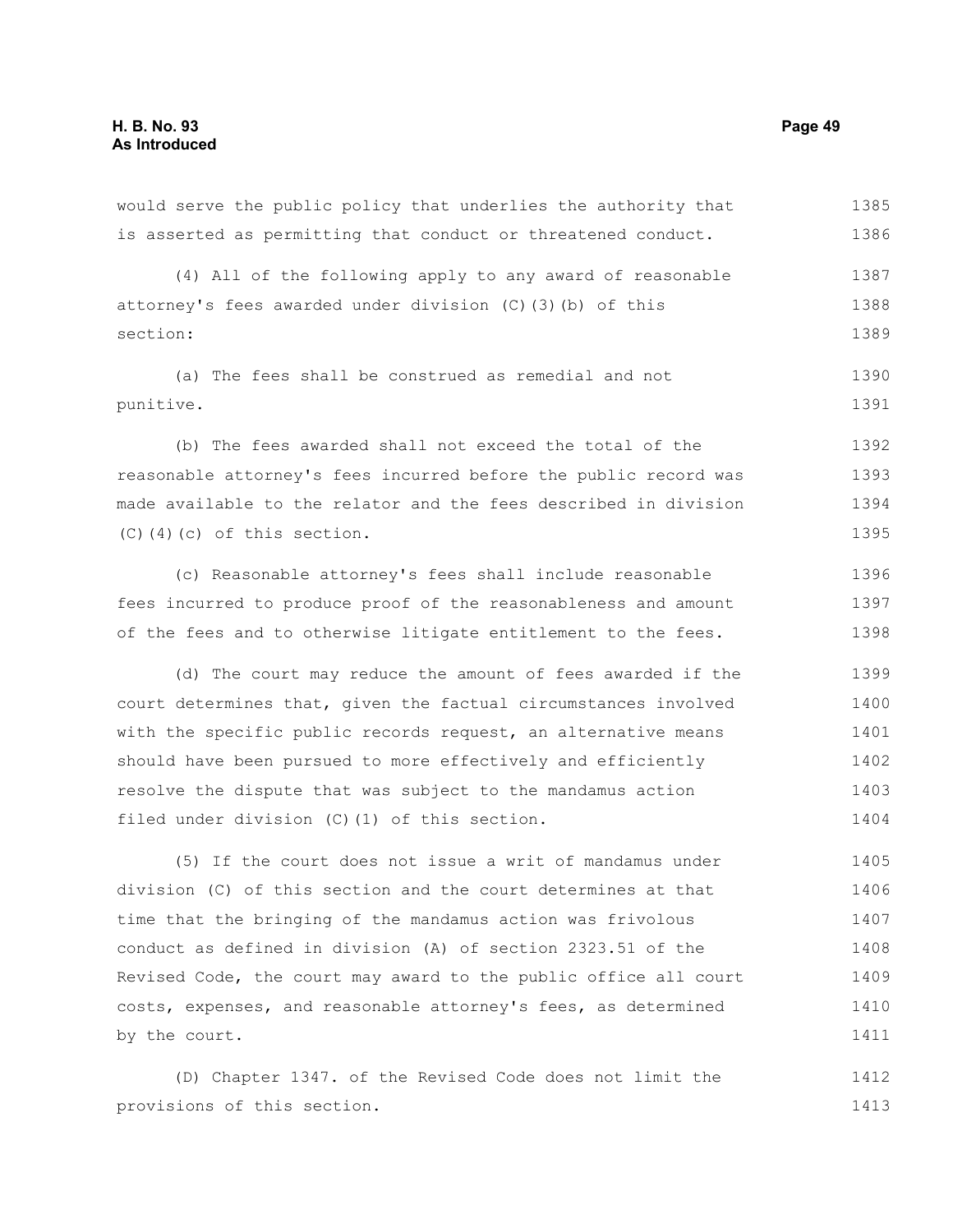would serve the public policy that underlies the authority that is asserted as permitting that conduct or threatened conduct.

(4) All of the following apply to any award of reasonable attorney's fees awarded under division (C)(3)(b) of this section:

(a) The fees shall be construed as remedial and not punitive.

(b) The fees awarded shall not exceed the total of the reasonable attorney's fees incurred before the public record was made available to the relator and the fees described in division (C)(4)(c) of this section.

(c) Reasonable attorney's fees shall include reasonable fees incurred to produce proof of the reasonableness and amount of the fees and to otherwise litigate entitlement to the fees.

(d) The court may reduce the amount of fees awarded if the court determines that, given the factual circumstances involved with the specific public records request, an alternative means should have been pursued to more effectively and efficiently resolve the dispute that was subject to the mandamus action filed under division (C)(1) of this section.

(5) If the court does not issue a writ of mandamus under division (C) of this section and the court determines at that time that the bringing of the mandamus action was frivolous conduct as defined in division (A) of section 2323.51 of the Revised Code, the court may award to the public office all court costs, expenses, and reasonable attorney's fees, as determined by the court.

(D) Chapter 1347. of the Revised Code does not limit the provisions of this section.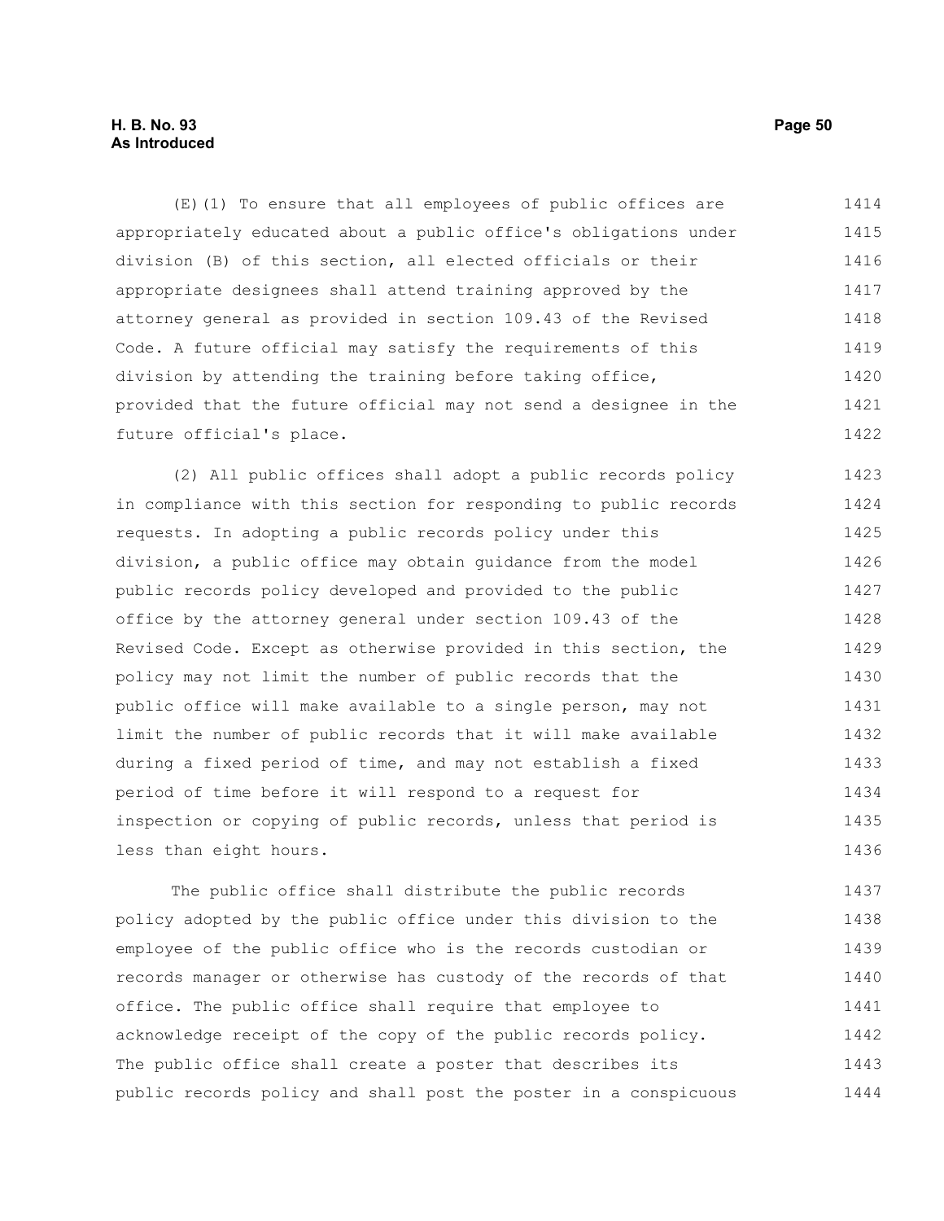(E)(1) To ensure that all employees of public offices are appropriately educated about a public office's obligations under division (B) of this section, all elected officials or their appropriate designees shall attend training approved by the attorney general as provided in section 109.43 of the Revised Code. A future official may satisfy the requirements of this division by attending the training before taking office, provided that the future official may not send a designee in the future official's place.

(2) All public offices shall adopt a public records policy in compliance with this section for responding to public records requests. In adopting a public records policy under this division, a public office may obtain guidance from the model public records policy developed and provided to the public office by the attorney general under section 109.43 of the Revised Code. Except as otherwise provided in this section, the policy may not limit the number of public records that the public office will make available to a single person, may not limit the number of public records that it will make available during a fixed period of time, and may not establish a fixed period of time before it will respond to a request for inspection or copying of public records, unless that period is less than eight hours.

The public office shall distribute the public records policy adopted by the public office under this division to the employee of the public office who is the records custodian or records manager or otherwise has custody of the records of that office. The public office shall require that employee to acknowledge receipt of the copy of the public records policy. The public office shall create a poster that describes its public records policy and shall post the poster in a conspicuous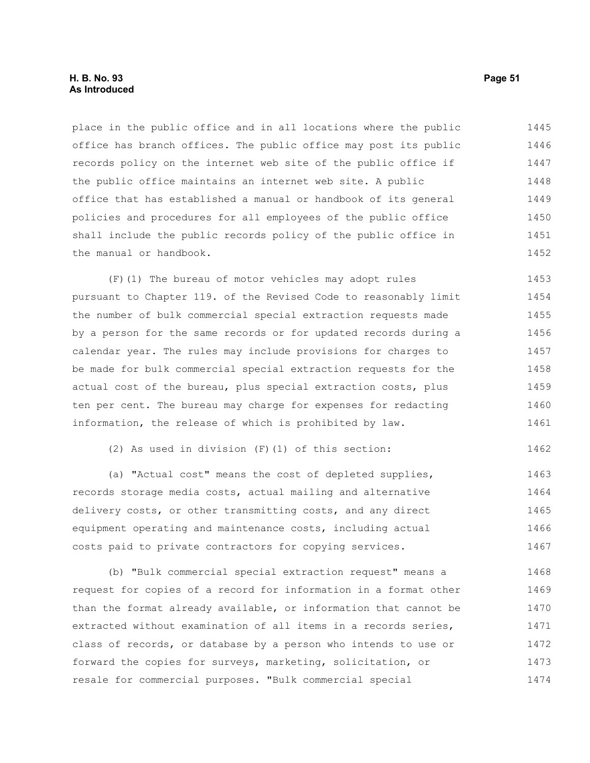place in the public office and in all locations where the public office has branch offices. The public office may post its public records policy on the internet web site of the public office if the public office maintains an internet web site. A public office that has established a manual or handbook of its general policies and procedures for all employees of the public office shall include the public records policy of the public office in the manual or handbook.

(F)(1) The bureau of motor vehicles may adopt rules pursuant to Chapter 119. of the Revised Code to reasonably limit the number of bulk commercial special extraction requests made by a person for the same records or for updated records during a calendar year. The rules may include provisions for charges to be made for bulk commercial special extraction requests for the actual cost of the bureau, plus special extraction costs, plus ten per cent. The bureau may charge for expenses for redacting information, the release of which is prohibited by law.

(2) As used in division (F)(1) of this section:

(a) "Actual cost" means the cost of depleted supplies, records storage media costs, actual mailing and alternative delivery costs, or other transmitting costs, and any direct equipment operating and maintenance costs, including actual costs paid to private contractors for copying services.

(b) "Bulk commercial special extraction request" means a request for copies of a record for information in a format other than the format already available, or information that cannot be extracted without examination of all items in a records series, class of records, or database by a person who intends to use or forward the copies for surveys, marketing, solicitation, or resale for commercial purposes. "Bulk commercial special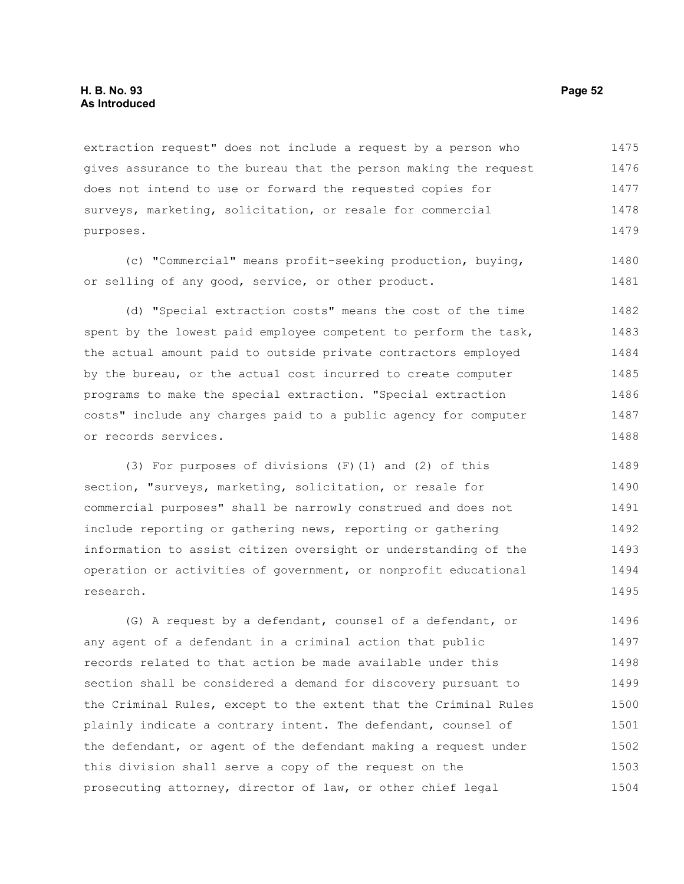extraction request" does not include a request by a person who gives assurance to the bureau that the person making the request does not intend to use or forward the requested copies for surveys, marketing, solicitation, or resale for commercial purposes.

(c) "Commercial" means profit-seeking production, buying, or selling of any good, service, or other product.

(d) "Special extraction costs" means the cost of the time spent by the lowest paid employee competent to perform the task, the actual amount paid to outside private contractors employed by the bureau, or the actual cost incurred to create computer programs to make the special extraction. "Special extraction costs" include any charges paid to a public agency for computer or records services.

(3) For purposes of divisions (F)(1) and (2) of this section, "surveys, marketing, solicitation, or resale for commercial purposes" shall be narrowly construed and does not include reporting or gathering news, reporting or gathering information to assist citizen oversight or understanding of the operation or activities of government, or nonprofit educational research.

(G) A request by a defendant, counsel of a defendant, or any agent of a defendant in a criminal action that public records related to that action be made available under this section shall be considered a demand for discovery pursuant to the Criminal Rules, except to the extent that the Criminal Rules plainly indicate a contrary intent. The defendant, counsel of the defendant, or agent of the defendant making a request under this division shall serve a copy of the request on the prosecuting attorney, director of law, or other chief legal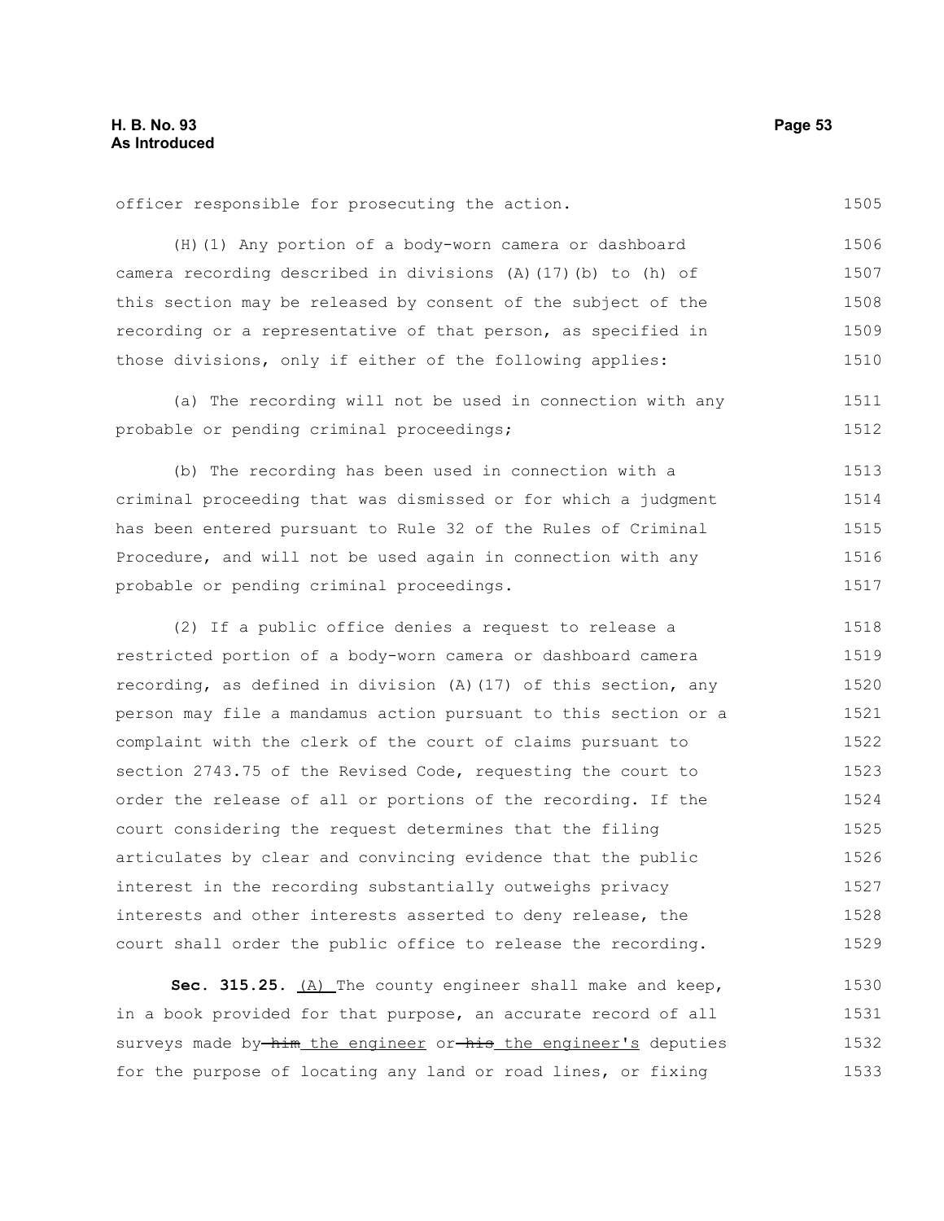officer responsible for prosecuting the action.

(H)(1) Any portion of a body-worn camera or dashboard camera recording described in divisions (A)(17)(b) to (h) of this section may be released by consent of the subject of the recording or a representative of that person, as specified in those divisions, only if either of the following applies:

(a) The recording will not be used in connection with any probable or pending criminal proceedings;

(b) The recording has been used in connection with a criminal proceeding that was dismissed or for which a judgment has been entered pursuant to Rule 32 of the Rules of Criminal Procedure, and will not be used again in connection with any probable or pending criminal proceedings.

(2) If a public office denies a request to release a restricted portion of a body-worn camera or dashboard camera recording, as defined in division (A)(17) of this section, any person may file a mandamus action pursuant to this section or a complaint with the clerk of the court of claims pursuant to section 2743.75 of the Revised Code, requesting the court to order the release of all or portions of the recording. If the court considering the request determines that the filing articulates by clear and convincing evidence that the public interest in the recording substantially outweighs privacy interests and other interests asserted to deny release, the court shall order the public office to release the recording.

**Sec. 315.25.** <u>(A)</u> The county engineer shall make and keep, in a book provided for that purpose, an accurate record of all surveys made by ~~him~~ <u>the engineer</u> or ~~his~~ <u>the engineer's</u> deputies for the purpose of locating any land or road lines, or fixing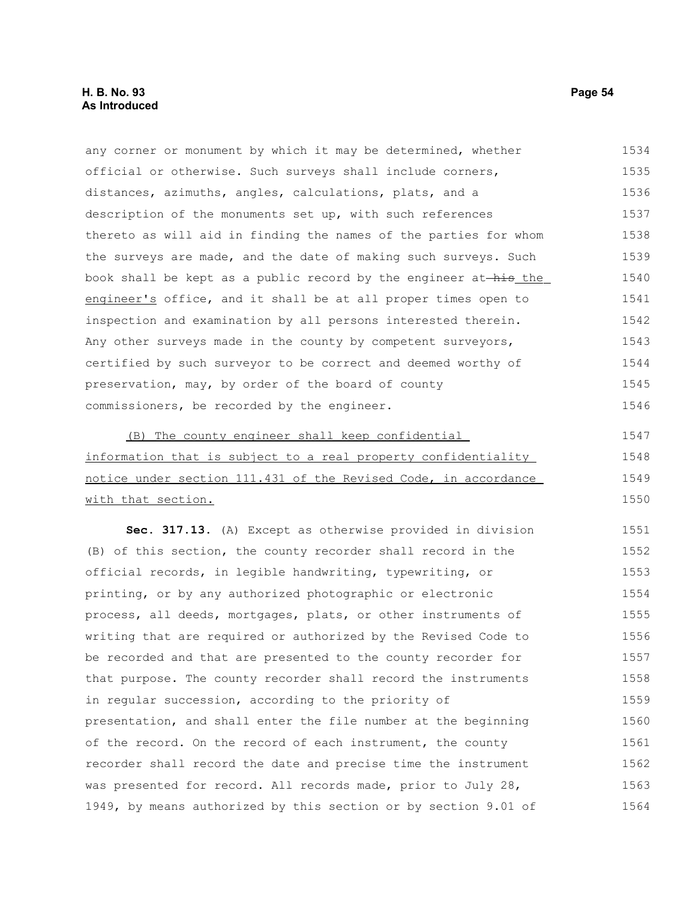any corner or monument by which it may be determined, whether official or otherwise. Such surveys shall include corners, distances, azimuths, angles, calculations, plats, and a description of the monuments set up, with such references thereto as will aid in finding the names of the parties for whom the surveys are made, and the date of making such surveys. Such book shall be kept as a public record by the engineer at ~~his~~ the engineer's office, and it shall be at all proper times open to inspection and examination by all persons interested therein. Any other surveys made in the county by competent surveyors, certified by such surveyor to be correct and deemed worthy of preservation, may, by order of the board of county commissioners, be recorded by the engineer.

(B) The county engineer shall keep confidential information that is subject to a real property confidentiality notice under section 111.431 of the Revised Code, in accordance with that section.

**Sec. 317.13.** (A) Except as otherwise provided in division (B) of this section, the county recorder shall record in the official records, in legible handwriting, typewriting, or printing, or by any authorized photographic or electronic process, all deeds, mortgages, plats, or other instruments of writing that are required or authorized by the Revised Code to be recorded and that are presented to the county recorder for that purpose. The county recorder shall record the instruments in regular succession, according to the priority of presentation, and shall enter the file number at the beginning of the record. On the record of each instrument, the county recorder shall record the date and precise time the instrument was presented for record. All records made, prior to July 28, 1949, by means authorized by this section or by section 9.01 of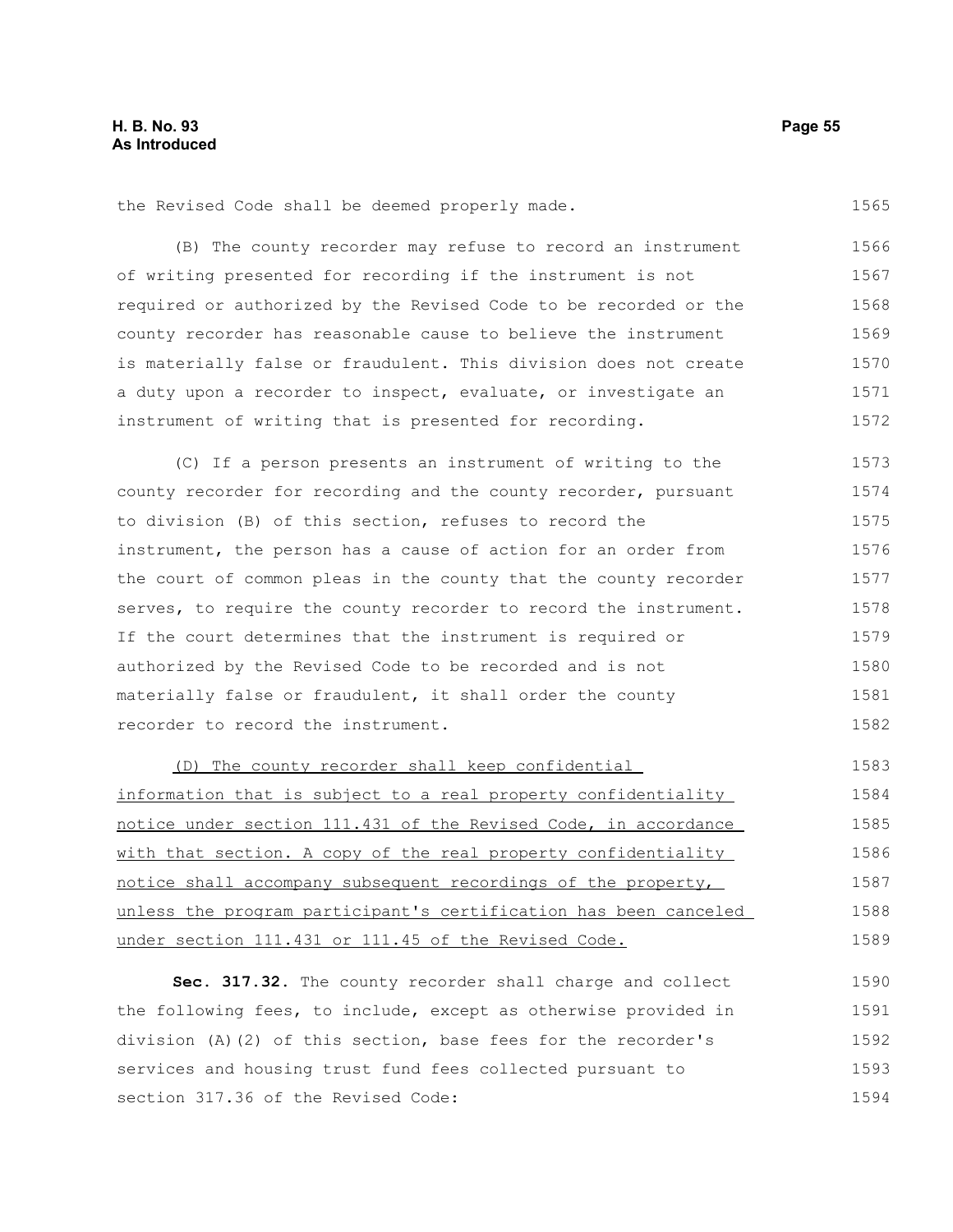the Revised Code shall be deemed properly made.

(B) The county recorder may refuse to record an instrument of writing presented for recording if the instrument is not required or authorized by the Revised Code to be recorded or the county recorder has reasonable cause to believe the instrument is materially false or fraudulent. This division does not create a duty upon a recorder to inspect, evaluate, or investigate an instrument of writing that is presented for recording.

(C) If a person presents an instrument of writing to the county recorder for recording and the county recorder, pursuant to division (B) of this section, refuses to record the instrument, the person has a cause of action for an order from the court of common pleas in the county that the county recorder serves, to require the county recorder to record the instrument. If the court determines that the instrument is required or authorized by the Revised Code to be recorded and is not materially false or fraudulent, it shall order the county recorder to record the instrument.

<u>(D) The county recorder shall keep confidential information that is subject to a real property confidentiality notice under section 111.431 of the Revised Code, in accordance with that section. A copy of the real property confidentiality notice shall accompany subsequent recordings of the property, unless the program participant's certification has been canceled under section 111.431 or 111.45 of the Revised Code.</u>

**Sec. 317.32.** The county recorder shall charge and collect the following fees, to include, except as otherwise provided in division (A)(2) of this section, base fees for the recorder's services and housing trust fund fees collected pursuant to section 317.36 of the Revised Code: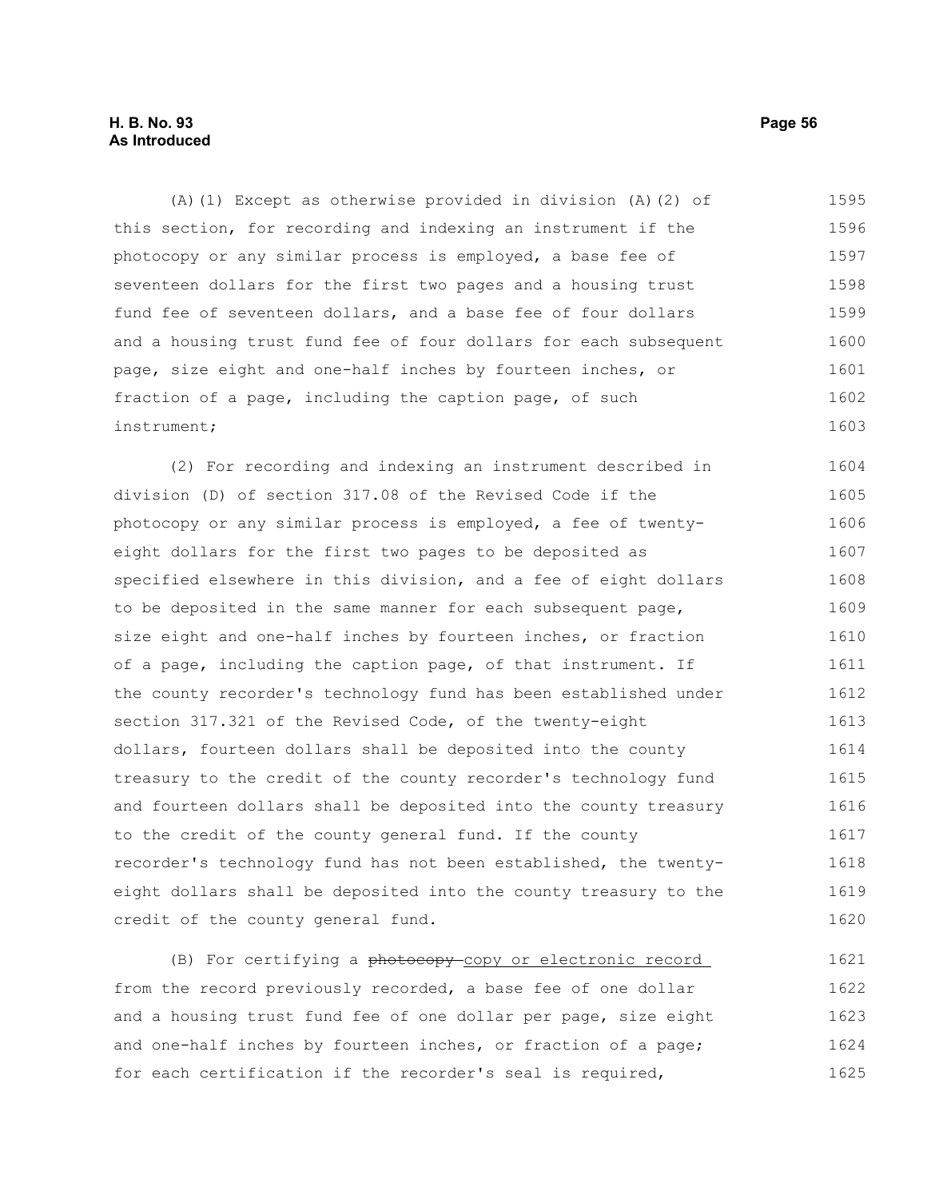(A)(1) Except as otherwise provided in division (A)(2) of this section, for recording and indexing an instrument if the photocopy or any similar process is employed, a base fee of seventeen dollars for the first two pages and a housing trust fund fee of seventeen dollars, and a base fee of four dollars and a housing trust fund fee of four dollars for each subsequent page, size eight and one-half inches by fourteen inches, or fraction of a page, including the caption page, of such instrument;

(2) For recording and indexing an instrument described in division (D) of section 317.08 of the Revised Code if the photocopy or any similar process is employed, a fee of twenty-eight dollars for the first two pages to be deposited as specified elsewhere in this division, and a fee of eight dollars to be deposited in the same manner for each subsequent page, size eight and one-half inches by fourteen inches, or fraction of a page, including the caption page, of that instrument. If the county recorder's technology fund has been established under section 317.321 of the Revised Code, of the twenty-eight dollars, fourteen dollars shall be deposited into the county treasury to the credit of the county recorder's technology fund and fourteen dollars shall be deposited into the county treasury to the credit of the county general fund. If the county recorder's technology fund has not been established, the twenty-eight dollars shall be deposited into the county treasury to the credit of the county general fund.

(B) For certifying a ~~photocopy~~ copy or electronic record from the record previously recorded, a base fee of one dollar and a housing trust fund fee of one dollar per page, size eight and one-half inches by fourteen inches, or fraction of a page; for each certification if the recorder's seal is required,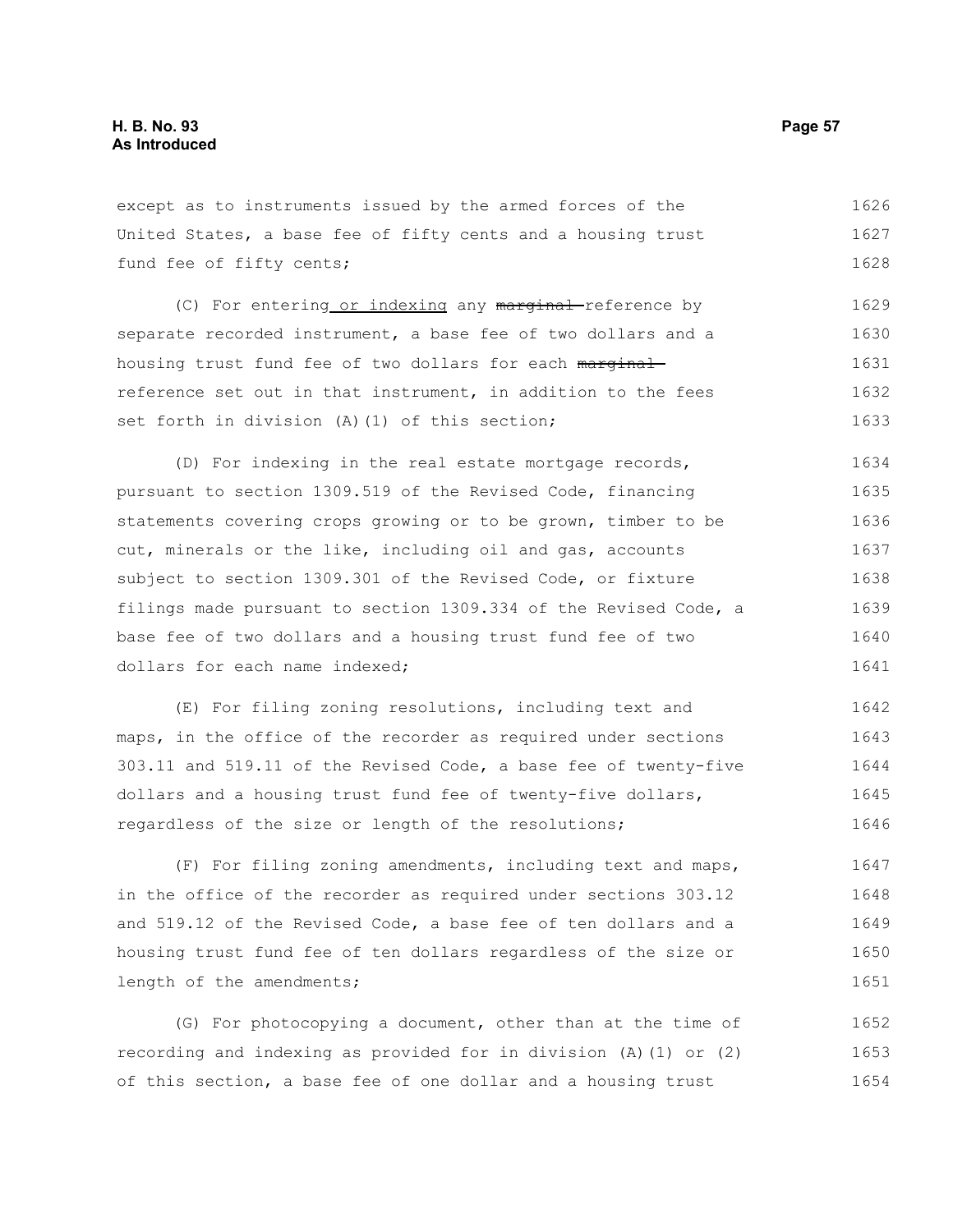except as to instruments issued by the armed forces of the United States, a base fee of fifty cents and a housing trust fund fee of fifty cents;

(C) For entering or indexing any ~~marginal~~ reference by separate recorded instrument, a base fee of two dollars and a housing trust fund fee of two dollars for each ~~marginal~~ reference set out in that instrument, in addition to the fees set forth in division (A)(1) of this section;

(D) For indexing in the real estate mortgage records, pursuant to section 1309.519 of the Revised Code, financing statements covering crops growing or to be grown, timber to be cut, minerals or the like, including oil and gas, accounts subject to section 1309.301 of the Revised Code, or fixture filings made pursuant to section 1309.334 of the Revised Code, a base fee of two dollars and a housing trust fund fee of two dollars for each name indexed;

(E) For filing zoning resolutions, including text and maps, in the office of the recorder as required under sections 303.11 and 519.11 of the Revised Code, a base fee of twenty-five dollars and a housing trust fund fee of twenty-five dollars, regardless of the size or length of the resolutions;

(F) For filing zoning amendments, including text and maps, in the office of the recorder as required under sections 303.12 and 519.12 of the Revised Code, a base fee of ten dollars and a housing trust fund fee of ten dollars regardless of the size or length of the amendments;

(G) For photocopying a document, other than at the time of recording and indexing as provided for in division (A)(1) or (2) of this section, a base fee of one dollar and a housing trust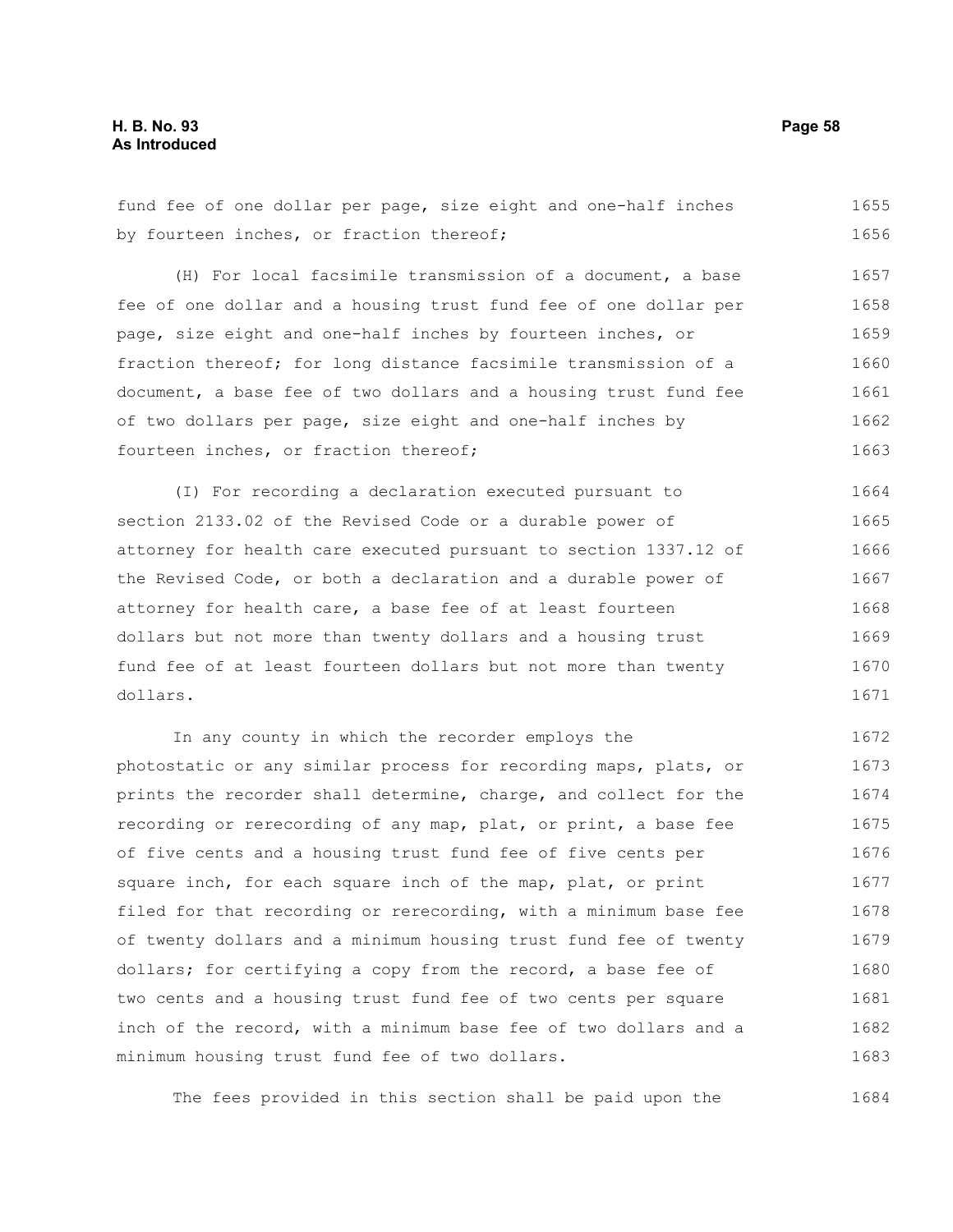fund fee of one dollar per page, size eight and one-half inches by fourteen inches, or fraction thereof;

(H) For local facsimile transmission of a document, a base fee of one dollar and a housing trust fund fee of one dollar per page, size eight and one-half inches by fourteen inches, or fraction thereof; for long distance facsimile transmission of a document, a base fee of two dollars and a housing trust fund fee of two dollars per page, size eight and one-half inches by fourteen inches, or fraction thereof;

(I) For recording a declaration executed pursuant to section 2133.02 of the Revised Code or a durable power of attorney for health care executed pursuant to section 1337.12 of the Revised Code, or both a declaration and a durable power of attorney for health care, a base fee of at least fourteen dollars but not more than twenty dollars and a housing trust fund fee of at least fourteen dollars but not more than twenty dollars.

In any county in which the recorder employs the photostatic or any similar process for recording maps, plats, or prints the recorder shall determine, charge, and collect for the recording or rerecording of any map, plat, or print, a base fee of five cents and a housing trust fund fee of five cents per square inch, for each square inch of the map, plat, or print filed for that recording or rerecording, with a minimum base fee of twenty dollars and a minimum housing trust fund fee of twenty dollars; for certifying a copy from the record, a base fee of two cents and a housing trust fund fee of two cents per square inch of the record, with a minimum base fee of two dollars and a minimum housing trust fund fee of two dollars.

The fees provided in this section shall be paid upon the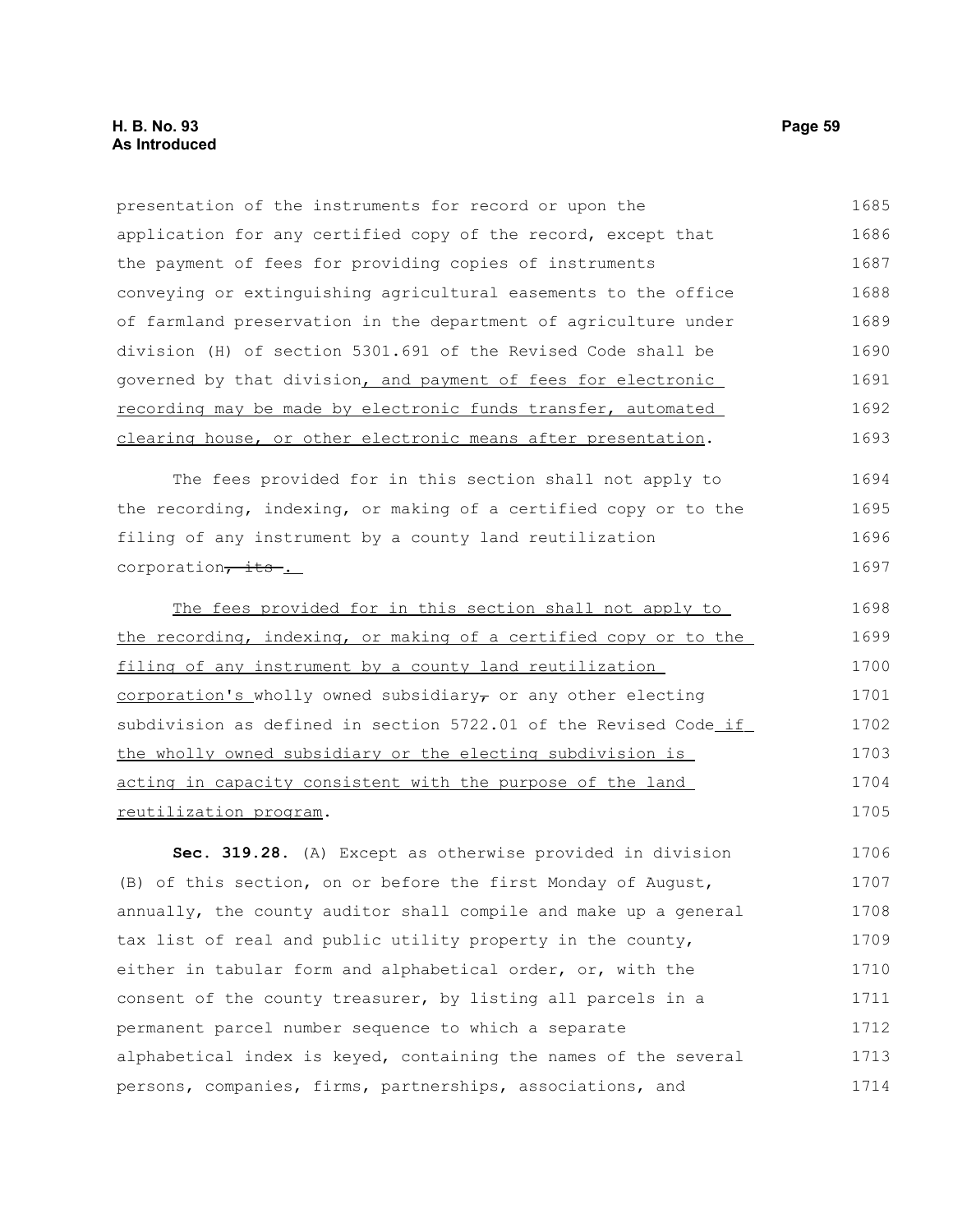presentation of the instruments for record or upon the application for any certified copy of the record, except that the payment of fees for providing copies of instruments conveying or extinguishing agricultural easements to the office of farmland preservation in the department of agriculture under division (H) of section 5301.691 of the Revised Code shall be governed by that division, and payment of fees for electronic recording may be made by electronic funds transfer, automated clearing house, or other electronic means after presentation.

The fees provided for in this section shall not apply to the recording, indexing, or making of a certified copy or to the filing of any instrument by a county land reutilization corporation~~, its~~ .

The fees provided for in this section shall not apply to the recording, indexing, or making of a certified copy or to the filing of any instrument by a county land reutilization corporation's wholly owned subsidiary~~,~~ or any other electing subdivision as defined in section 5722.01 of the Revised Code if the wholly owned subsidiary or the electing subdivision is acting in capacity consistent with the purpose of the land reutilization program.

**Sec. 319.28.** (A) Except as otherwise provided in division (B) of this section, on or before the first Monday of August, annually, the county auditor shall compile and make up a general tax list of real and public utility property in the county, either in tabular form and alphabetical order, or, with the consent of the county treasurer, by listing all parcels in a permanent parcel number sequence to which a separate alphabetical index is keyed, containing the names of the several persons, companies, firms, partnerships, associations, and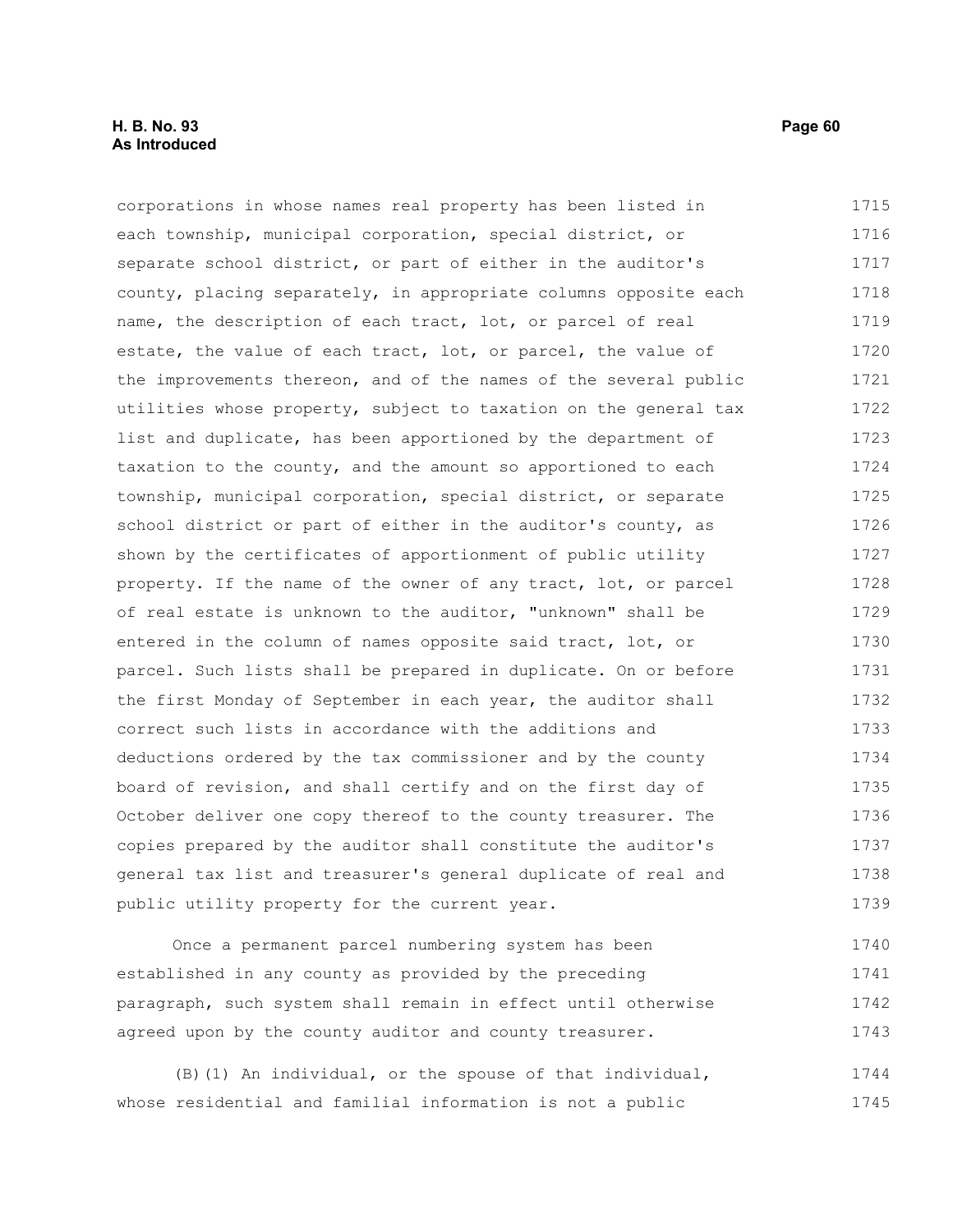corporations in whose names real property has been listed in each township, municipal corporation, special district, or separate school district, or part of either in the auditor's county, placing separately, in appropriate columns opposite each name, the description of each tract, lot, or parcel of real estate, the value of each tract, lot, or parcel, the value of the improvements thereon, and of the names of the several public utilities whose property, subject to taxation on the general tax list and duplicate, has been apportioned by the department of taxation to the county, and the amount so apportioned to each township, municipal corporation, special district, or separate school district or part of either in the auditor's county, as shown by the certificates of apportionment of public utility property. If the name of the owner of any tract, lot, or parcel of real estate is unknown to the auditor, "unknown" shall be entered in the column of names opposite said tract, lot, or parcel. Such lists shall be prepared in duplicate. On or before the first Monday of September in each year, the auditor shall correct such lists in accordance with the additions and deductions ordered by the tax commissioner and by the county board of revision, and shall certify and on the first day of October deliver one copy thereof to the county treasurer. The copies prepared by the auditor shall constitute the auditor's general tax list and treasurer's general duplicate of real and public utility property for the current year.

Once a permanent parcel numbering system has been established in any county as provided by the preceding paragraph, such system shall remain in effect until otherwise agreed upon by the county auditor and county treasurer.

(B)(1) An individual, or the spouse of that individual, whose residential and familial information is not a public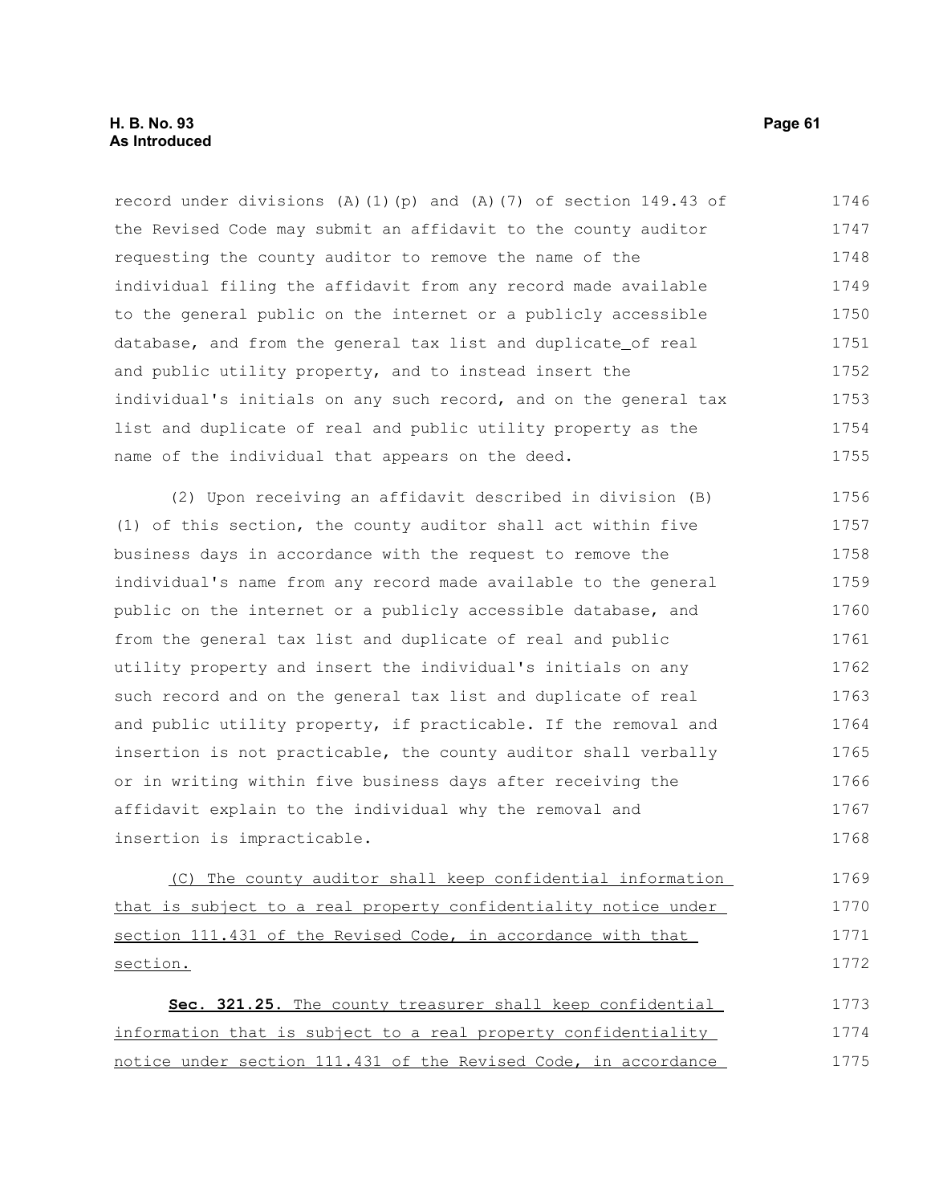record under divisions (A)(1)(p) and (A)(7) of section 149.43 of the Revised Code may submit an affidavit to the county auditor requesting the county auditor to remove the name of the individual filing the affidavit from any record made available to the general public on the internet or a publicly accessible database, and from the general tax list and duplicate of real and public utility property, and to instead insert the individual's initials on any such record, and on the general tax list and duplicate of real and public utility property as the name of the individual that appears on the deed.

(2) Upon receiving an affidavit described in division (B)(1) of this section, the county auditor shall act within five business days in accordance with the request to remove the individual's name from any record made available to the general public on the internet or a publicly accessible database, and from the general tax list and duplicate of real and public utility property and insert the individual's initials on any such record and on the general tax list and duplicate of real and public utility property, if practicable. If the removal and insertion is not practicable, the county auditor shall verbally or in writing within five business days after receiving the affidavit explain to the individual why the removal and insertion is impracticable.

<u>(C) The county auditor shall keep confidential information that is subject to a real property confidentiality notice under section 111.431 of the Revised Code, in accordance with that section.</u>

**Sec. 321.25.** <u>The county treasurer shall keep confidential information that is subject to a real property confidentiality notice under section 111.431 of the Revised Code, in accordance</u>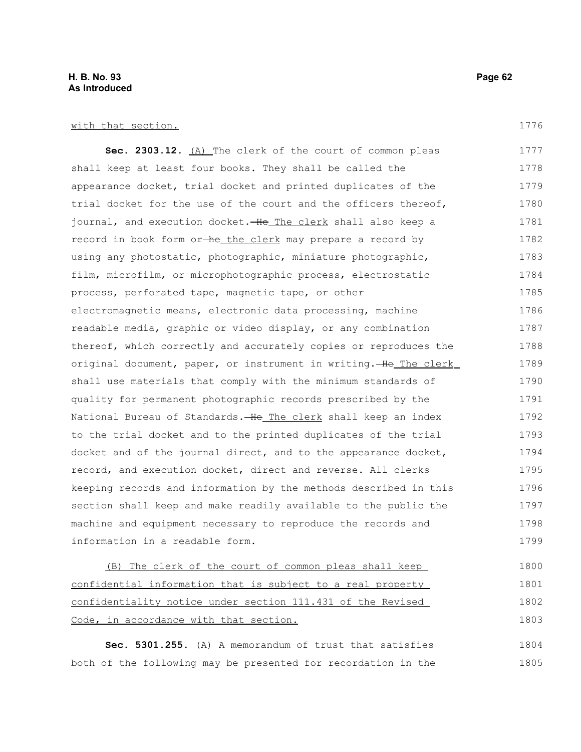with that section.

**Sec. 2303.12.** (A) The clerk of the court of common pleas shall keep at least four books. They shall be called the appearance docket, trial docket and printed duplicates of the trial docket for the use of the court and the officers thereof, journal, and execution docket. ~~He~~ The clerk shall also keep a record in book form or ~~he~~ the clerk may prepare a record by using any photostatic, photographic, miniature photographic, film, microfilm, or microphotographic process, electrostatic process, perforated tape, magnetic tape, or other electromagnetic means, electronic data processing, machine readable media, graphic or video display, or any combination thereof, which correctly and accurately copies or reproduces the original document, paper, or instrument in writing. ~~He~~ The clerk shall use materials that comply with the minimum standards of quality for permanent photographic records prescribed by the National Bureau of Standards. ~~He~~ The clerk shall keep an index to the trial docket and to the printed duplicates of the trial docket and of the journal direct, and to the appearance docket, record, and execution docket, direct and reverse. All clerks keeping records and information by the methods described in this section shall keep and make readily available to the public the machine and equipment necessary to reproduce the records and information in a readable form.

(B) The clerk of the court of common pleas shall keep confidential information that is subject to a real property confidentiality notice under section 111.431 of the Revised Code, in accordance with that section.

**Sec. 5301.255.** (A) A memorandum of trust that satisfies both of the following may be presented for recordation in the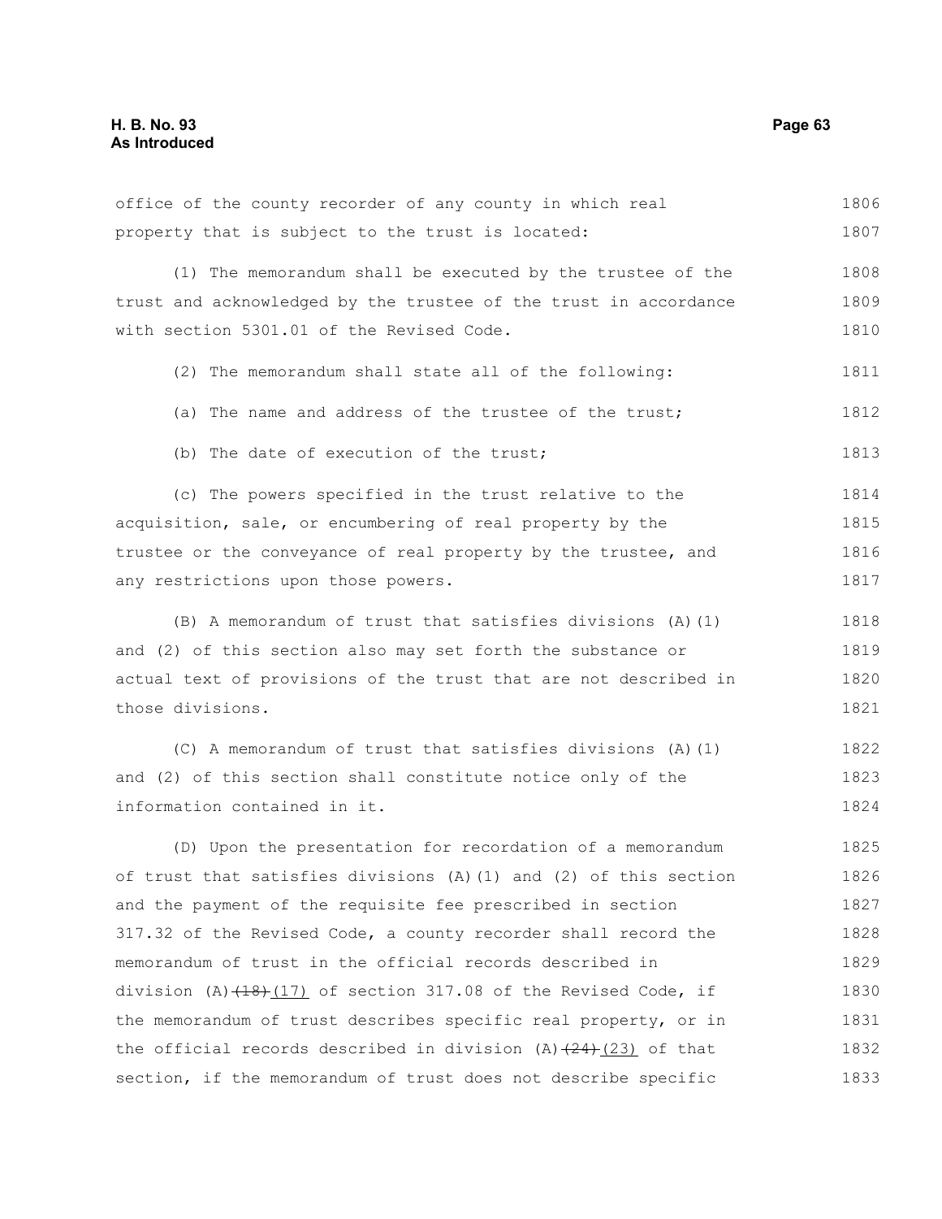office of the county recorder of any county in which real property that is subject to the trust is located:

(1) The memorandum shall be executed by the trustee of the trust and acknowledged by the trustee of the trust in accordance with section 5301.01 of the Revised Code.

(2) The memorandum shall state all of the following:

(a) The name and address of the trustee of the trust;

(b) The date of execution of the trust;

(c) The powers specified in the trust relative to the acquisition, sale, or encumbering of real property by the trustee or the conveyance of real property by the trustee, and any restrictions upon those powers.

(B) A memorandum of trust that satisfies divisions (A)(1) and (2) of this section also may set forth the substance or actual text of provisions of the trust that are not described in those divisions.

(C) A memorandum of trust that satisfies divisions (A)(1) and (2) of this section shall constitute notice only of the information contained in it.

(D) Upon the presentation for recordation of a memorandum of trust that satisfies divisions (A)(1) and (2) of this section and the payment of the requisite fee prescribed in section 317.32 of the Revised Code, a county recorder shall record the memorandum of trust in the official records described in division (A) ~~(18)~~ (17) of section 317.08 of the Revised Code, if the memorandum of trust describes specific real property, or in the official records described in division (A) ~~(24)~~ (23) of that section, if the memorandum of trust does not describe specific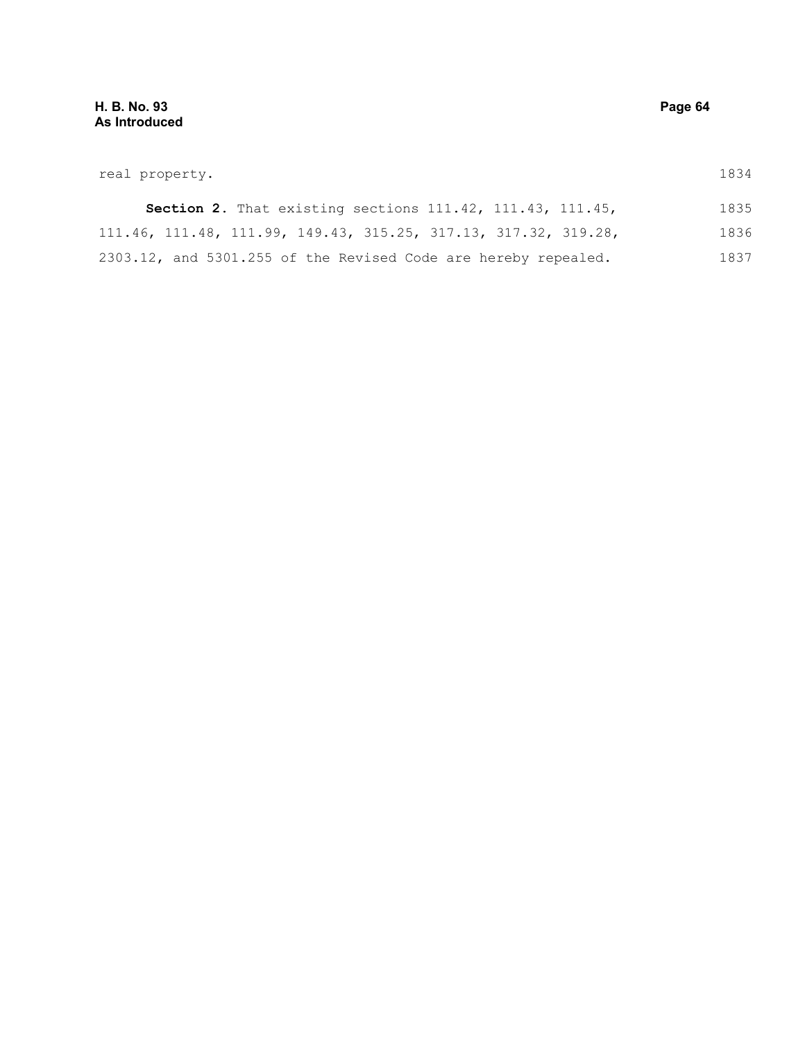real property.

**Section 2.** That existing sections 111.42, 111.43, 111.45, 111.46, 111.48, 111.99, 149.43, 315.25, 317.13, 317.32, 319.28, 2303.12, and 5301.255 of the Revised Code are hereby repealed.